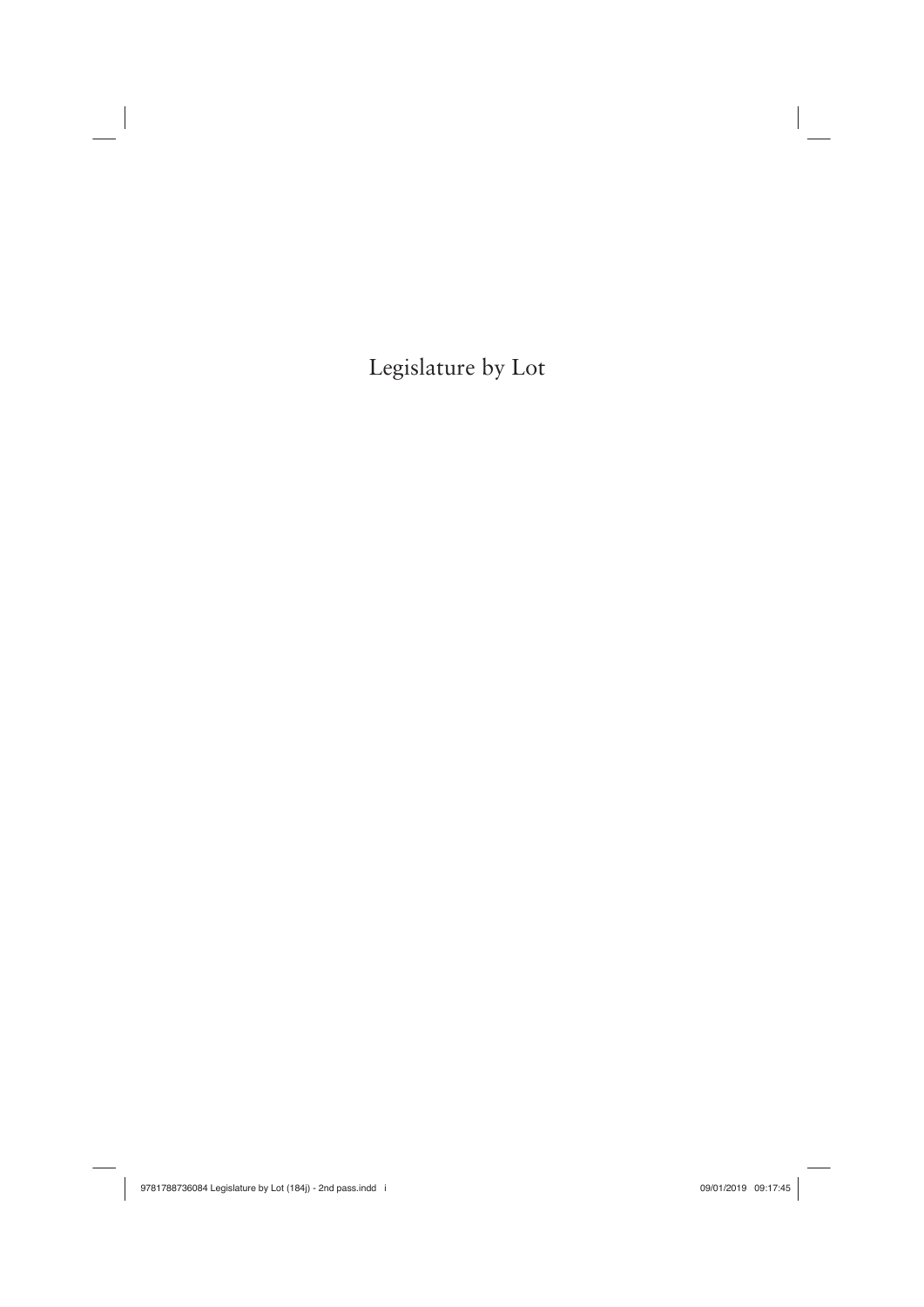# Legislature by Lot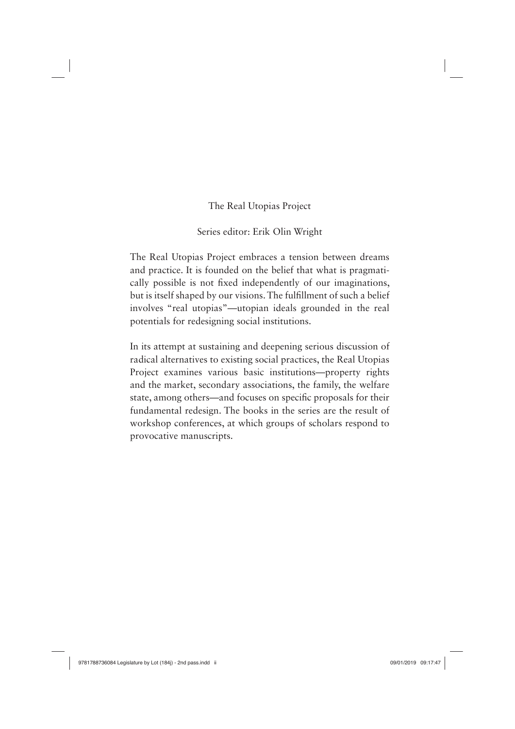The Real Utopias Project

Series editor: Erik Olin Wright

The Real Utopias Project embraces a tension between dreams and practice. It is founded on the belief that what is pragmatically possible is not fixed independently of our imaginations, but is itself shaped by our visions. The fulfillment of such a belief involves "real utopias"—utopian ideals grounded in the real potentials for redesigning social institutions.

In its attempt at sustaining and deepening serious discussion of radical alternatives to existing social practices, the Real Utopias Project examines various basic institutions—property rights and the market, secondary associations, the family, the welfare state, among others—and focuses on specific proposals for their fundamental redesign. The books in the series are the result of workshop conferences, at which groups of scholars respond to provocative manuscripts.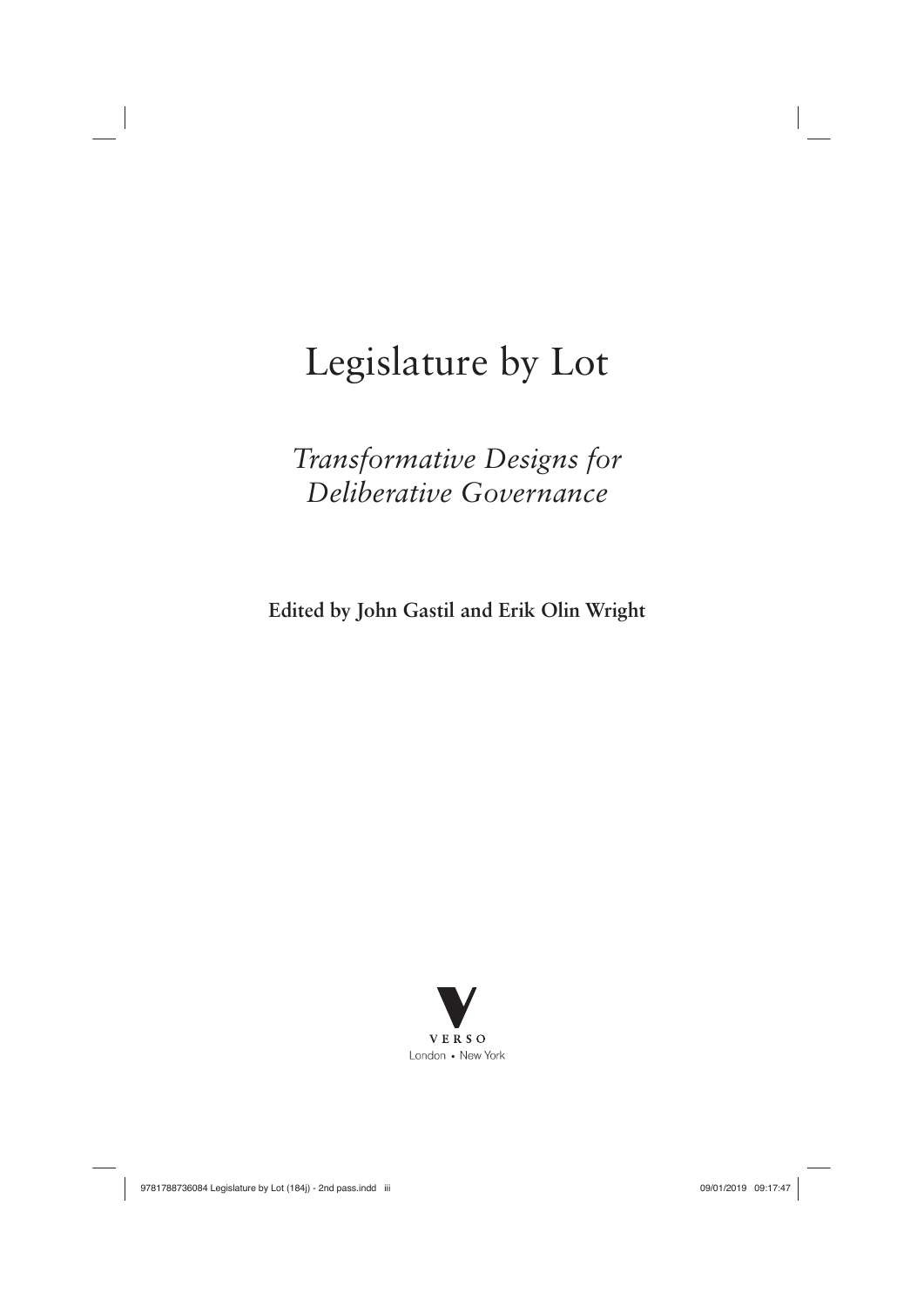# Legislature by Lot

## *Transformative Designs for Deliberative Governance*

**Edited by John Gastil and Erik Olin Wright**

VERSO
London • New York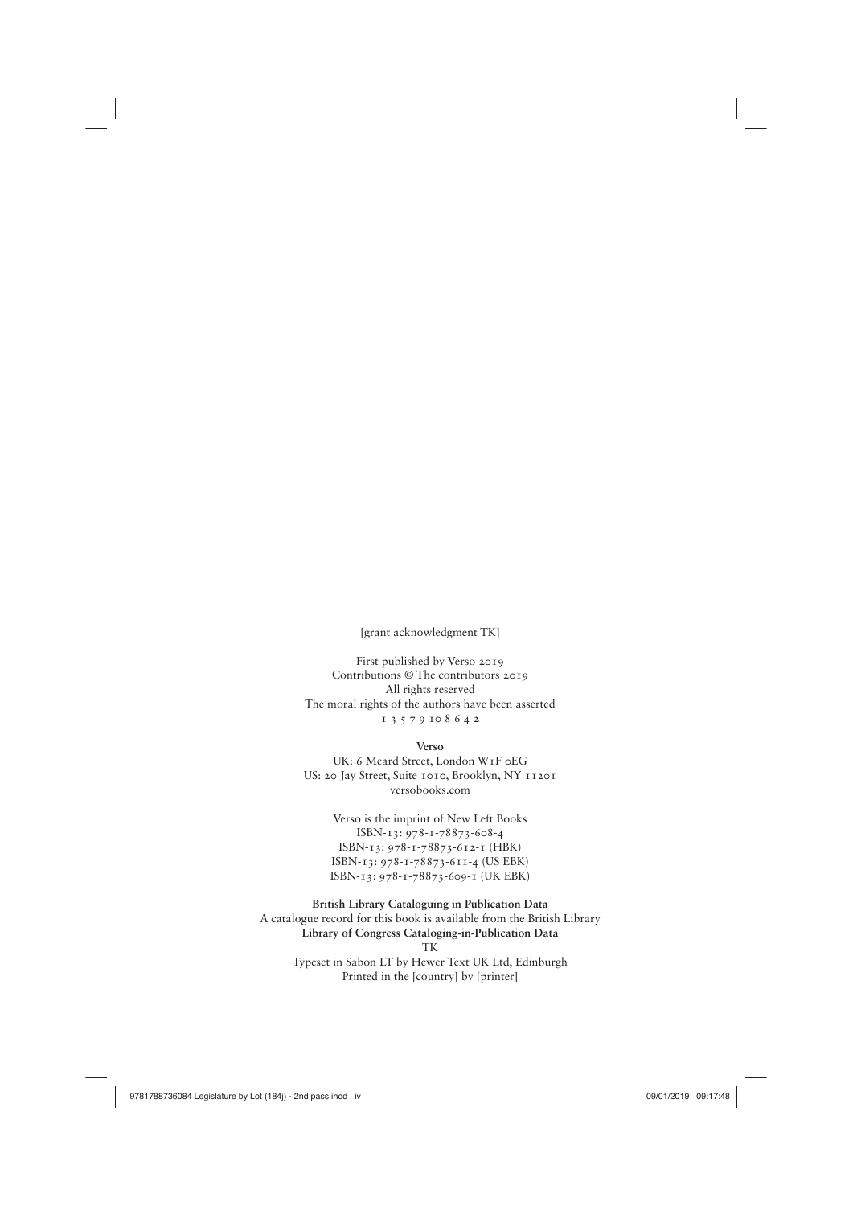[grant acknowledgment TK]

First published by Verso 2019
Contributions © The contributors 2019
All rights reserved
The moral rights of the authors have been asserted
1 3 5 7 9 10 8 6 4 2

**Verso**
UK: 6 Meard Street, London W1F 0EG
US: 20 Jay Street, Suite 1010, Brooklyn, NY 11201
versobooks.com

Verso is the imprint of New Left Books
ISBN-13: 978-1-78873-608-4
ISBN-13: 978-1-78873-612-1 (HBK)
ISBN-13: 978-1-78873-611-4 (US EBK)
ISBN-13: 978-1-78873-609-1 (UK EBK)

**British Library Cataloguing in Publication Data**
A catalogue record for this book is available from the British Library
**Library of Congress Cataloging-in-Publication Data**
TK
Typeset in Sabon LT by Hewer Text UK Ltd, Edinburgh
Printed in the [country] by [printer]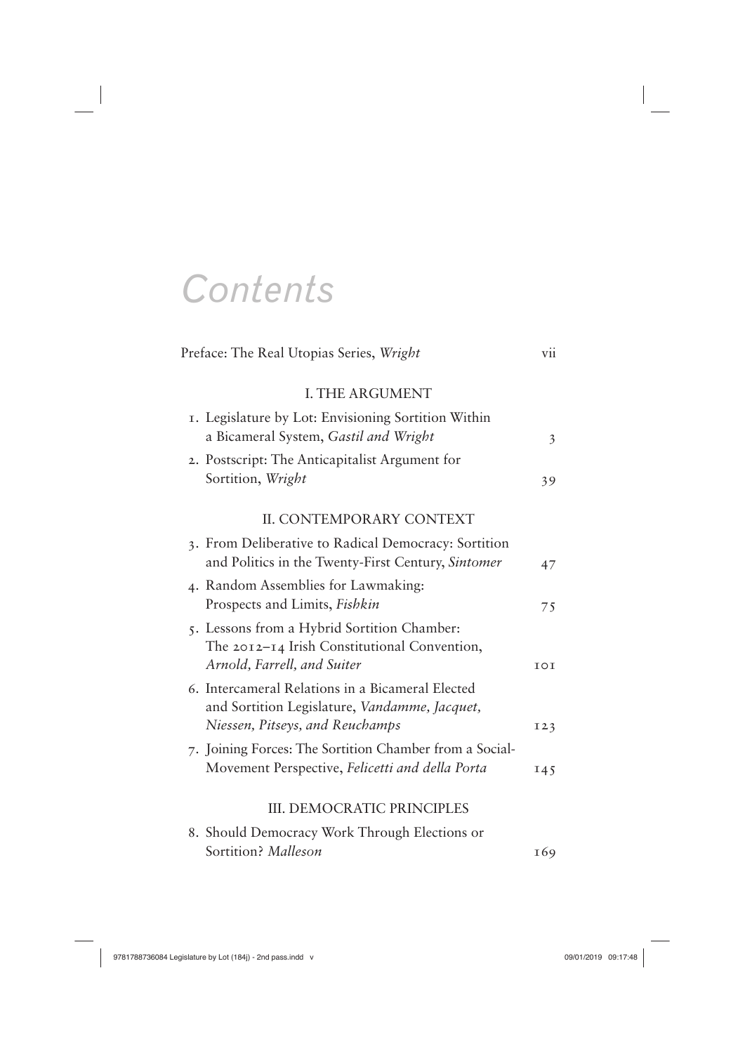# Contents

Preface: The Real Utopias Series, *Wright* vii

## I. THE ARGUMENT

1. Legislature by Lot: Envisioning Sortition Within a Bicameral System, *Gastil and Wright* 3
2. Postscript: The Anticapitalist Argument for Sortition, *Wright* 39

## II. CONTEMPORARY CONTEXT

3. From Deliberative to Radical Democracy: Sortition and Politics in the Twenty-First Century, *Sintomer* 47
4. Random Assemblies for Lawmaking: Prospects and Limits, *Fishkin* 75
5. Lessons from a Hybrid Sortition Chamber: The 2012–14 Irish Constitutional Convention, *Arnold, Farrell, and Suiter* 101
6. Intercameral Relations in a Bicameral Elected and Sortition Legislature, *Vandamme, Jacquet, Niessen, Pitseys, and Reuchamps* 123
7. Joining Forces: The Sortition Chamber from a Social-Movement Perspective, *Felicetti and della Porta* 145

## III. DEMOCRATIC PRINCIPLES

8. Should Democracy Work Through Elections or Sortition? *Malleson* 169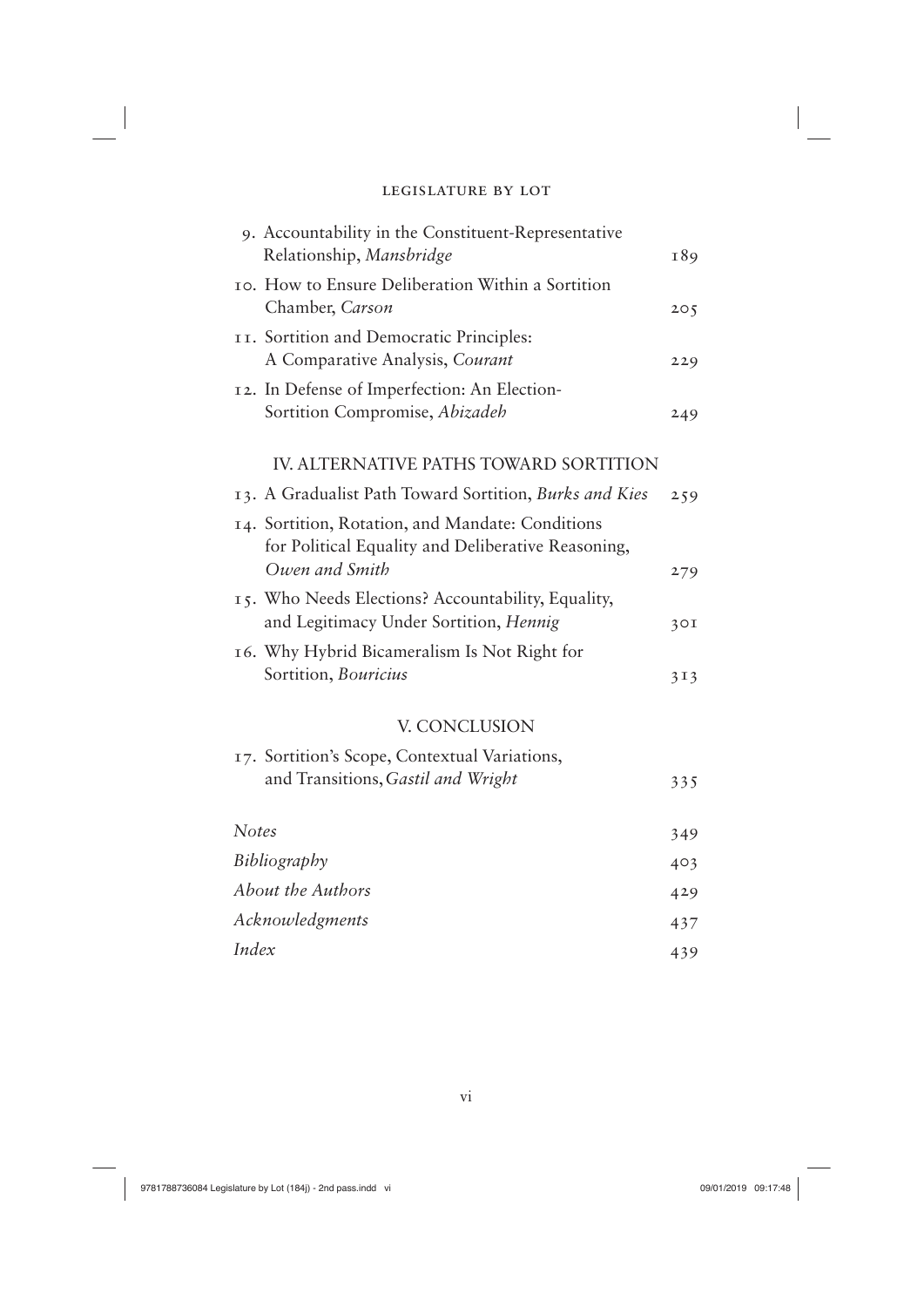9. Accountability in the Constituent-Representative Relationship, *Mansbridge* 189

10. How to Ensure Deliberation Within a Sortition Chamber, *Carson* 205

11. Sortition and Democratic Principles: A Comparative Analysis, *Courant* 229

12. In Defense of Imperfection: An Election-Sortition Compromise, *Abizadeh* 249

## IV. ALTERNATIVE PATHS TOWARD SORTITION

13. A Gradualist Path Toward Sortition, *Burks and Kies* 259

14. Sortition, Rotation, and Mandate: Conditions for Political Equality and Deliberative Reasoning, *Owen and Smith* 279

15. Who Needs Elections? Accountability, Equality, and Legitimacy Under Sortition, *Hennig* 301

16. Why Hybrid Bicameralism Is Not Right for Sortition, *Bouricius* 313

## V. CONCLUSION

17. Sortition's Scope, Contextual Variations, and Transitions, *Gastil and Wright* 335

*Notes* 349

*Bibliography* 403

*About the Authors* 429

*Acknowledgments* 437

*Index* 439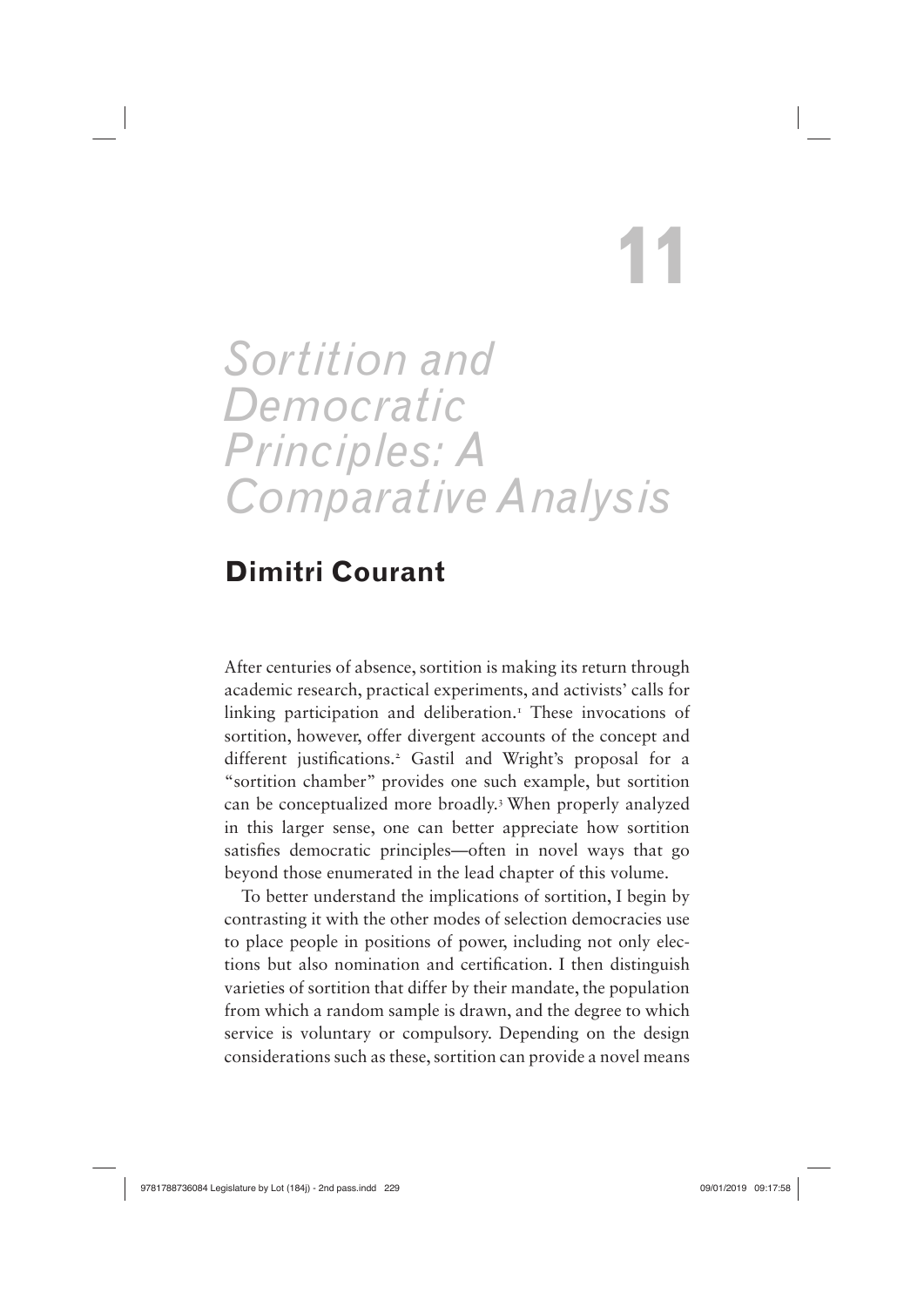# 11

# *Sortition and Democratic Principles: A Comparative Analysis*

## Dimitri Courant

After centuries of absence, sortition is making its return through academic research, practical experiments, and activists' calls for linking participation and deliberation.[1] These invocations of sortition, however, offer divergent accounts of the concept and different justifications.[2] Gastil and Wright's proposal for a "sortition chamber" provides one such example, but sortition can be conceptualized more broadly.[3] When properly analyzed in this larger sense, one can better appreciate how sortition satisfies democratic principles—often in novel ways that go beyond those enumerated in the lead chapter of this volume.

To better understand the implications of sortition, I begin by contrasting it with the other modes of selection democracies use to place people in positions of power, including not only elections but also nomination and certification. I then distinguish varieties of sortition that differ by their mandate, the population from which a random sample is drawn, and the degree to which service is voluntary or compulsory. Depending on the design considerations such as these, sortition can provide a novel means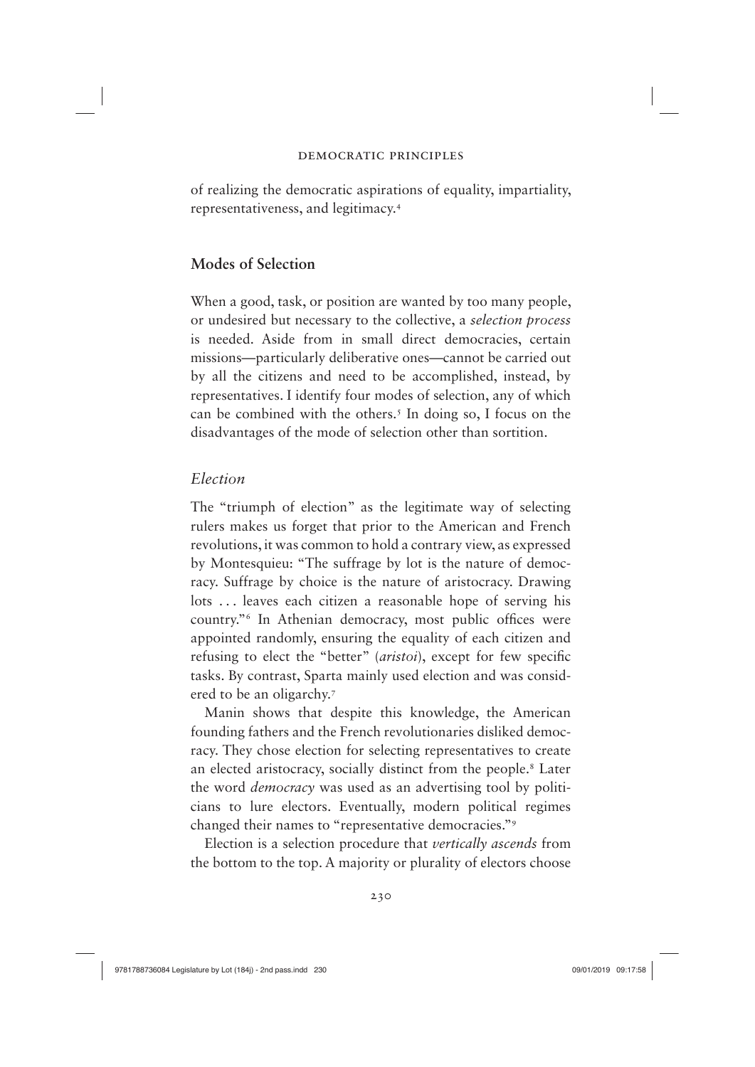of realizing the democratic aspirations of equality, impartiality, representativeness, and legitimacy.[4]

## Modes of Selection

When a good, task, or position are wanted by too many people, or undesired but necessary to the collective, a *selection process* is needed. Aside from in small direct democracies, certain missions—particularly deliberative ones—cannot be carried out by all the citizens and need to be accomplished, instead, by representatives. I identify four modes of selection, any of which can be combined with the others.[5] In doing so, I focus on the disadvantages of the mode of selection other than sortition.

### *Election*

The "triumph of election" as the legitimate way of selecting rulers makes us forget that prior to the American and French revolutions, it was common to hold a contrary view, as expressed by Montesquieu: "The suffrage by lot is the nature of democracy. Suffrage by choice is the nature of aristocracy. Drawing lots ... leaves each citizen a reasonable hope of serving his country."[6] In Athenian democracy, most public offices were appointed randomly, ensuring the equality of each citizen and refusing to elect the "better" (*aristoi*), except for few specific tasks. By contrast, Sparta mainly used election and was considered to be an oligarchy.[7]

Manin shows that despite this knowledge, the American founding fathers and the French revolutionaries disliked democracy. They chose election for selecting representatives to create an elected aristocracy, socially distinct from the people.[8] Later the word *democracy* was used as an advertising tool by politicians to lure electors. Eventually, modern political regimes changed their names to "representative democracies."[9]

Election is a selection procedure that *vertically ascends* from the bottom to the top. A majority or plurality of electors choose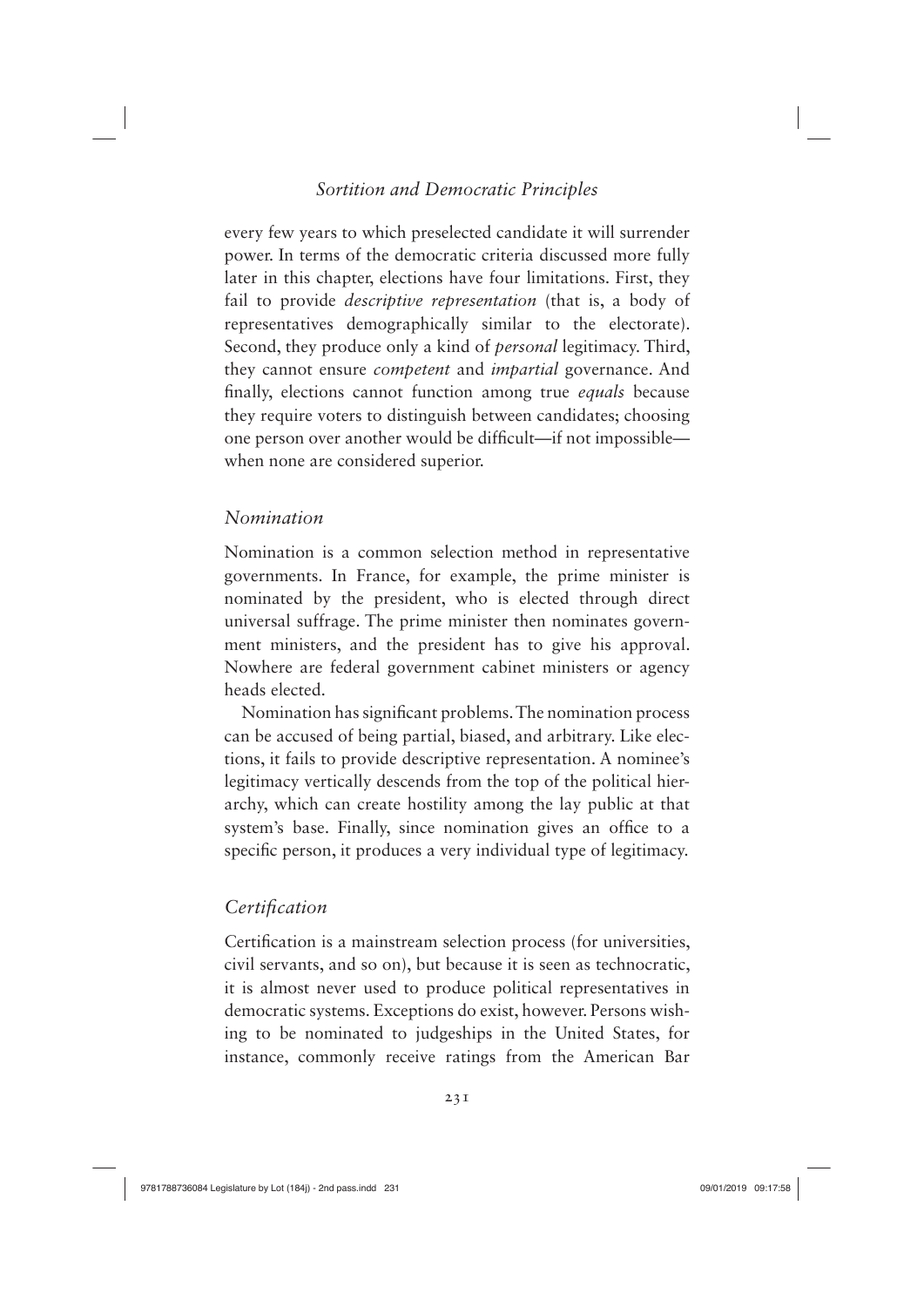every few years to which preselected candidate it will surrender power. In terms of the democratic criteria discussed more fully later in this chapter, elections have four limitations. First, they fail to provide *descriptive representation* (that is, a body of representatives demographically similar to the electorate). Second, they produce only a kind of *personal* legitimacy. Third, they cannot ensure *competent* and *impartial* governance. And finally, elections cannot function among true *equals* because they require voters to distinguish between candidates; choosing one person over another would be difficult—if not impossible—when none are considered superior.

### *Nomination*

Nomination is a common selection method in representative governments. In France, for example, the prime minister is nominated by the president, who is elected through direct universal suffrage. The prime minister then nominates government ministers, and the president has to give his approval. Nowhere are federal government cabinet ministers or agency heads elected.

Nomination has significant problems. The nomination process can be accused of being partial, biased, and arbitrary. Like elections, it fails to provide descriptive representation. A nominee's legitimacy vertically descends from the top of the political hierarchy, which can create hostility among the lay public at that system's base. Finally, since nomination gives an office to a specific person, it produces a very individual type of legitimacy.

### *Certification*

Certification is a mainstream selection process (for universities, civil servants, and so on), but because it is seen as technocratic, it is almost never used to produce political representatives in democratic systems. Exceptions do exist, however. Persons wishing to be nominated to judgeships in the United States, for instance, commonly receive ratings from the American Bar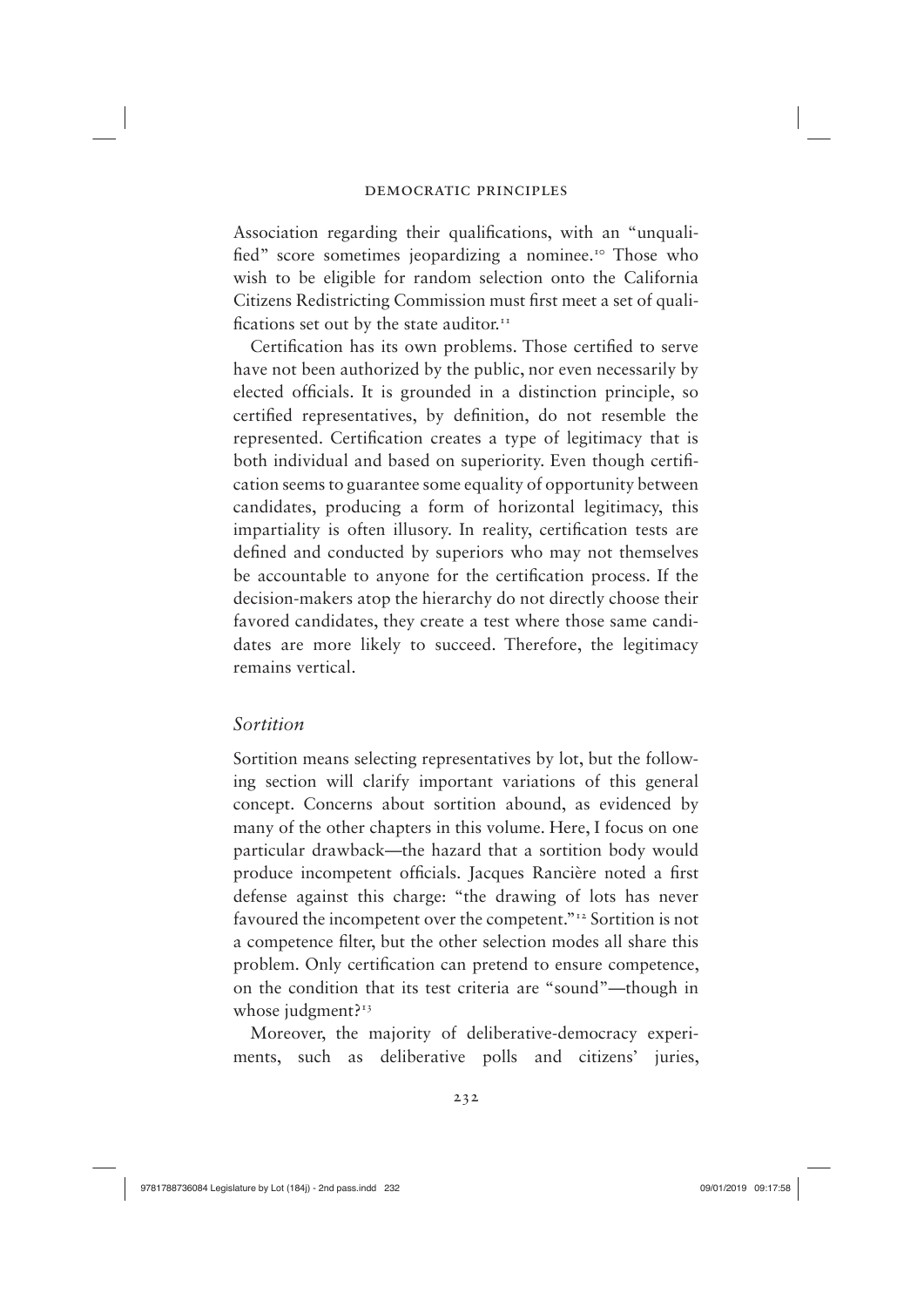Association regarding their qualifications, with an "unqualified" score sometimes jeopardizing a nominee.[10] Those who wish to be eligible for random selection onto the California Citizens Redistricting Commission must first meet a set of qualifications set out by the state auditor.[11]

Certification has its own problems. Those certified to serve have not been authorized by the public, nor even necessarily by elected officials. It is grounded in a distinction principle, so certified representatives, by definition, do not resemble the represented. Certification creates a type of legitimacy that is both individual and based on superiority. Even though certification seems to guarantee some equality of opportunity between candidates, producing a form of horizontal legitimacy, this impartiality is often illusory. In reality, certification tests are defined and conducted by superiors who may not themselves be accountable to anyone for the certification process. If the decision-makers atop the hierarchy do not directly choose their favored candidates, they create a test where those same candidates are more likely to succeed. Therefore, the legitimacy remains vertical.

### *Sortition*

Sortition means selecting representatives by lot, but the following section will clarify important variations of this general concept. Concerns about sortition abound, as evidenced by many of the other chapters in this volume. Here, I focus on one particular drawback—the hazard that a sortition body would produce incompetent officials. Jacques Rancière noted a first defense against this charge: "the drawing of lots has never favoured the incompetent over the competent."[12] Sortition is not a competence filter, but the other selection modes all share this problem. Only certification can pretend to ensure competence, on the condition that its test criteria are "sound"—though in whose judgment?[13]

Moreover, the majority of deliberative-democracy experiments, such as deliberative polls and citizens' juries,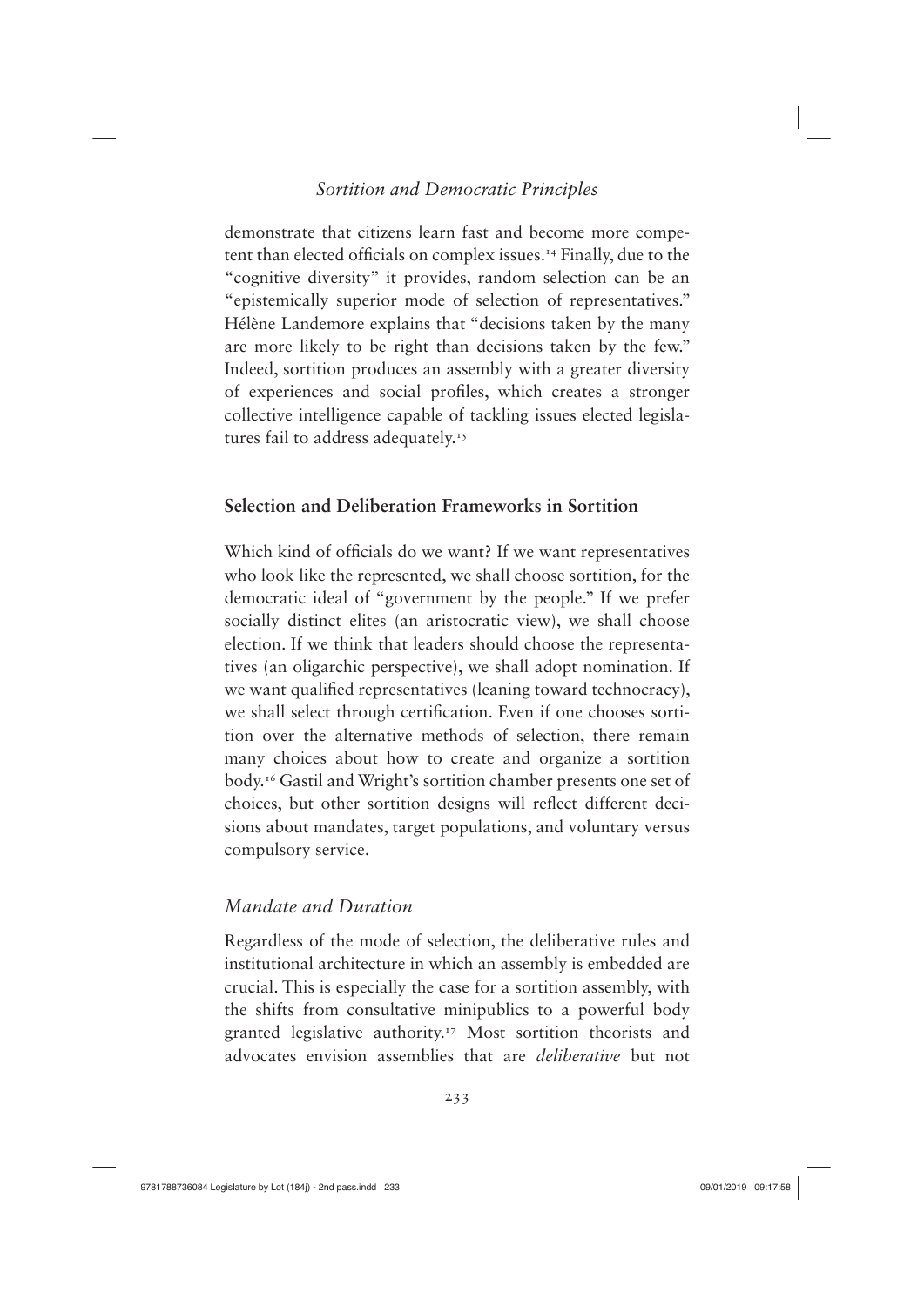demonstrate that citizens learn fast and become more competent than elected officials on complex issues.[14] Finally, due to the "cognitive diversity" it provides, random selection can be an "epistemically superior mode of selection of representatives." Hélène Landemore explains that "decisions taken by the many are more likely to be right than decisions taken by the few." Indeed, sortition produces an assembly with a greater diversity of experiences and social profiles, which creates a stronger collective intelligence capable of tackling issues elected legislatures fail to address adequately.[15]

## Selection and Deliberation Frameworks in Sortition

Which kind of officials do we want? If we want representatives who look like the represented, we shall choose sortition, for the democratic ideal of "government by the people." If we prefer socially distinct elites (an aristocratic view), we shall choose election. If we think that leaders should choose the representatives (an oligarchic perspective), we shall adopt nomination. If we want qualified representatives (leaning toward technocracy), we shall select through certification. Even if one chooses sortition over the alternative methods of selection, there remain many choices about how to create and organize a sortition body.[16] Gastil and Wright's sortition chamber presents one set of choices, but other sortition designs will reflect different decisions about mandates, target populations, and voluntary versus compulsory service.

### *Mandate and Duration*

Regardless of the mode of selection, the deliberative rules and institutional architecture in which an assembly is embedded are crucial. This is especially the case for a sortition assembly, with the shifts from consultative minipublics to a powerful body granted legislative authority.[17] Most sortition theorists and advocates envision assemblies that are *deliberative* but not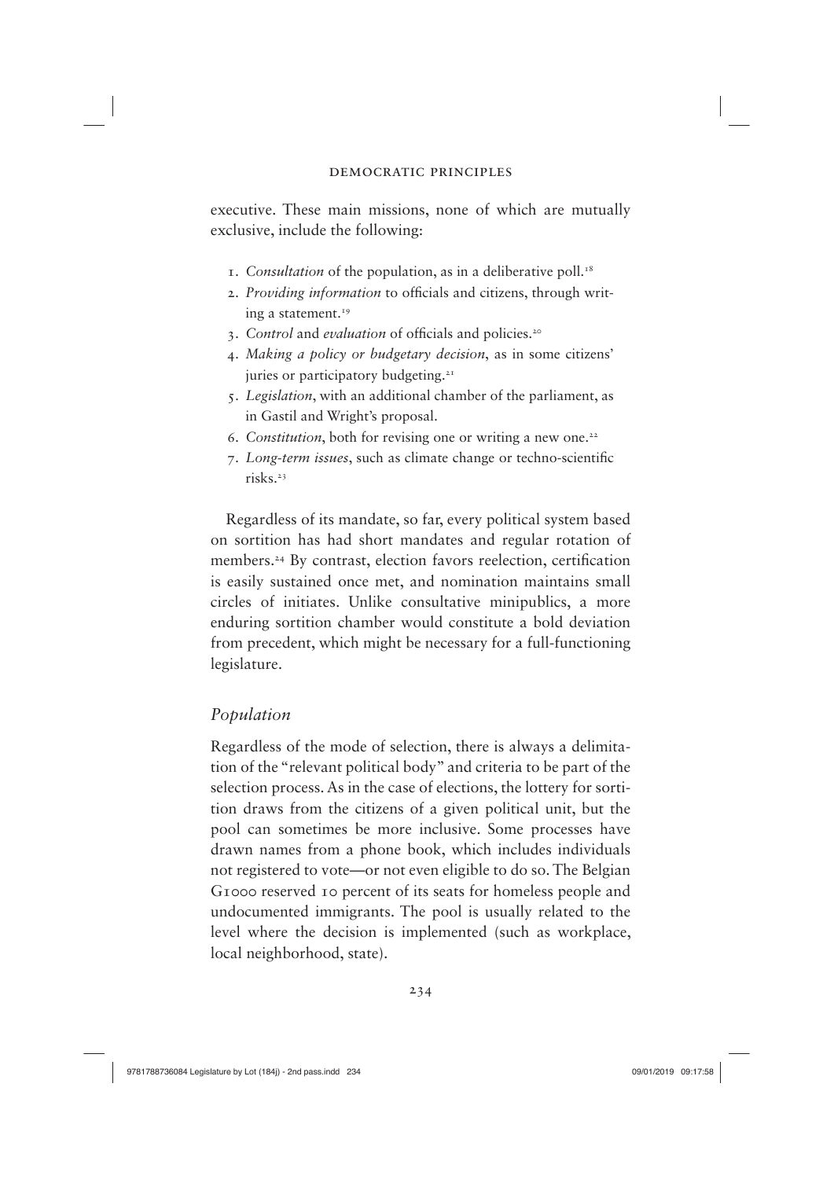executive. These main missions, none of which are mutually exclusive, include the following:

1. *Consultation* of the population, as in a deliberative poll.[18]
2. *Providing information* to officials and citizens, through writing a statement.[19]
3. *Control* and *evaluation* of officials and policies.[20]
4. *Making a policy or budgetary decision*, as in some citizens' juries or participatory budgeting.[21]
5. *Legislation*, with an additional chamber of the parliament, as in Gastil and Wright's proposal.
6. *Constitution*, both for revising one or writing a new one.[22]
7. *Long-term issues*, such as climate change or techno-scientific risks.[23]

Regardless of its mandate, so far, every political system based on sortition has had short mandates and regular rotation of members.[24] By contrast, election favors reelection, certification is easily sustained once met, and nomination maintains small circles of initiates. Unlike consultative minipublics, a more enduring sortition chamber would constitute a bold deviation from precedent, which might be necessary for a full-functioning legislature.

## *Population*

Regardless of the mode of selection, there is always a delimitation of the "relevant political body" and criteria to be part of the selection process. As in the case of elections, the lottery for sortition draws from the citizens of a given political unit, but the pool can sometimes be more inclusive. Some processes have drawn names from a phone book, which includes individuals not registered to vote—or not even eligible to do so. The Belgian G1000 reserved 10 percent of its seats for homeless people and undocumented immigrants. The pool is usually related to the level where the decision is implemented (such as workplace, local neighborhood, state).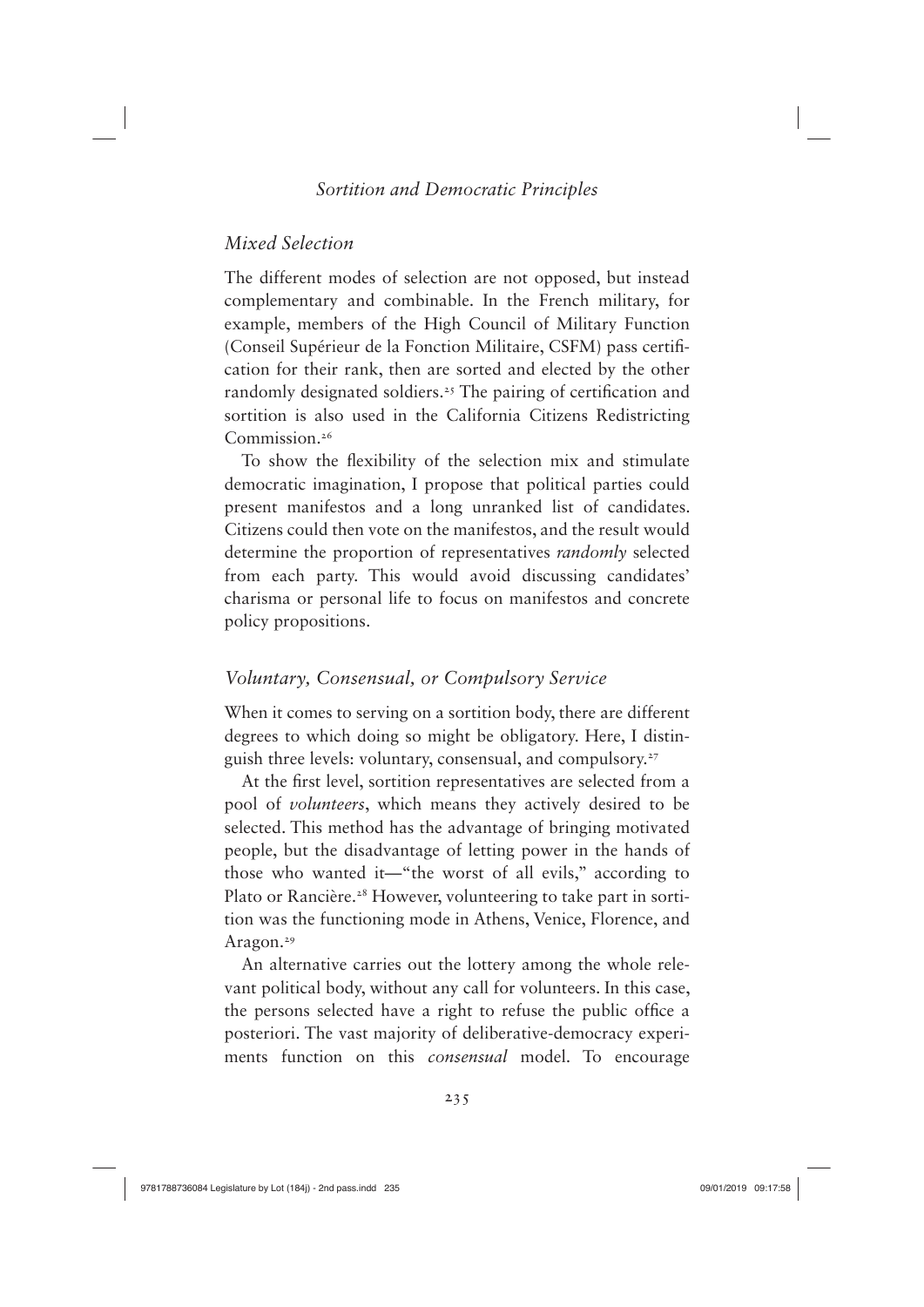## *Mixed Selection*

The different modes of selection are not opposed, but instead complementary and combinable. In the French military, for example, members of the High Council of Military Function (Conseil Supérieur de la Fonction Militaire, CSFM) pass certification for their rank, then are sorted and elected by the other randomly designated soldiers.[25] The pairing of certification and sortition is also used in the California Citizens Redistricting Commission.[26]

To show the flexibility of the selection mix and stimulate democratic imagination, I propose that political parties could present manifestos and a long unranked list of candidates. Citizens could then vote on the manifestos, and the result would determine the proportion of representatives *randomly* selected from each party. This would avoid discussing candidates' charisma or personal life to focus on manifestos and concrete policy propositions.

## *Voluntary, Consensual, or Compulsory Service*

When it comes to serving on a sortition body, there are different degrees to which doing so might be obligatory. Here, I distinguish three levels: voluntary, consensual, and compulsory.[27]

At the first level, sortition representatives are selected from a pool of *volunteers*, which means they actively desired to be selected. This method has the advantage of bringing motivated people, but the disadvantage of letting power in the hands of those who wanted it—"the worst of all evils," according to Plato or Rancière.[28] However, volunteering to take part in sortition was the functioning mode in Athens, Venice, Florence, and Aragon.[29]

An alternative carries out the lottery among the whole relevant political body, without any call for volunteers. In this case, the persons selected have a right to refuse the public office a posteriori. The vast majority of deliberative-democracy experiments function on this *consensual* model. To encourage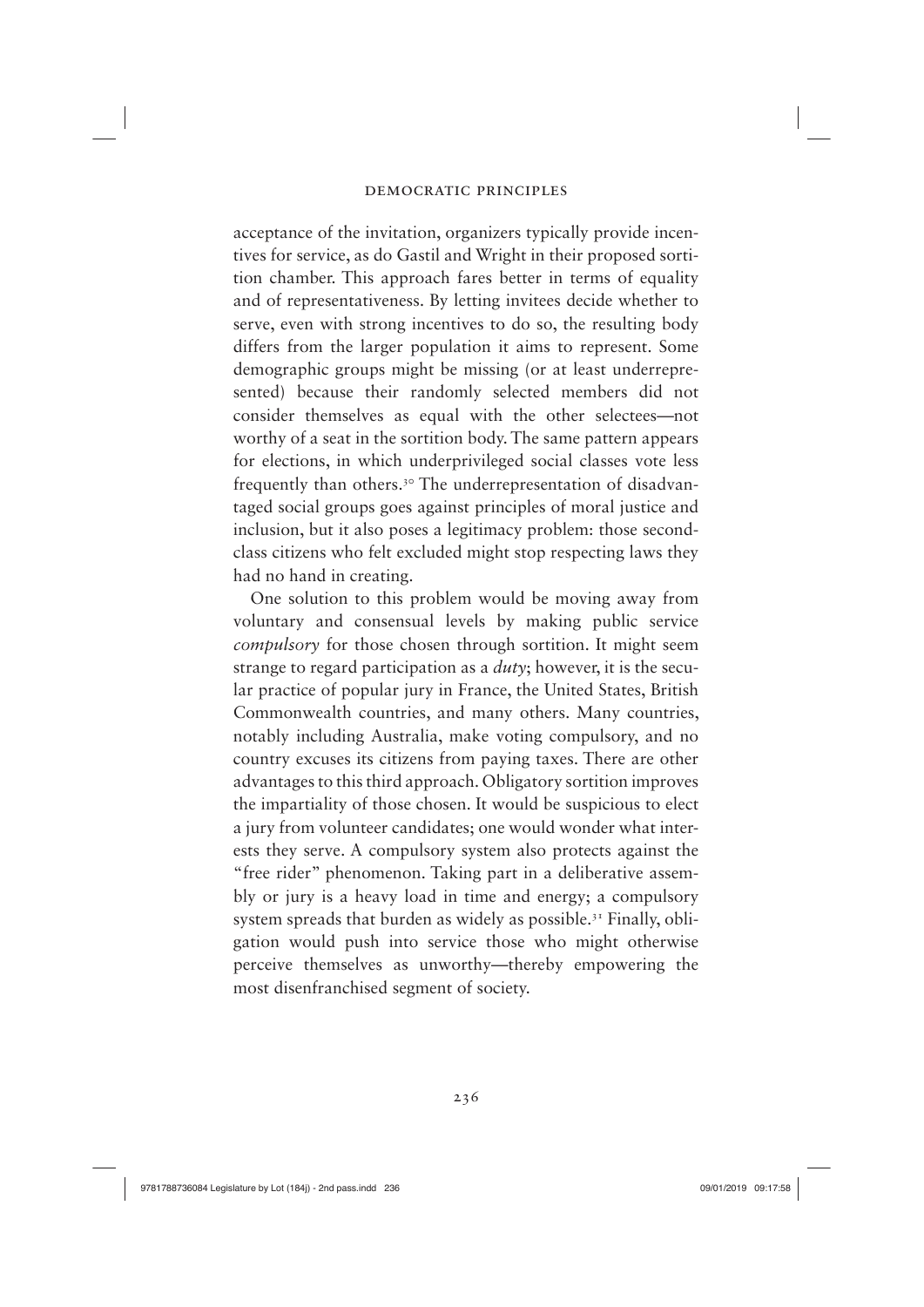acceptance of the invitation, organizers typically provide incentives for service, as do Gastil and Wright in their proposed sortition chamber. This approach fares better in terms of equality and of representativeness. By letting invitees decide whether to serve, even with strong incentives to do so, the resulting body differs from the larger population it aims to represent. Some demographic groups might be missing (or at least underrepresented) because their randomly selected members did not consider themselves as equal with the other selectees—not worthy of a seat in the sortition body. The same pattern appears for elections, in which underprivileged social classes vote less frequently than others.[30] The underrepresentation of disadvantaged social groups goes against principles of moral justice and inclusion, but it also poses a legitimacy problem: those second-class citizens who felt excluded might stop respecting laws they had no hand in creating.

One solution to this problem would be moving away from voluntary and consensual levels by making public service *compulsory* for those chosen through sortition. It might seem strange to regard participation as a *duty*; however, it is the secular practice of popular jury in France, the United States, British Commonwealth countries, and many others. Many countries, notably including Australia, make voting compulsory, and no country excuses its citizens from paying taxes. There are other advantages to this third approach. Obligatory sortition improves the impartiality of those chosen. It would be suspicious to elect a jury from volunteer candidates; one would wonder what interests they serve. A compulsory system also protects against the "free rider" phenomenon. Taking part in a deliberative assembly or jury is a heavy load in time and energy; a compulsory system spreads that burden as widely as possible.[31] Finally, obligation would push into service those who might otherwise perceive themselves as unworthy—thereby empowering the most disenfranchised segment of society.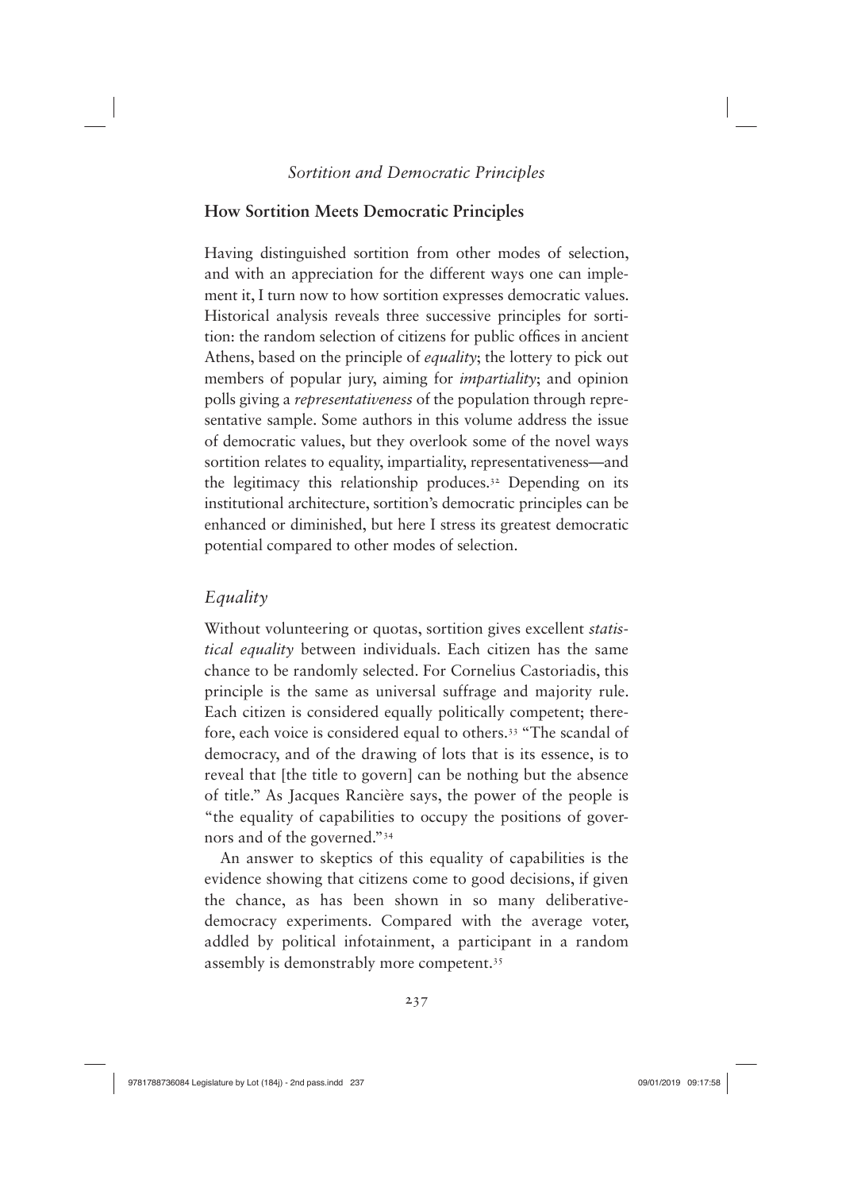## How Sortition Meets Democratic Principles

Having distinguished sortition from other modes of selection, and with an appreciation for the different ways one can implement it, I turn now to how sortition expresses democratic values. Historical analysis reveals three successive principles for sortition: the random selection of citizens for public offices in ancient Athens, based on the principle of *equality*; the lottery to pick out members of popular jury, aiming for *impartiality*; and opinion polls giving a *representativeness* of the population through representative sample. Some authors in this volume address the issue of democratic values, but they overlook some of the novel ways sortition relates to equality, impartiality, representativeness—and the legitimacy this relationship produces.[32] Depending on its institutional architecture, sortition's democratic principles can be enhanced or diminished, but here I stress its greatest democratic potential compared to other modes of selection.

### *Equality*

Without volunteering or quotas, sortition gives excellent *statistical equality* between individuals. Each citizen has the same chance to be randomly selected. For Cornelius Castoriadis, this principle is the same as universal suffrage and majority rule. Each citizen is considered equally politically competent; therefore, each voice is considered equal to others.[33] "The scandal of democracy, and of the drawing of lots that is its essence, is to reveal that [the title to govern] can be nothing but the absence of title." As Jacques Rancière says, the power of the people is "the equality of capabilities to occupy the positions of governors and of the governed."[34]

An answer to skeptics of this equality of capabilities is the evidence showing that citizens come to good decisions, if given the chance, as has been shown in so many deliberative-democracy experiments. Compared with the average voter, addled by political infotainment, a participant in a random assembly is demonstrably more competent.[35]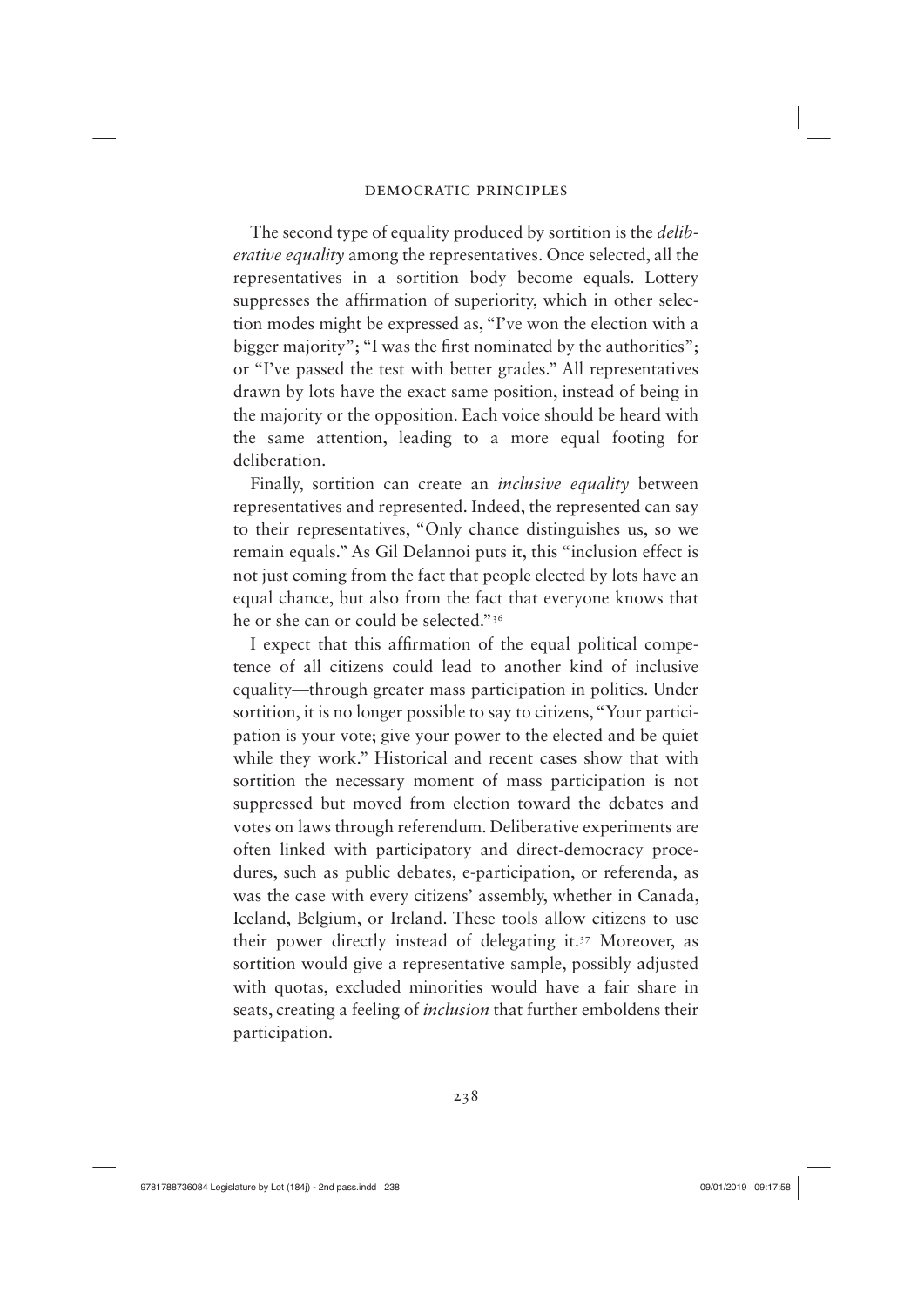The second type of equality produced by sortition is the *deliberative equality* among the representatives. Once selected, all the representatives in a sortition body become equals. Lottery suppresses the affirmation of superiority, which in other selection modes might be expressed as, "I've won the election with a bigger majority"; "I was the first nominated by the authorities"; or "I've passed the test with better grades." All representatives drawn by lots have the exact same position, instead of being in the majority or the opposition. Each voice should be heard with the same attention, leading to a more equal footing for deliberation.

Finally, sortition can create an *inclusive equality* between representatives and represented. Indeed, the represented can say to their representatives, "Only chance distinguishes us, so we remain equals." As Gil Delannoi puts it, this "inclusion effect is not just coming from the fact that people elected by lots have an equal chance, but also from the fact that everyone knows that he or she can or could be selected."[36]

I expect that this affirmation of the equal political competence of all citizens could lead to another kind of inclusive equality—through greater mass participation in politics. Under sortition, it is no longer possible to say to citizens, "Your participation is your vote; give your power to the elected and be quiet while they work." Historical and recent cases show that with sortition the necessary moment of mass participation is not suppressed but moved from election toward the debates and votes on laws through referendum. Deliberative experiments are often linked with participatory and direct-democracy procedures, such as public debates, e-participation, or referenda, as was the case with every citizens' assembly, whether in Canada, Iceland, Belgium, or Ireland. These tools allow citizens to use their power directly instead of delegating it.[37] Moreover, as sortition would give a representative sample, possibly adjusted with quotas, excluded minorities would have a fair share in seats, creating a feeling of *inclusion* that further emboldens their participation.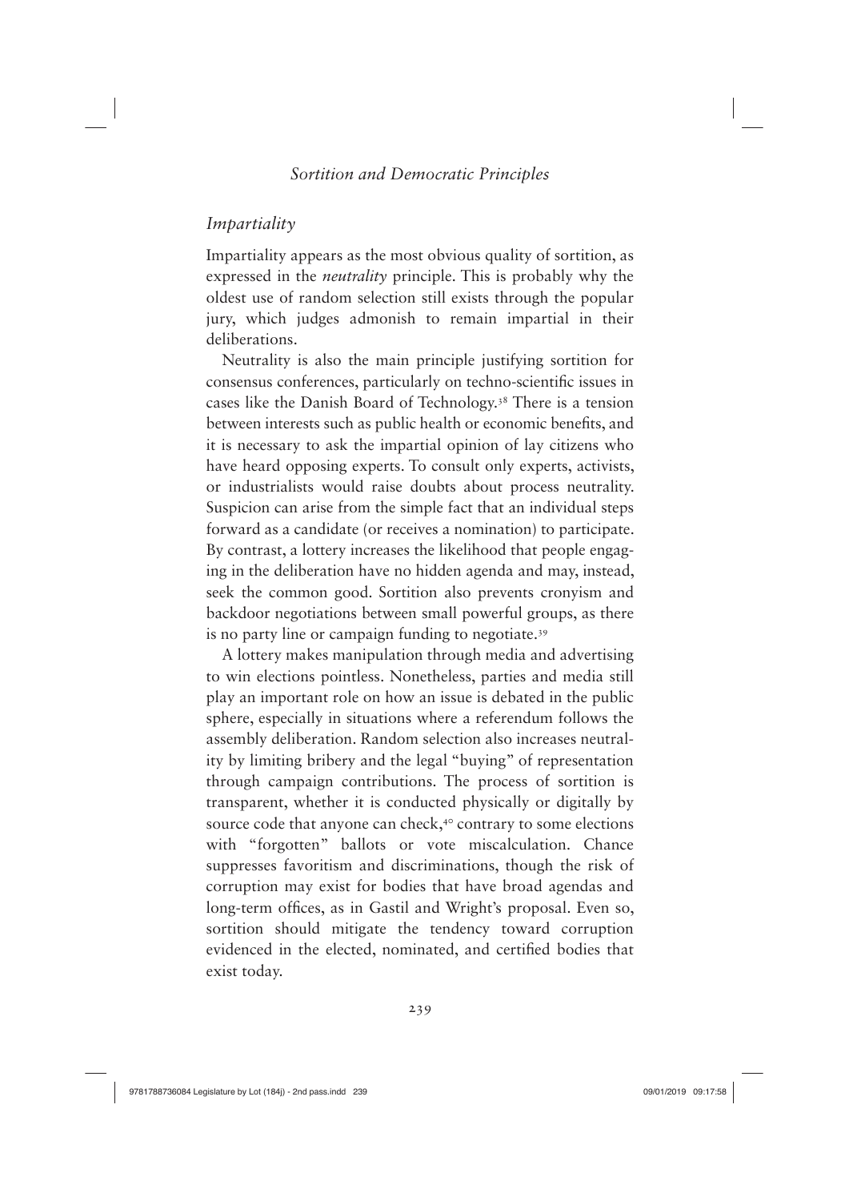## *Impartiality*

Impartiality appears as the most obvious quality of sortition, as expressed in the *neutrality* principle. This is probably why the oldest use of random selection still exists through the popular jury, which judges admonish to remain impartial in their deliberations.

Neutrality is also the main principle justifying sortition for consensus conferences, particularly on techno-scientific issues in cases like the Danish Board of Technology.[38] There is a tension between interests such as public health or economic benefits, and it is necessary to ask the impartial opinion of lay citizens who have heard opposing experts. To consult only experts, activists, or industrialists would raise doubts about process neutrality. Suspicion can arise from the simple fact that an individual steps forward as a candidate (or receives a nomination) to participate. By contrast, a lottery increases the likelihood that people engaging in the deliberation have no hidden agenda and may, instead, seek the common good. Sortition also prevents cronyism and backdoor negotiations between small powerful groups, as there is no party line or campaign funding to negotiate.[39]

A lottery makes manipulation through media and advertising to win elections pointless. Nonetheless, parties and media still play an important role on how an issue is debated in the public sphere, especially in situations where a referendum follows the assembly deliberation. Random selection also increases neutrality by limiting bribery and the legal "buying" of representation through campaign contributions. The process of sortition is transparent, whether it is conducted physically or digitally by source code that anyone can check,[40] contrary to some elections with "forgotten" ballots or vote miscalculation. Chance suppresses favoritism and discriminations, though the risk of corruption may exist for bodies that have broad agendas and long-term offices, as in Gastil and Wright's proposal. Even so, sortition should mitigate the tendency toward corruption evidenced in the elected, nominated, and certified bodies that exist today.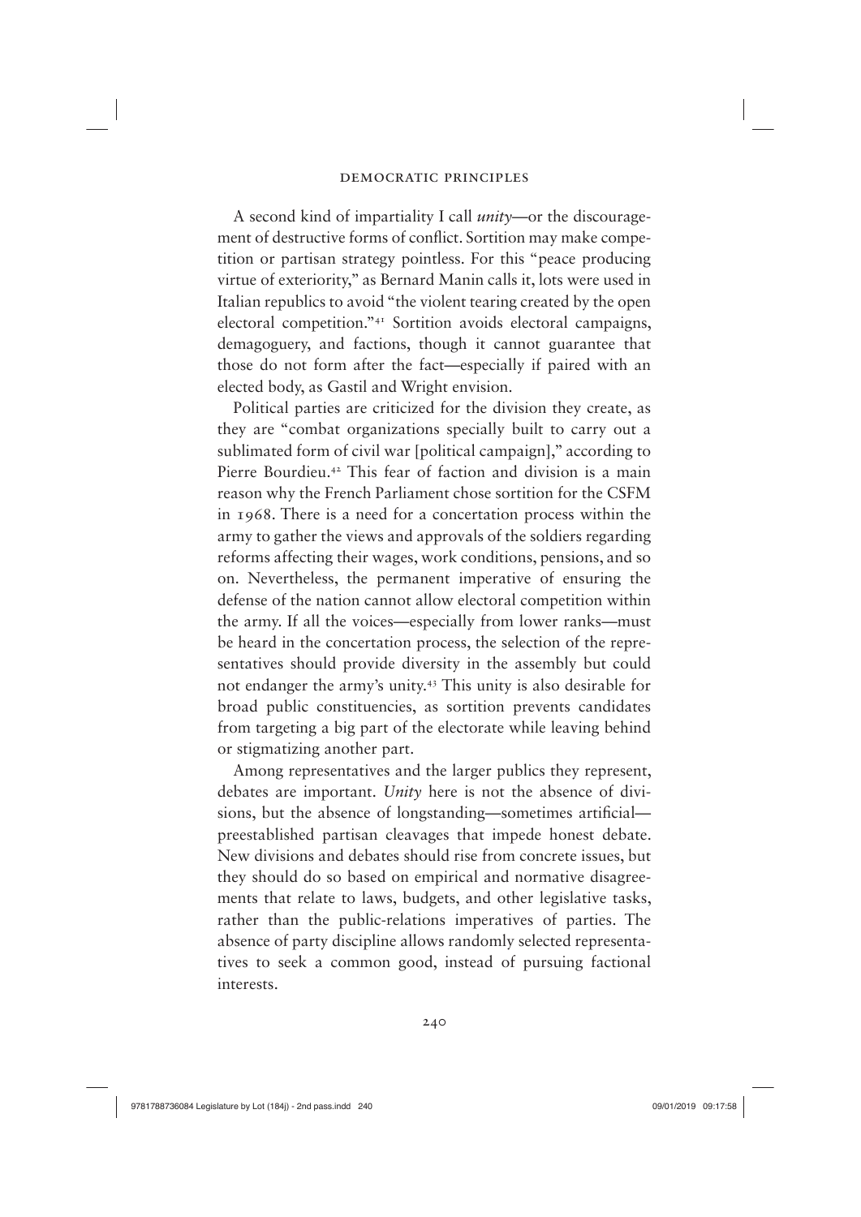A second kind of impartiality I call *unity*—or the discouragement of destructive forms of conflict. Sortition may make competition or partisan strategy pointless. For this "peace producing virtue of exteriority," as Bernard Manin calls it, lots were used in Italian republics to avoid "the violent tearing created by the open electoral competition."[41] Sortition avoids electoral campaigns, demagoguery, and factions, though it cannot guarantee that those do not form after the fact—especially if paired with an elected body, as Gastil and Wright envision.

Political parties are criticized for the division they create, as they are "combat organizations specially built to carry out a sublimated form of civil war [political campaign]," according to Pierre Bourdieu.[42] This fear of faction and division is a main reason why the French Parliament chose sortition for the CSFM in 1968. There is a need for a concertation process within the army to gather the views and approvals of the soldiers regarding reforms affecting their wages, work conditions, pensions, and so on. Nevertheless, the permanent imperative of ensuring the defense of the nation cannot allow electoral competition within the army. If all the voices—especially from lower ranks—must be heard in the concertation process, the selection of the representatives should provide diversity in the assembly but could not endanger the army's unity.[43] This unity is also desirable for broad public constituencies, as sortition prevents candidates from targeting a big part of the electorate while leaving behind or stigmatizing another part.

Among representatives and the larger publics they represent, debates are important. *Unity* here is not the absence of divisions, but the absence of longstanding—sometimes artificial—preestablished partisan cleavages that impede honest debate. New divisions and debates should rise from concrete issues, but they should do so based on empirical and normative disagreements that relate to laws, budgets, and other legislative tasks, rather than the public-relations imperatives of parties. The absence of party discipline allows randomly selected representatives to seek a common good, instead of pursuing factional interests.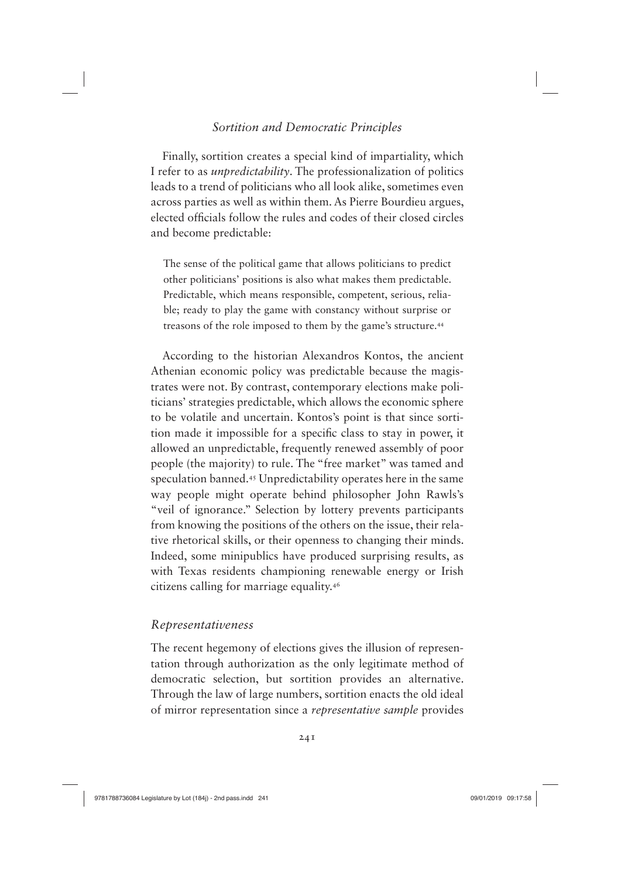Finally, sortition creates a special kind of impartiality, which I refer to as *unpredictability*. The professionalization of politics leads to a trend of politicians who all look alike, sometimes even across parties as well as within them. As Pierre Bourdieu argues, elected officials follow the rules and codes of their closed circles and become predictable:

> The sense of the political game that allows politicians to predict other politicians' positions is also what makes them predictable. Predictable, which means responsible, competent, serious, reliable; ready to play the game with constancy without surprise or treasons of the role imposed to them by the game's structure.[44]

According to the historian Alexandros Kontos, the ancient Athenian economic policy was predictable because the magistrates were not. By contrast, contemporary elections make politicians' strategies predictable, which allows the economic sphere to be volatile and uncertain. Kontos's point is that since sortition made it impossible for a specific class to stay in power, it allowed an unpredictable, frequently renewed assembly of poor people (the majority) to rule. The "free market" was tamed and speculation banned.[45] Unpredictability operates here in the same way people might operate behind philosopher John Rawls's "veil of ignorance." Selection by lottery prevents participants from knowing the positions of the others on the issue, their relative rhetorical skills, or their openness to changing their minds. Indeed, some minipublics have produced surprising results, as with Texas residents championing renewable energy or Irish citizens calling for marriage equality.[46]

### *Representativeness*

The recent hegemony of elections gives the illusion of representation through authorization as the only legitimate method of democratic selection, but sortition provides an alternative. Through the law of large numbers, sortition enacts the old ideal of mirror representation since a *representative sample* provides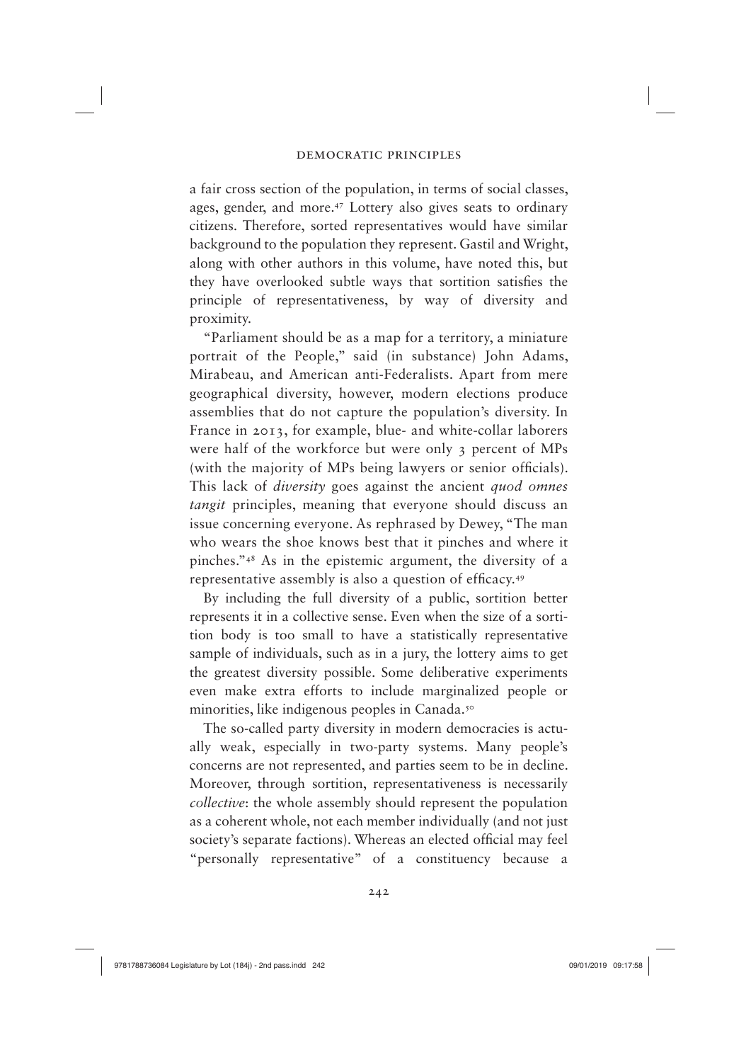a fair cross section of the population, in terms of social classes, ages, gender, and more.[47] Lottery also gives seats to ordinary citizens. Therefore, sorted representatives would have similar background to the population they represent. Gastil and Wright, along with other authors in this volume, have noted this, but they have overlooked subtle ways that sortition satisfies the principle of representativeness, by way of diversity and proximity.

"Parliament should be as a map for a territory, a miniature portrait of the People," said (in substance) John Adams, Mirabeau, and American anti-Federalists. Apart from mere geographical diversity, however, modern elections produce assemblies that do not capture the population's diversity. In France in 2013, for example, blue- and white-collar laborers were half of the workforce but were only 3 percent of MPs (with the majority of MPs being lawyers or senior officials). This lack of *diversity* goes against the ancient *quod omnes tangit* principles, meaning that everyone should discuss an issue concerning everyone. As rephrased by Dewey, "The man who wears the shoe knows best that it pinches and where it pinches."[48] As in the epistemic argument, the diversity of a representative assembly is also a question of efficacy.[49]

By including the full diversity of a public, sortition better represents it in a collective sense. Even when the size of a sortition body is too small to have a statistically representative sample of individuals, such as in a jury, the lottery aims to get the greatest diversity possible. Some deliberative experiments even make extra efforts to include marginalized people or minorities, like indigenous peoples in Canada.[50]

The so-called party diversity in modern democracies is actually weak, especially in two-party systems. Many people's concerns are not represented, and parties seem to be in decline. Moreover, through sortition, representativeness is necessarily *collective*: the whole assembly should represent the population as a coherent whole, not each member individually (and not just society's separate factions). Whereas an elected official may feel "personally representative" of a constituency because a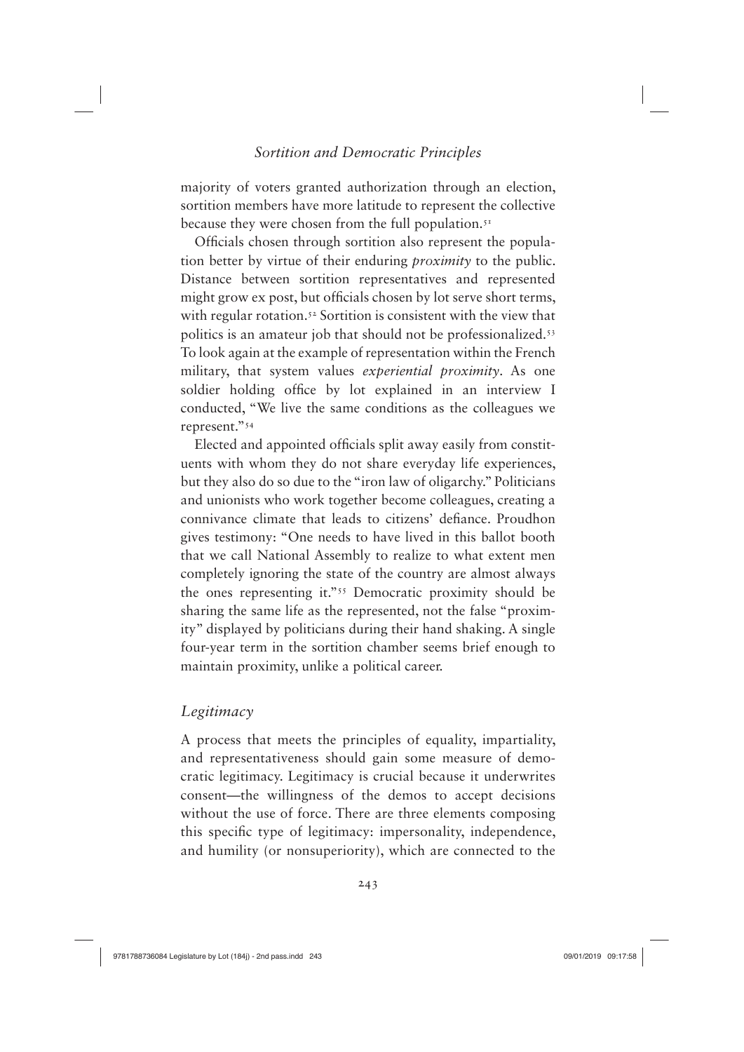majority of voters granted authorization through an election, sortition members have more latitude to represent the collective because they were chosen from the full population.[51]

Officials chosen through sortition also represent the population better by virtue of their enduring *proximity* to the public. Distance between sortition representatives and represented might grow ex post, but officials chosen by lot serve short terms, with regular rotation.[52] Sortition is consistent with the view that politics is an amateur job that should not be professionalized.[53] To look again at the example of representation within the French military, that system values *experiential proximity*. As one soldier holding office by lot explained in an interview I conducted, "We live the same conditions as the colleagues we represent."[54]

Elected and appointed officials split away easily from constituents with whom they do not share everyday life experiences, but they also do so due to the "iron law of oligarchy." Politicians and unionists who work together become colleagues, creating a connivance climate that leads to citizens' defiance. Proudhon gives testimony: "One needs to have lived in this ballot booth that we call National Assembly to realize to what extent men completely ignoring the state of the country are almost always the ones representing it."[55] Democratic proximity should be sharing the same life as the represented, not the false "proximity" displayed by politicians during their hand shaking. A single four-year term in the sortition chamber seems brief enough to maintain proximity, unlike a political career.

## *Legitimacy*

A process that meets the principles of equality, impartiality, and representativeness should gain some measure of democratic legitimacy. Legitimacy is crucial because it underwrites consent—the willingness of the demos to accept decisions without the use of force. There are three elements composing this specific type of legitimacy: impersonality, independence, and humility (or nonsuperiority), which are connected to the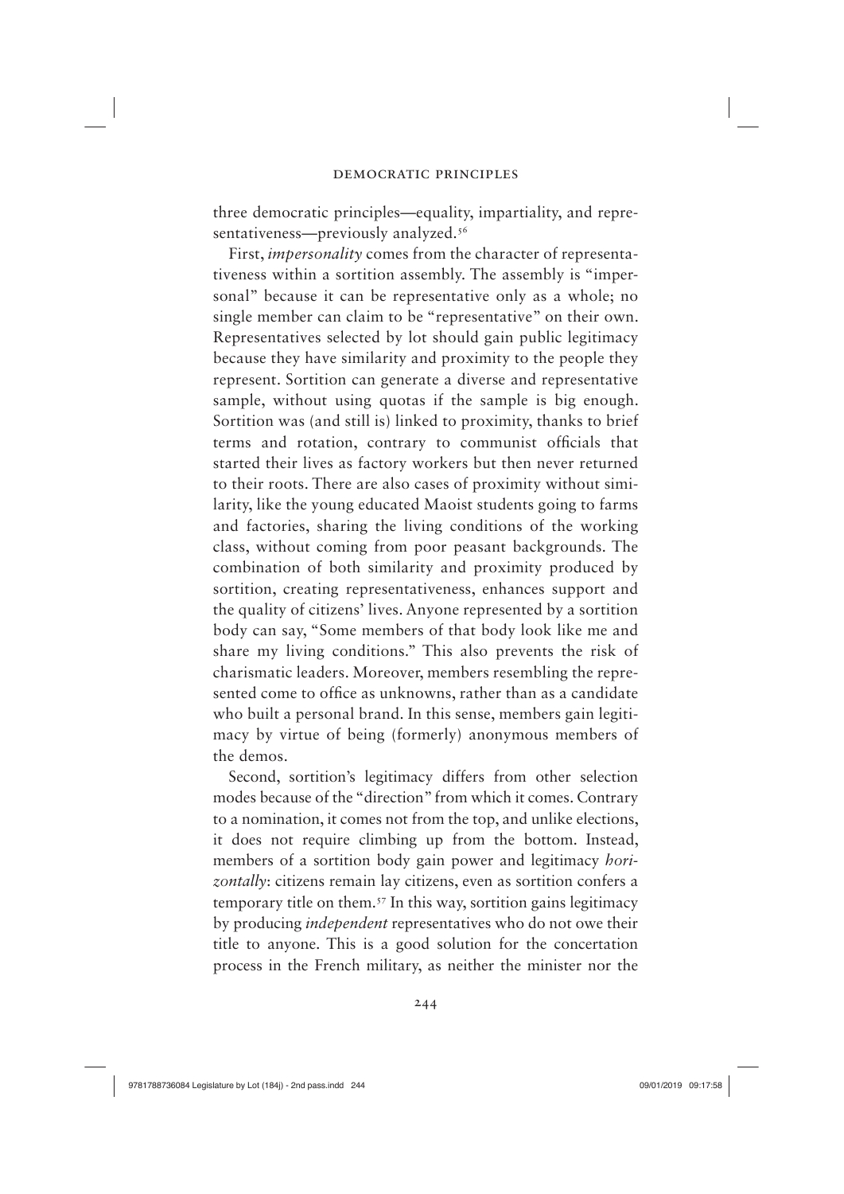three democratic principles—equality, impartiality, and representativeness—previously analyzed.[56]

First, *impersonality* comes from the character of representativeness within a sortition assembly. The assembly is "impersonal" because it can be representative only as a whole; no single member can claim to be "representative" on their own. Representatives selected by lot should gain public legitimacy because they have similarity and proximity to the people they represent. Sortition can generate a diverse and representative sample, without using quotas if the sample is big enough. Sortition was (and still is) linked to proximity, thanks to brief terms and rotation, contrary to communist officials that started their lives as factory workers but then never returned to their roots. There are also cases of proximity without similarity, like the young educated Maoist students going to farms and factories, sharing the living conditions of the working class, without coming from poor peasant backgrounds. The combination of both similarity and proximity produced by sortition, creating representativeness, enhances support and the quality of citizens' lives. Anyone represented by a sortition body can say, "Some members of that body look like me and share my living conditions." This also prevents the risk of charismatic leaders. Moreover, members resembling the represented come to office as unknowns, rather than as a candidate who built a personal brand. In this sense, members gain legitimacy by virtue of being (formerly) anonymous members of the demos.

Second, sortition's legitimacy differs from other selection modes because of the "direction" from which it comes. Contrary to a nomination, it comes not from the top, and unlike elections, it does not require climbing up from the bottom. Instead, members of a sortition body gain power and legitimacy *horizontally*: citizens remain lay citizens, even as sortition confers a temporary title on them.[57] In this way, sortition gains legitimacy by producing *independent* representatives who do not owe their title to anyone. This is a good solution for the concertation process in the French military, as neither the minister nor the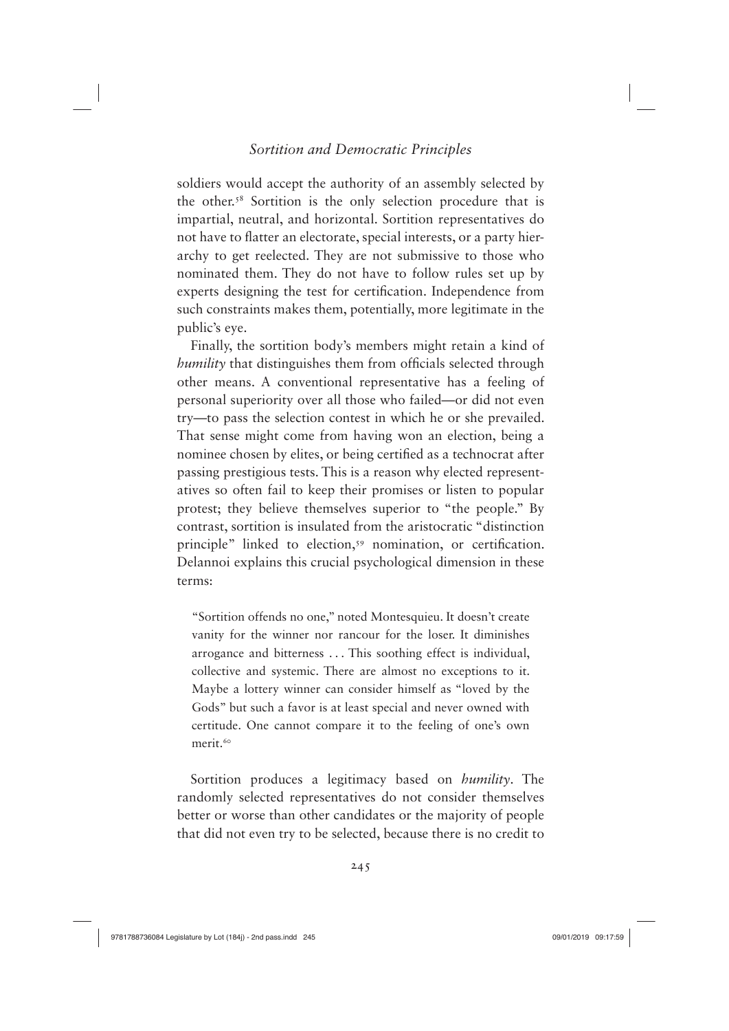soldiers would accept the authority of an assembly selected by the other.[58] Sortition is the only selection procedure that is impartial, neutral, and horizontal. Sortition representatives do not have to flatter an electorate, special interests, or a party hierarchy to get reelected. They are not submissive to those who nominated them. They do not have to follow rules set up by experts designing the test for certification. Independence from such constraints makes them, potentially, more legitimate in the public's eye.

Finally, the sortition body's members might retain a kind of *humility* that distinguishes them from officials selected through other means. A conventional representative has a feeling of personal superiority over all those who failed—or did not even try—to pass the selection contest in which he or she prevailed. That sense might come from having won an election, being a nominee chosen by elites, or being certified as a technocrat after passing prestigious tests. This is a reason why elected representatives so often fail to keep their promises or listen to popular protest; they believe themselves superior to "the people." By contrast, sortition is insulated from the aristocratic "distinction principle" linked to election,[59] nomination, or certification. Delannoi explains this crucial psychological dimension in these terms:

> "Sortition offends no one," noted Montesquieu. It doesn't create vanity for the winner nor rancour for the loser. It diminishes arrogance and bitterness . . . This soothing effect is individual, collective and systemic. There are almost no exceptions to it. Maybe a lottery winner can consider himself as "loved by the Gods" but such a favor is at least special and never owned with certitude. One cannot compare it to the feeling of one's own merit.[60]

Sortition produces a legitimacy based on *humility*. The randomly selected representatives do not consider themselves better or worse than other candidates or the majority of people that did not even try to be selected, because there is no credit to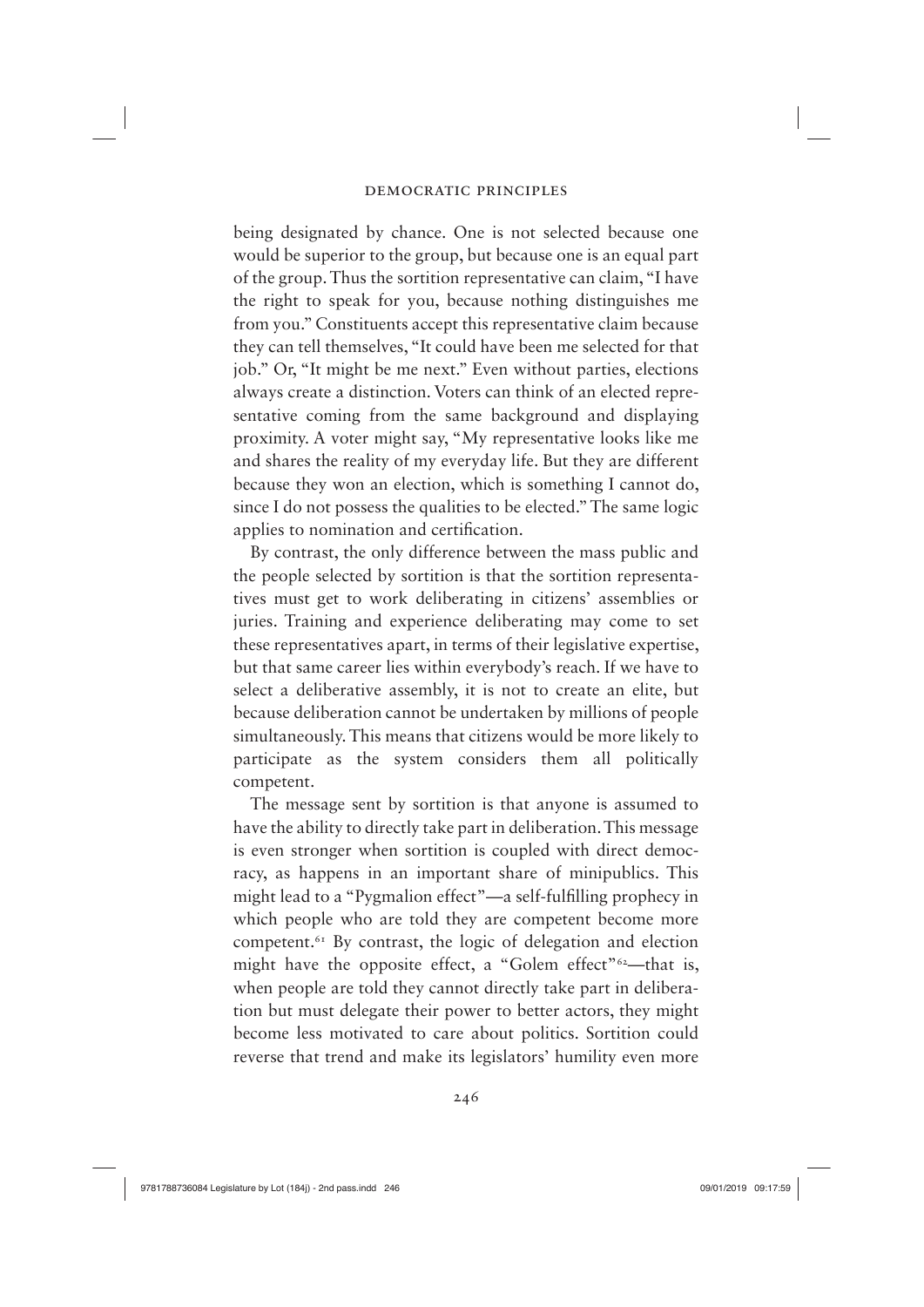being designated by chance. One is not selected because one would be superior to the group, but because one is an equal part of the group. Thus the sortition representative can claim, "I have the right to speak for you, because nothing distinguishes me from you." Constituents accept this representative claim because they can tell themselves, "It could have been me selected for that job." Or, "It might be me next." Even without parties, elections always create a distinction. Voters can think of an elected representative coming from the same background and displaying proximity. A voter might say, "My representative looks like me and shares the reality of my everyday life. But they are different because they won an election, which is something I cannot do, since I do not possess the qualities to be elected." The same logic applies to nomination and certification.

By contrast, the only difference between the mass public and the people selected by sortition is that the sortition representatives must get to work deliberating in citizens' assemblies or juries. Training and experience deliberating may come to set these representatives apart, in terms of their legislative expertise, but that same career lies within everybody's reach. If we have to select a deliberative assembly, it is not to create an elite, but because deliberation cannot be undertaken by millions of people simultaneously. This means that citizens would be more likely to participate as the system considers them all politically competent.

The message sent by sortition is that anyone is assumed to have the ability to directly take part in deliberation. This message is even stronger when sortition is coupled with direct democracy, as happens in an important share of minipublics. This might lead to a "Pygmalion effect"—a self-fulfilling prophecy in which people who are told they are competent become more competent.[61] By contrast, the logic of delegation and election might have the opposite effect, a "Golem effect"[62]—that is, when people are told they cannot directly take part in deliberation but must delegate their power to better actors, they might become less motivated to care about politics. Sortition could reverse that trend and make its legislators' humility even more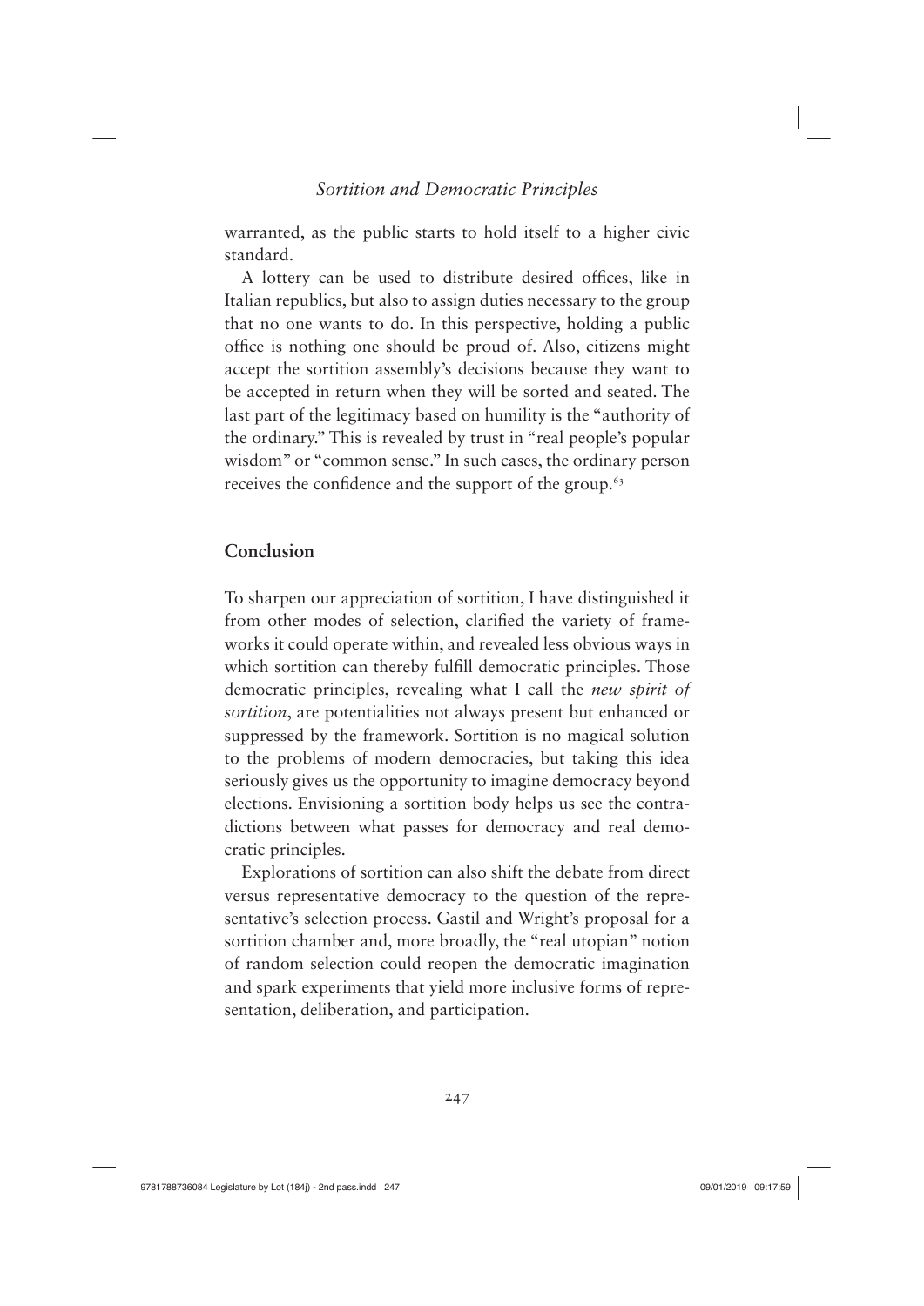warranted, as the public starts to hold itself to a higher civic standard.

A lottery can be used to distribute desired offices, like in Italian republics, but also to assign duties necessary to the group that no one wants to do. In this perspective, holding a public office is nothing one should be proud of. Also, citizens might accept the sortition assembly's decisions because they want to be accepted in return when they will be sorted and seated. The last part of the legitimacy based on humility is the "authority of the ordinary." This is revealed by trust in "real people's popular wisdom" or "common sense." In such cases, the ordinary person receives the confidence and the support of the group.[63]

## Conclusion

To sharpen our appreciation of sortition, I have distinguished it from other modes of selection, clarified the variety of frameworks it could operate within, and revealed less obvious ways in which sortition can thereby fulfill democratic principles. Those democratic principles, revealing what I call the *new spirit of sortition*, are potentialities not always present but enhanced or suppressed by the framework. Sortition is no magical solution to the problems of modern democracies, but taking this idea seriously gives us the opportunity to imagine democracy beyond elections. Envisioning a sortition body helps us see the contradictions between what passes for democracy and real democratic principles.

Explorations of sortition can also shift the debate from direct versus representative democracy to the question of the representative's selection process. Gastil and Wright's proposal for a sortition chamber and, more broadly, the "real utopian" notion of random selection could reopen the democratic imagination and spark experiments that yield more inclusive forms of representation, deliberation, and participation.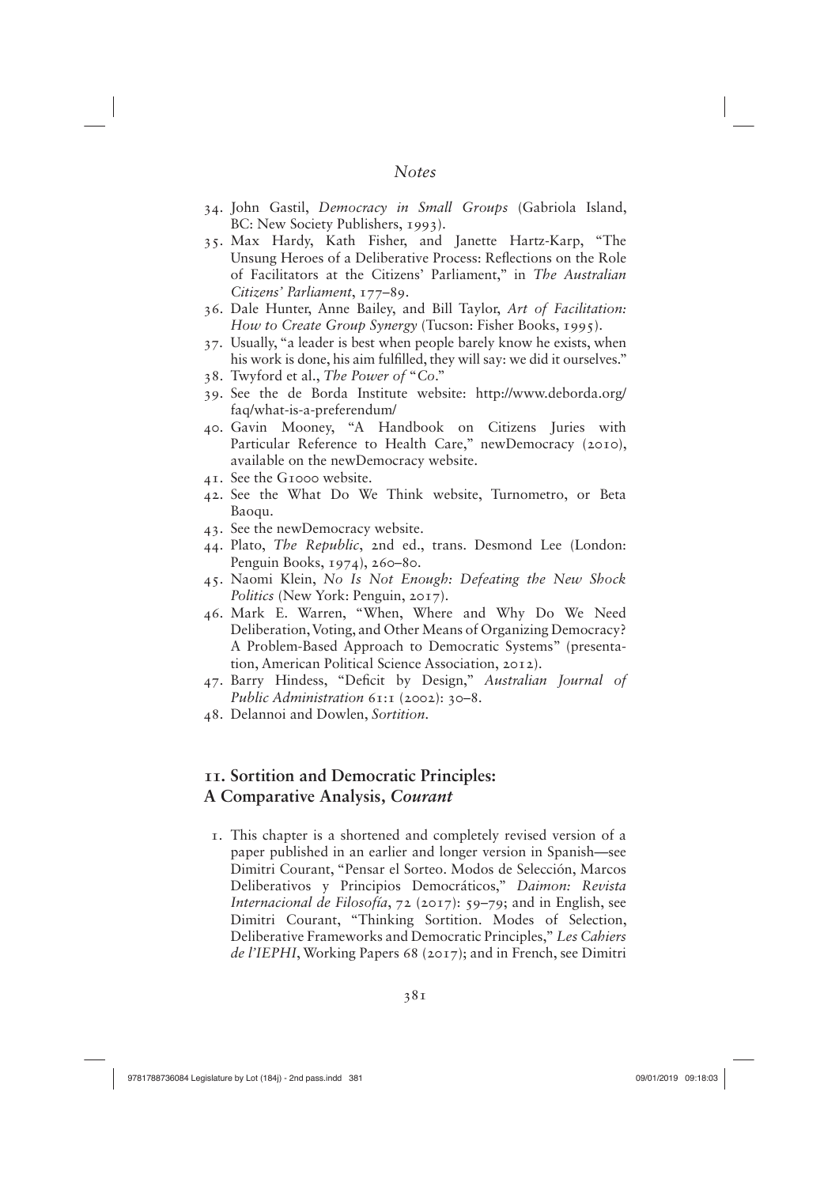34. John Gastil, *Democracy in Small Groups* (Gabriola Island, BC: New Society Publishers, 1993).
35. Max Hardy, Kath Fisher, and Janette Hartz-Karp, "The Unsung Heroes of a Deliberative Process: Reflections on the Role of Facilitators at the Citizens' Parliament," in *The Australian Citizens' Parliament*, 177–89.
36. Dale Hunter, Anne Bailey, and Bill Taylor, *Art of Facilitation: How to Create Group Synergy* (Tucson: Fisher Books, 1995).
37. Usually, "a leader is best when people barely know he exists, when his work is done, his aim fulfilled, they will say: we did it ourselves."
38. Twyford et al., *The Power of "Co."*
39. See the de Borda Institute website: http://www.deborda.org/faq/what-is-a-preferendum/
40. Gavin Mooney, "A Handbook on Citizens Juries with Particular Reference to Health Care," newDemocracy (2010), available on the newDemocracy website.
41. See the G1000 website.
42. See the What Do We Think website, Turnometro, or Beta Baoqu.
43. See the newDemocracy website.
44. Plato, *The Republic*, 2nd ed., trans. Desmond Lee (London: Penguin Books, 1974), 260–80.
45. Naomi Klein, *No Is Not Enough: Defeating the New Shock Politics* (New York: Penguin, 2017).
46. Mark E. Warren, "When, Where and Why Do We Need Deliberation, Voting, and Other Means of Organizing Democracy? A Problem-Based Approach to Democratic Systems" (presentation, American Political Science Association, 2012).
47. Barry Hindess, "Deficit by Design," *Australian Journal of Public Administration* 61:1 (2002): 30–8.
48. Delannoi and Dowlen, *Sortition*.

## 11. Sortition and Democratic Principles: A Comparative Analysis, *Courant*

1. This chapter is a shortened and completely revised version of a paper published in an earlier and longer version in Spanish—see Dimitri Courant, "Pensar el Sorteo. Modos de Selección, Marcos Deliberativos y Principios Democráticos," *Daimon: Revista Internacional de Filosofía*, 72 (2017): 59–79; and in English, see Dimitri Courant, "Thinking Sortition. Modes of Selection, Deliberative Frameworks and Democratic Principles," *Les Cahiers de l'IEPHI*, Working Papers 68 (2017); and in French, see Dimitri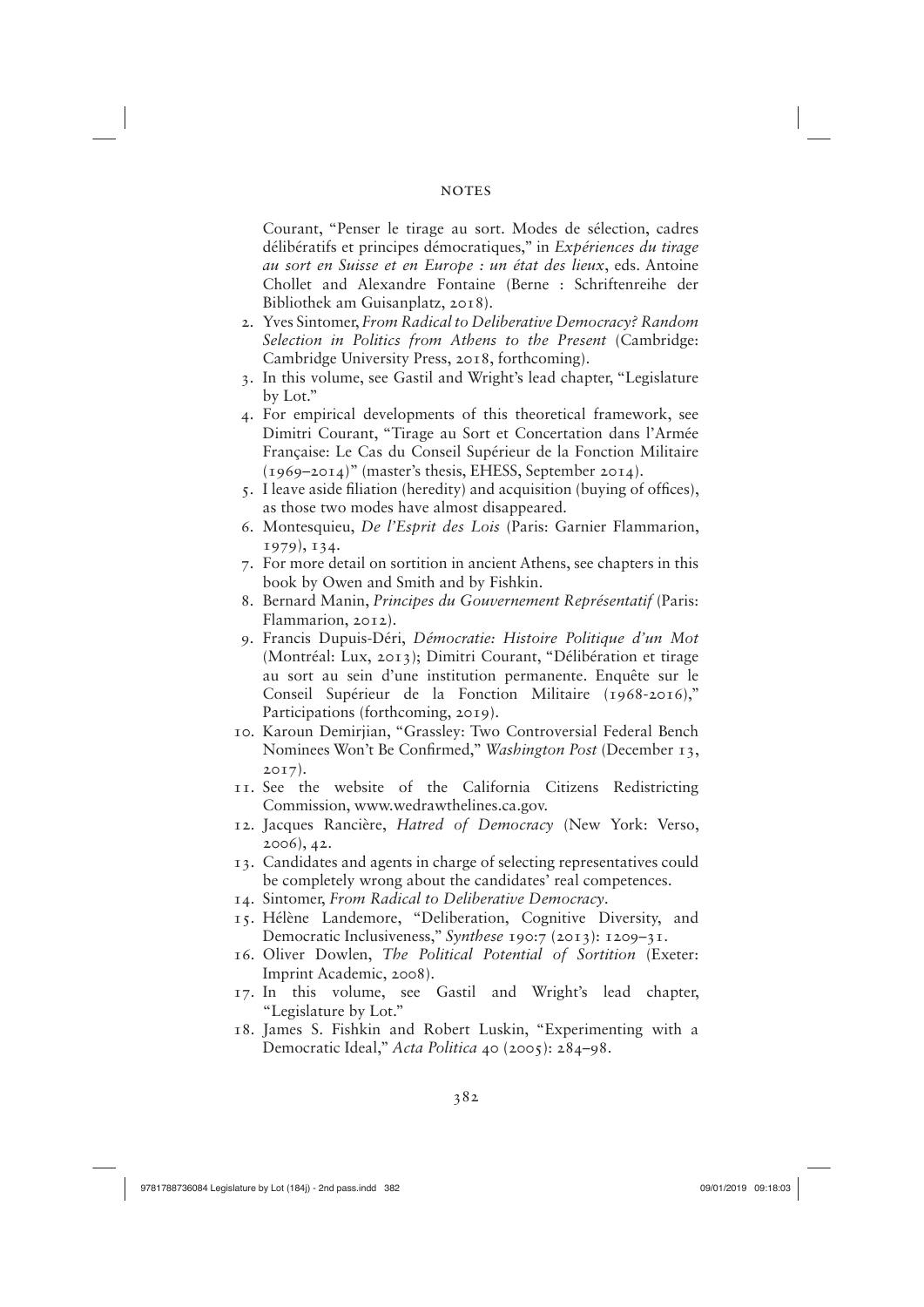Courant, "Penser le tirage au sort. Modes de sélection, cadres délibératifs et principes démocratiques," in *Expériences du tirage au sort en Suisse et en Europe : un état des lieux*, eds. Antoine Chollet and Alexandre Fontaine (Berne : Schriftenreihe der Bibliothek am Guisanplatz, 2018).

2. Yves Sintomer, *From Radical to Deliberative Democracy? Random Selection in Politics from Athens to the Present* (Cambridge: Cambridge University Press, 2018, forthcoming).
3. In this volume, see Gastil and Wright's lead chapter, "Legislature by Lot."
4. For empirical developments of this theoretical framework, see Dimitri Courant, "Tirage au Sort et Concertation dans l'Armée Française: Le Cas du Conseil Supérieur de la Fonction Militaire (1969–2014)" (master's thesis, EHESS, September 2014).
5. I leave aside filiation (heredity) and acquisition (buying of offices), as those two modes have almost disappeared.
6. Montesquieu, *De l'Esprit des Lois* (Paris: Garnier Flammarion, 1979), 134.
7. For more detail on sortition in ancient Athens, see chapters in this book by Owen and Smith and by Fishkin.
8. Bernard Manin, *Principes du Gouvernement Représentatif* (Paris: Flammarion, 2012).
9. Francis Dupuis-Déri, *Démocratie: Histoire Politique d'un Mot* (Montréal: Lux, 2013); Dimitri Courant, "Délibération et tirage au sort au sein d'une institution permanente. Enquête sur le Conseil Supérieur de la Fonction Militaire (1968-2016)," Participations (forthcoming, 2019).
10. Karoun Demirjian, "Grassley: Two Controversial Federal Bench Nominees Won't Be Confirmed," *Washington Post* (December 13, 2017).
11. See the website of the California Citizens Redistricting Commission, www.wedrawthelines.ca.gov.
12. Jacques Rancière, *Hatred of Democracy* (New York: Verso, 2006), 42.
13. Candidates and agents in charge of selecting representatives could be completely wrong about the candidates' real competences.
14. Sintomer, *From Radical to Deliberative Democracy*.
15. Hélène Landemore, "Deliberation, Cognitive Diversity, and Democratic Inclusiveness," *Synthese* 190:7 (2013): 1209–31.
16. Oliver Dowlen, *The Political Potential of Sortition* (Exeter: Imprint Academic, 2008).
17. In this volume, see Gastil and Wright's lead chapter, "Legislature by Lot."
18. James S. Fishkin and Robert Luskin, "Experimenting with a Democratic Ideal," *Acta Politica* 40 (2005): 284–98.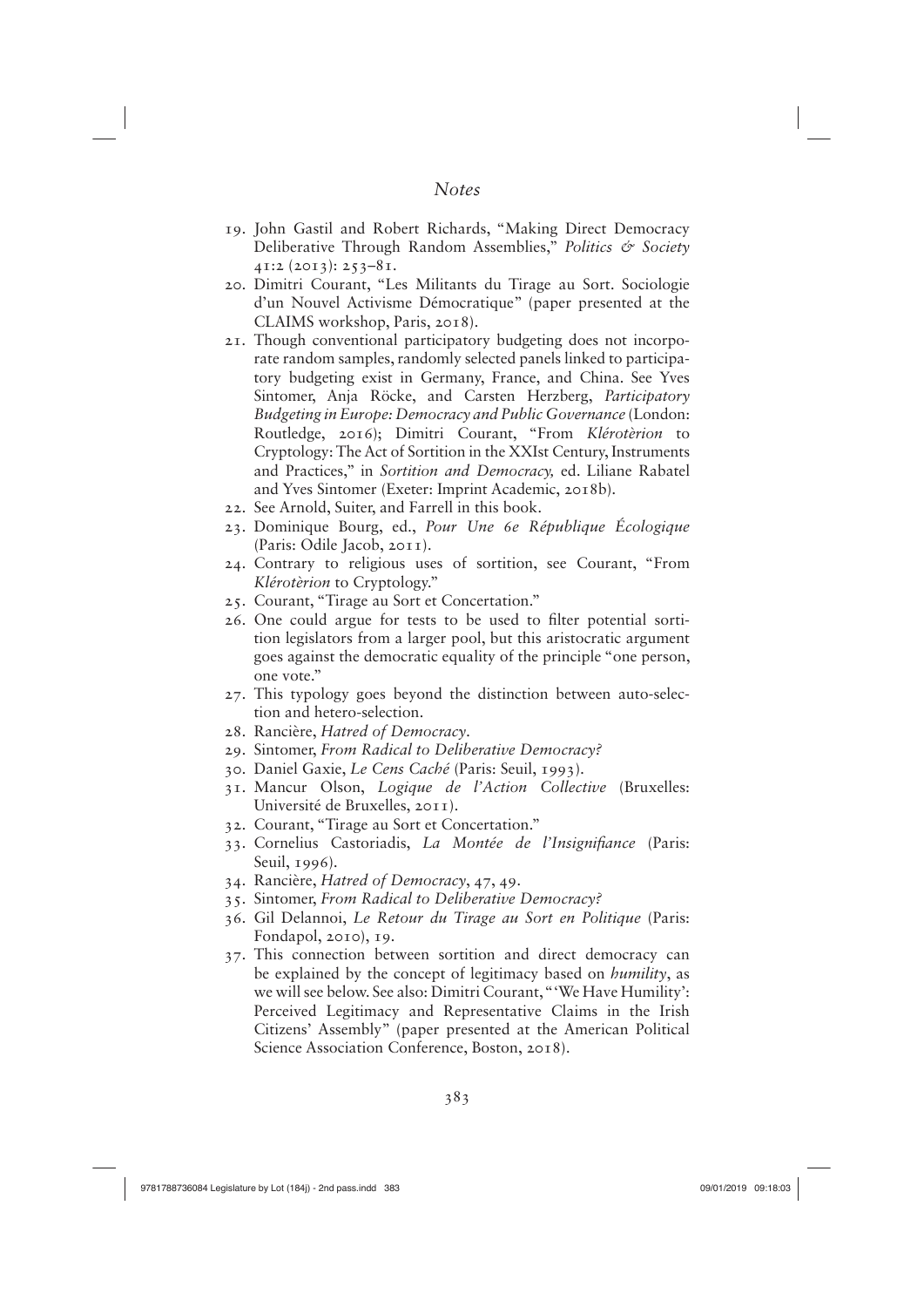19. John Gastil and Robert Richards, "Making Direct Democracy Deliberative Through Random Assemblies," *Politics & Society* 41:2 (2013): 253–81.
20. Dimitri Courant, "Les Militants du Tirage au Sort. Sociologie d'un Nouvel Activisme Démocratique" (paper presented at the CLAIMS workshop, Paris, 2018).
21. Though conventional participatory budgeting does not incorporate random samples, randomly selected panels linked to participatory budgeting exist in Germany, France, and China. See Yves Sintomer, Anja Röcke, and Carsten Herzberg, *Participatory Budgeting in Europe: Democracy and Public Governance* (London: Routledge, 2016); Dimitri Courant, "From *Klérotèrion* to Cryptology: The Act of Sortition in the XXIst Century, Instruments and Practices," in *Sortition and Democracy,* ed. Liliane Rabatel and Yves Sintomer (Exeter: Imprint Academic, 2018b).
22. See Arnold, Suiter, and Farrell in this book.
23. Dominique Bourg, ed., *Pour Une 6e République Écologique* (Paris: Odile Jacob, 2011).
24. Contrary to religious uses of sortition, see Courant, "From *Klérotèrion* to Cryptology."
25. Courant, "Tirage au Sort et Concertation."
26. One could argue for tests to be used to filter potential sortition legislators from a larger pool, but this aristocratic argument goes against the democratic equality of the principle "one person, one vote."
27. This typology goes beyond the distinction between auto-selection and hetero-selection.
28. Rancière, *Hatred of Democracy*.
29. Sintomer, *From Radical to Deliberative Democracy?*
30. Daniel Gaxie, *Le Cens Caché* (Paris: Seuil, 1993).
31. Mancur Olson, *Logique de l'Action Collective* (Bruxelles: Université de Bruxelles, 2011).
32. Courant, "Tirage au Sort et Concertation."
33. Cornelius Castoriadis, *La Montée de l'Insignifiance* (Paris: Seuil, 1996).
34. Rancière, *Hatred of Democracy*, 47, 49.
35. Sintomer, *From Radical to Deliberative Democracy?*
36. Gil Delannoi, *Le Retour du Tirage au Sort en Politique* (Paris: Fondapol, 2010), 19.
37. This connection between sortition and direct democracy can be explained by the concept of legitimacy based on *humility*, as we will see below. See also: Dimitri Courant, "'We Have Humility': Perceived Legitimacy and Representative Claims in the Irish Citizens' Assembly" (paper presented at the American Political Science Association Conference, Boston, 2018).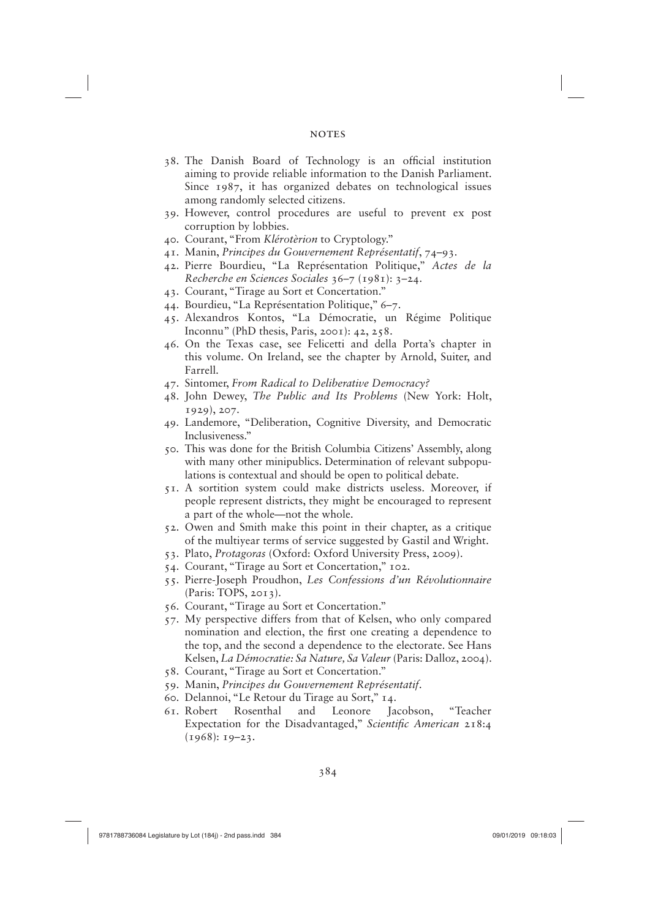38. The Danish Board of Technology is an official institution aiming to provide reliable information to the Danish Parliament. Since 1987, it has organized debates on technological issues among randomly selected citizens.
39. However, control procedures are useful to prevent ex post corruption by lobbies.
40. Courant, "From *Klérotèrion* to Cryptology."
41. Manin, *Principes du Gouvernement Représentatif*, 74–93.
42. Pierre Bourdieu, "La Représentation Politique," *Actes de la Recherche en Sciences Sociales* 36–7 (1981): 3–24.
43. Courant, "Tirage au Sort et Concertation."
44. Bourdieu, "La Représentation Politique," 6–7.
45. Alexandros Kontos, "La Démocratie, un Régime Politique Inconnu" (PhD thesis, Paris, 2001): 42, 258.
46. On the Texas case, see Felicetti and della Porta's chapter in this volume. On Ireland, see the chapter by Arnold, Suiter, and Farrell.
47. Sintomer, *From Radical to Deliberative Democracy?*
48. John Dewey, *The Public and Its Problems* (New York: Holt, 1929), 207.
49. Landemore, "Deliberation, Cognitive Diversity, and Democratic Inclusiveness."
50. This was done for the British Columbia Citizens' Assembly, along with many other minipublics. Determination of relevant subpopulations is contextual and should be open to political debate.
51. A sortition system could make districts useless. Moreover, if people represent districts, they might be encouraged to represent a part of the whole—not the whole.
52. Owen and Smith make this point in their chapter, as a critique of the multiyear terms of service suggested by Gastil and Wright.
53. Plato, *Protagoras* (Oxford: Oxford University Press, 2009).
54. Courant, "Tirage au Sort et Concertation," 102.
55. Pierre-Joseph Proudhon, *Les Confessions d'un Révolutionnaire* (Paris: TOPS, 2013).
56. Courant, "Tirage au Sort et Concertation."
57. My perspective differs from that of Kelsen, who only compared nomination and election, the first one creating a dependence to the top, and the second a dependence to the electorate. See Hans Kelsen, *La Démocratie: Sa Nature, Sa Valeur* (Paris: Dalloz, 2004).
58. Courant, "Tirage au Sort et Concertation."
59. Manin, *Principes du Gouvernement Représentatif*.
60. Delannoi, "Le Retour du Tirage au Sort," 14.
61. Robert Rosenthal and Leonore Jacobson, "Teacher Expectation for the Disadvantaged," *Scientific American* 218:4 (1968): 19–23.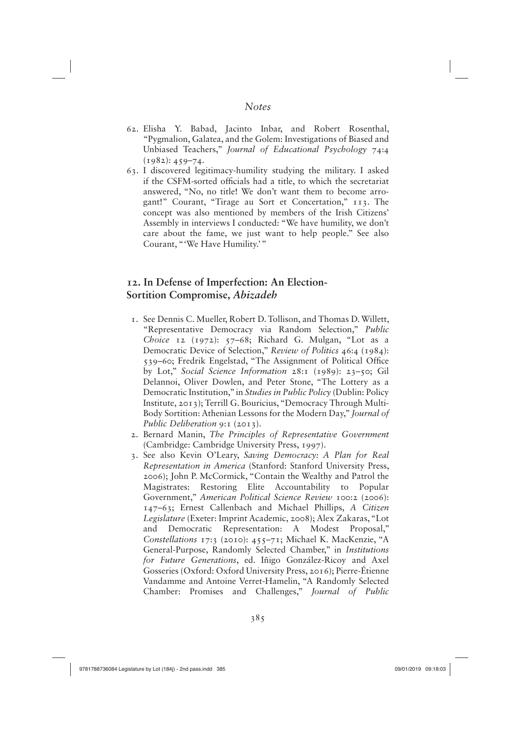62. Elisha Y. Babad, Jacinto Inbar, and Robert Rosenthal, "Pygmalion, Galatea, and the Golem: Investigations of Biased and Unbiased Teachers," *Journal of Educational Psychology* 74:4 (1982): 459–74.
63. I discovered legitimacy-humility studying the military. I asked if the CSFM-sorted officials had a title, to which the secretariat answered, "No, no title! We don't want them to become arrogant!" Courant, "Tirage au Sort et Concertation," 113. The concept was also mentioned by members of the Irish Citizens' Assembly in interviews I conducted: "We have humility, we don't care about the fame, we just want to help people." See also Courant, "'We Have Humility.'"

## 12. In Defense of Imperfection: An Election-Sortition Compromise, *Abizadeh*

1. See Dennis C. Mueller, Robert D. Tollison, and Thomas D. Willett, "Representative Democracy via Random Selection," *Public Choice* 12 (1972): 57–68; Richard G. Mulgan, "Lot as a Democratic Device of Selection," *Review of Politics* 46:4 (1984): 539–60; Fredrik Engelstad, "The Assignment of Political Office by Lot," *Social Science Information* 28:1 (1989): 23–50; Gil Delannoi, Oliver Dowlen, and Peter Stone, "The Lottery as a Democratic Institution," in *Studies in Public Policy* (Dublin: Policy Institute, 2013); Terrill G. Bouricius, "Democracy Through Multi-Body Sortition: Athenian Lessons for the Modern Day," *Journal of Public Deliberation* 9:1 (2013).
2. Bernard Manin, *The Principles of Representative Government* (Cambridge: Cambridge University Press, 1997).
3. See also Kevin O'Leary, *Saving Democracy: A Plan for Real Representation in America* (Stanford: Stanford University Press, 2006); John P. McCormick, "Contain the Wealthy and Patrol the Magistrates: Restoring Elite Accountability to Popular Government," *American Political Science Review* 100:2 (2006): 147–63; Ernest Callenbach and Michael Phillips, *A Citizen Legislature* (Exeter: Imprint Academic, 2008); Alex Zakaras, "Lot and Democratic Representation: A Modest Proposal," *Constellations* 17:3 (2010): 455–71; Michael K. MacKenzie, "A General-Purpose, Randomly Selected Chamber," in *Institutions for Future Generations*, ed. Iñigo González-Ricoy and Axel Gosseries (Oxford: Oxford University Press, 2016); Pierre-Étienne Vandamme and Antoine Verret-Hamelin, "A Randomly Selected Chamber: Promises and Challenges," *Journal of Public*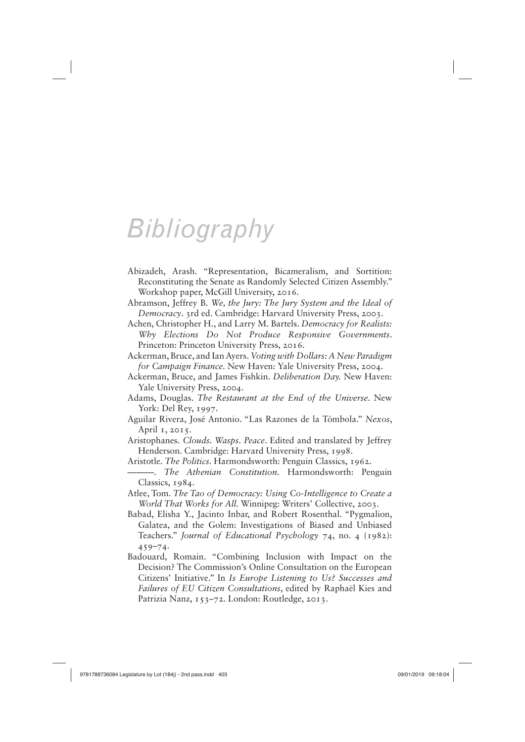# Bibliography

Abizadeh, Arash. "Representation, Bicameralism, and Sortition: Reconstituting the Senate as Randomly Selected Citizen Assembly." Workshop paper, McGill University, 2016.

Abramson, Jeffrey B. *We, the Jury: The Jury System and the Ideal of Democracy*. 3rd ed. Cambridge: Harvard University Press, 2003.

Achen, Christopher H., and Larry M. Bartels. *Democracy for Realists: Why Elections Do Not Produce Responsive Governments*. Princeton: Princeton University Press, 2016.

Ackerman, Bruce, and Ian Ayers. *Voting with Dollars: A New Paradigm for Campaign Finance*. New Haven: Yale University Press, 2004.

Ackerman, Bruce, and James Fishkin. *Deliberation Day.* New Haven: Yale University Press, 2004.

Adams, Douglas. *The Restaurant at the End of the Universe*. New York: Del Rey, 1997.

Aguilar Rivera, José Antonio. "Las Razones de la Tómbola." *Nexos*, April 1, 2015.

Aristophanes. *Clouds. Wasps. Peace*. Edited and translated by Jeffrey Henderson. Cambridge: Harvard University Press, 1998.

Aristotle. *The Politics*. Harmondsworth: Penguin Classics, 1962.

———. *The Athenian Constitution.* Harmondsworth: Penguin Classics, 1984.

Atlee, Tom. *The Tao of Democracy: Using Co-Intelligence to Create a World That Works for All.* Winnipeg: Writers' Collective, 2003.

Babad, Elisha Y., Jacinto Inbar, and Robert Rosenthal. "Pygmalion, Galatea, and the Golem: Investigations of Biased and Unbiased Teachers." *Journal of Educational Psychology* 74, no. 4 (1982): 459–74.

Badouard, Romain. "Combining Inclusion with Impact on the Decision? The Commission's Online Consultation on the European Citizens' Initiative." In *Is Europe Listening to Us? Successes and Failures of EU Citizen Consultations*, edited by Raphaël Kies and Patrizia Nanz, 153–72. London: Routledge, 2013.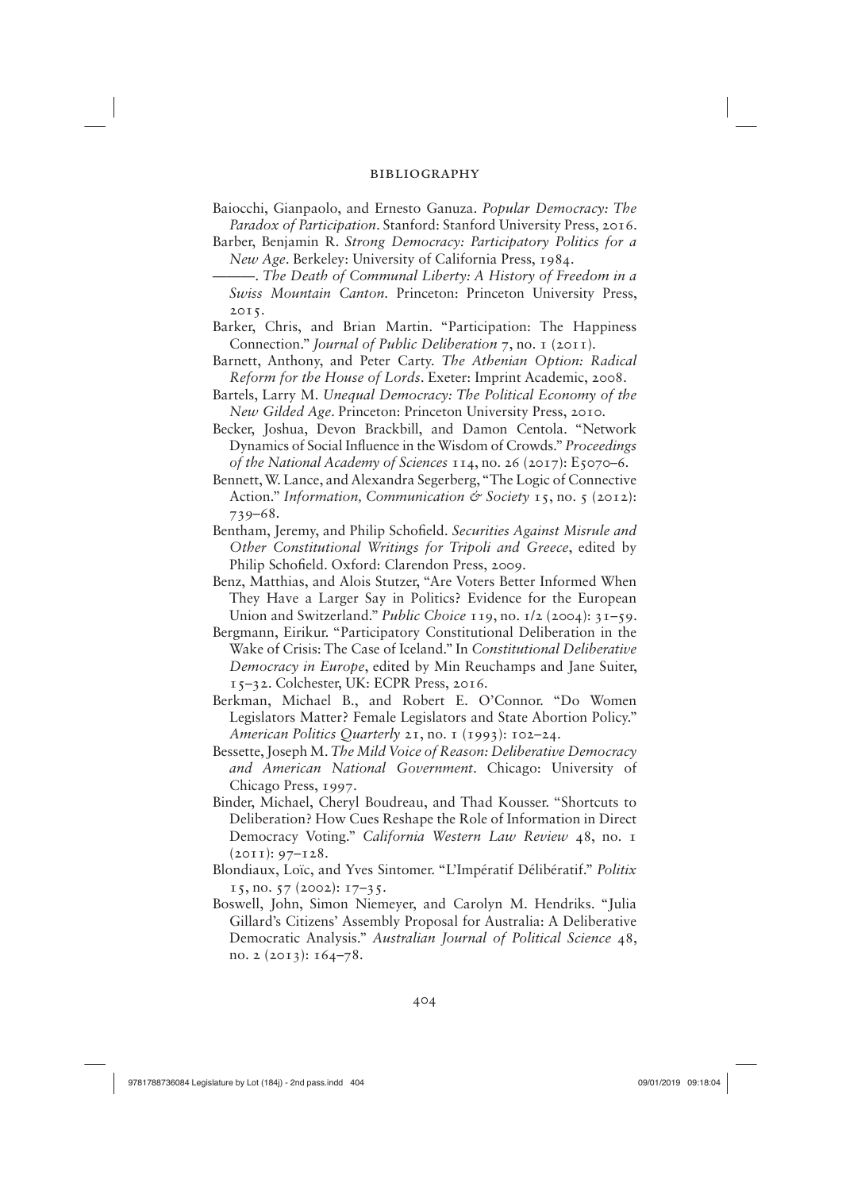Baiocchi, Gianpaolo, and Ernesto Ganuza. *Popular Democracy: The Paradox of Participation*. Stanford: Stanford University Press, 2016.

Barber, Benjamin R. *Strong Democracy: Participatory Politics for a New Age*. Berkeley: University of California Press, 1984.

———. *The Death of Communal Liberty: A History of Freedom in a Swiss Mountain Canton*. Princeton: Princeton University Press, 2015.

Barker, Chris, and Brian Martin. "Participation: The Happiness Connection." *Journal of Public Deliberation* 7, no. 1 (2011).

Barnett, Anthony, and Peter Carty. *The Athenian Option: Radical Reform for the House of Lords*. Exeter: Imprint Academic, 2008.

Bartels, Larry M. *Unequal Democracy: The Political Economy of the New Gilded Age*. Princeton: Princeton University Press, 2010.

Becker, Joshua, Devon Brackbill, and Damon Centola. "Network Dynamics of Social Influence in the Wisdom of Crowds." *Proceedings of the National Academy of Sciences* 114, no. 26 (2017): E5070–6.

Bennett, W. Lance, and Alexandra Segerberg, "The Logic of Connective Action." *Information, Communication & Society* 15, no. 5 (2012): 739–68.

Bentham, Jeremy, and Philip Schofield. *Securities Against Misrule and Other Constitutional Writings for Tripoli and Greece*, edited by Philip Schofield. Oxford: Clarendon Press, 2009.

Benz, Matthias, and Alois Stutzer, "Are Voters Better Informed When They Have a Larger Say in Politics? Evidence for the European Union and Switzerland." *Public Choice* 119, no. 1/2 (2004): 31–59.

Bergmann, Eirikur. "Participatory Constitutional Deliberation in the Wake of Crisis: The Case of Iceland." In *Constitutional Deliberative Democracy in Europe*, edited by Min Reuchamps and Jane Suiter, 15–32. Colchester, UK: ECPR Press, 2016.

Berkman, Michael B., and Robert E. O'Connor. "Do Women Legislators Matter? Female Legislators and State Abortion Policy." *American Politics Quarterly* 21, no. 1 (1993): 102–24.

Bessette, Joseph M. *The Mild Voice of Reason: Deliberative Democracy and American National Government*. Chicago: University of Chicago Press, 1997.

Binder, Michael, Cheryl Boudreau, and Thad Kousser. "Shortcuts to Deliberation? How Cues Reshape the Role of Information in Direct Democracy Voting." *California Western Law Review* 48, no. 1 (2011): 97–128.

Blondiaux, Loïc, and Yves Sintomer. "L'Impératif Délibératif." *Politix* 15, no. 57 (2002): 17–35.

Boswell, John, Simon Niemeyer, and Carolyn M. Hendriks. "Julia Gillard's Citizens' Assembly Proposal for Australia: A Deliberative Democratic Analysis." *Australian Journal of Political Science* 48, no. 2 (2013): 164–78.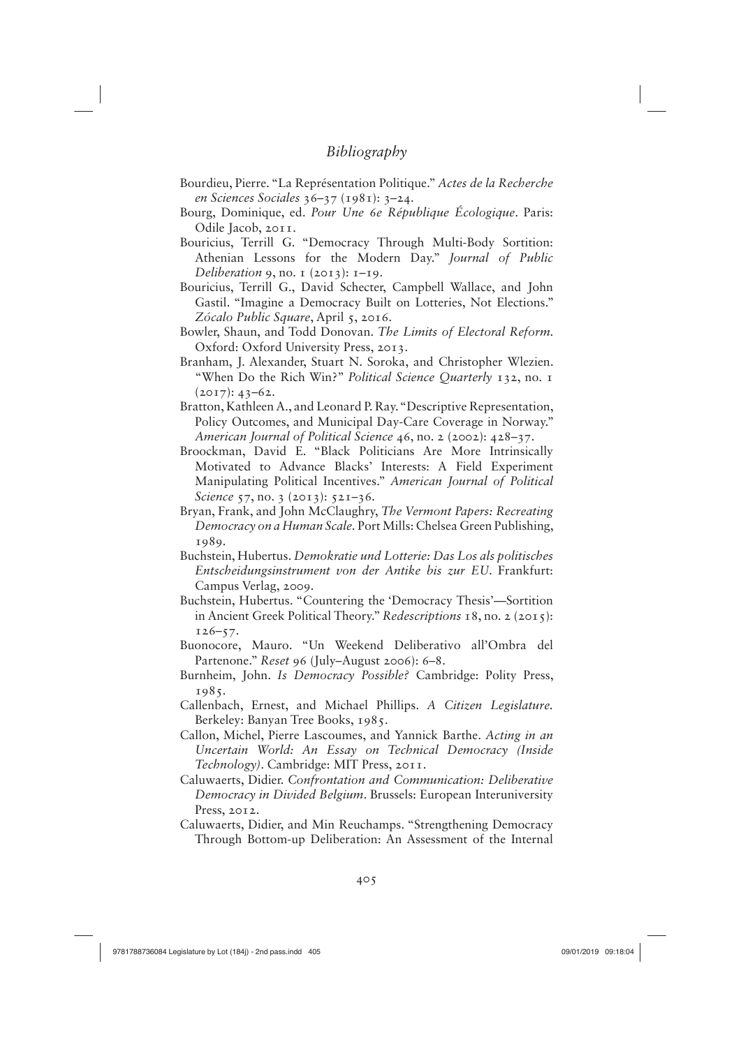# *Bibliography*

Bourdieu, Pierre. "La Représentation Politique." *Actes de la Recherche en Sciences Sociales* 36–37 (1981): 3–24.

Bourg, Dominique, ed. *Pour Une 6e République Écologique*. Paris: Odile Jacob, 2011.

Bouricius, Terrill G. "Democracy Through Multi-Body Sortition: Athenian Lessons for the Modern Day." *Journal of Public Deliberation* 9, no. 1 (2013): 1–19.

Bouricius, Terrill G., David Schecter, Campbell Wallace, and John Gastil. "Imagine a Democracy Built on Lotteries, Not Elections." *Zócalo Public Square*, April 5, 2016.

Bowler, Shaun, and Todd Donovan. *The Limits of Electoral Reform*. Oxford: Oxford University Press, 2013.

Branham, J. Alexander, Stuart N. Soroka, and Christopher Wlezien. "When Do the Rich Win?" *Political Science Quarterly* 132, no. 1 (2017): 43–62.

Bratton, Kathleen A., and Leonard P. Ray. "Descriptive Representation, Policy Outcomes, and Municipal Day-Care Coverage in Norway." *American Journal of Political Science* 46, no. 2 (2002): 428–37.

Broockman, David E. "Black Politicians Are More Intrinsically Motivated to Advance Blacks' Interests: A Field Experiment Manipulating Political Incentives." *American Journal of Political Science* 57, no. 3 (2013): 521–36.

Bryan, Frank, and John McClaughry, *The Vermont Papers: Recreating Democracy on a Human Scale*. Port Mills: Chelsea Green Publishing, 1989.

Buchstein, Hubertus. *Demokratie und Lotterie: Das Los als politisches Entscheidungsinstrument von der Antike bis zur EU*. Frankfurt: Campus Verlag, 2009.

Buchstein, Hubertus. "Countering the 'Democracy Thesis'—Sortition in Ancient Greek Political Theory." *Redescriptions* 18, no. 2 (2015): 126–57.

Buonocore, Mauro. "Un Weekend Deliberativo all'Ombra del Partenone." *Reset* 96 (July–August 2006): 6–8.

Burnheim, John. *Is Democracy Possible?* Cambridge: Polity Press, 1985.

Callenbach, Ernest, and Michael Phillips. *A Citizen Legislature*. Berkeley: Banyan Tree Books, 1985.

Callon, Michel, Pierre Lascoumes, and Yannick Barthe. *Acting in an Uncertain World: An Essay on Technical Democracy (Inside Technology)*. Cambridge: MIT Press, 2011.

Caluwaerts, Didier. *Confrontation and Communication: Deliberative Democracy in Divided Belgium*. Brussels: European Interuniversity Press, 2012.

Caluwaerts, Didier, and Min Reuchamps. "Strengthening Democracy Through Bottom-up Deliberation: An Assessment of the Internal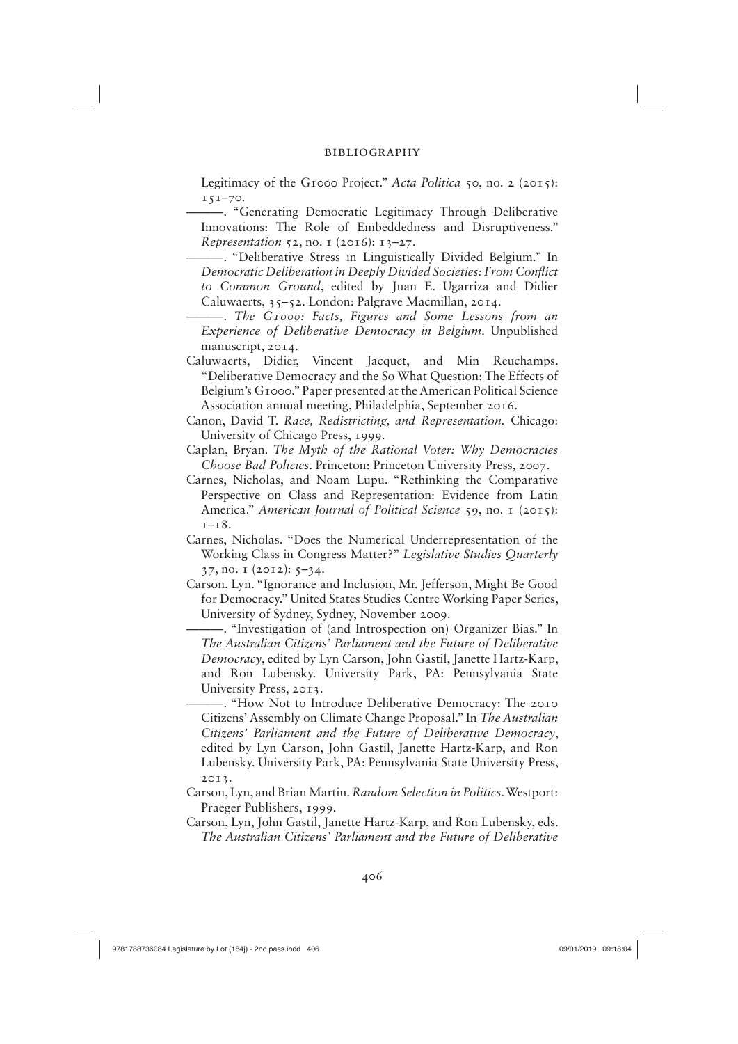Legitimacy of the G1000 Project." *Acta Politica* 50, no. 2 (2015): 151–70.

———. "Generating Democratic Legitimacy Through Deliberative Innovations: The Role of Embeddedness and Disruptiveness." *Representation* 52, no. 1 (2016): 13–27.

———. "Deliberative Stress in Linguistically Divided Belgium." In *Democratic Deliberation in Deeply Divided Societies: From Conflict to Common Ground*, edited by Juan E. Ugarriza and Didier Caluwaerts, 35–52. London: Palgrave Macmillan, 2014.

———. *The G1000: Facts, Figures and Some Lessons from an Experience of Deliberative Democracy in Belgium*. Unpublished manuscript, 2014.

Caluwaerts, Didier, Vincent Jacquet, and Min Reuchamps. "Deliberative Democracy and the So What Question: The Effects of Belgium's G1000." Paper presented at the American Political Science Association annual meeting, Philadelphia, September 2016.

Canon, David T. *Race, Redistricting, and Representation.* Chicago: University of Chicago Press, 1999.

Caplan, Bryan. *The Myth of the Rational Voter: Why Democracies Choose Bad Policies*. Princeton: Princeton University Press, 2007.

Carnes, Nicholas, and Noam Lupu. "Rethinking the Comparative Perspective on Class and Representation: Evidence from Latin America." *American Journal of Political Science* 59, no. 1 (2015): 1–18.

Carnes, Nicholas. "Does the Numerical Underrepresentation of the Working Class in Congress Matter?" *Legislative Studies Quarterly* 37, no. 1 (2012): 5–34.

Carson, Lyn. "Ignorance and Inclusion, Mr. Jefferson, Might Be Good for Democracy." United States Studies Centre Working Paper Series, University of Sydney, Sydney, November 2009.

———. "Investigation of (and Introspection on) Organizer Bias." In *The Australian Citizens' Parliament and the Future of Deliberative Democracy*, edited by Lyn Carson, John Gastil, Janette Hartz-Karp, and Ron Lubensky. University Park, PA: Pennsylvania State University Press, 2013.

———. "How Not to Introduce Deliberative Democracy: The 2010 Citizens' Assembly on Climate Change Proposal." In *The Australian Citizens' Parliament and the Future of Deliberative Democracy*, edited by Lyn Carson, John Gastil, Janette Hartz-Karp, and Ron Lubensky. University Park, PA: Pennsylvania State University Press, 2013.

Carson, Lyn, and Brian Martin. *Random Selection in Politics*. Westport: Praeger Publishers, 1999.

Carson, Lyn, John Gastil, Janette Hartz-Karp, and Ron Lubensky, eds. *The Australian Citizens' Parliament and the Future of Deliberative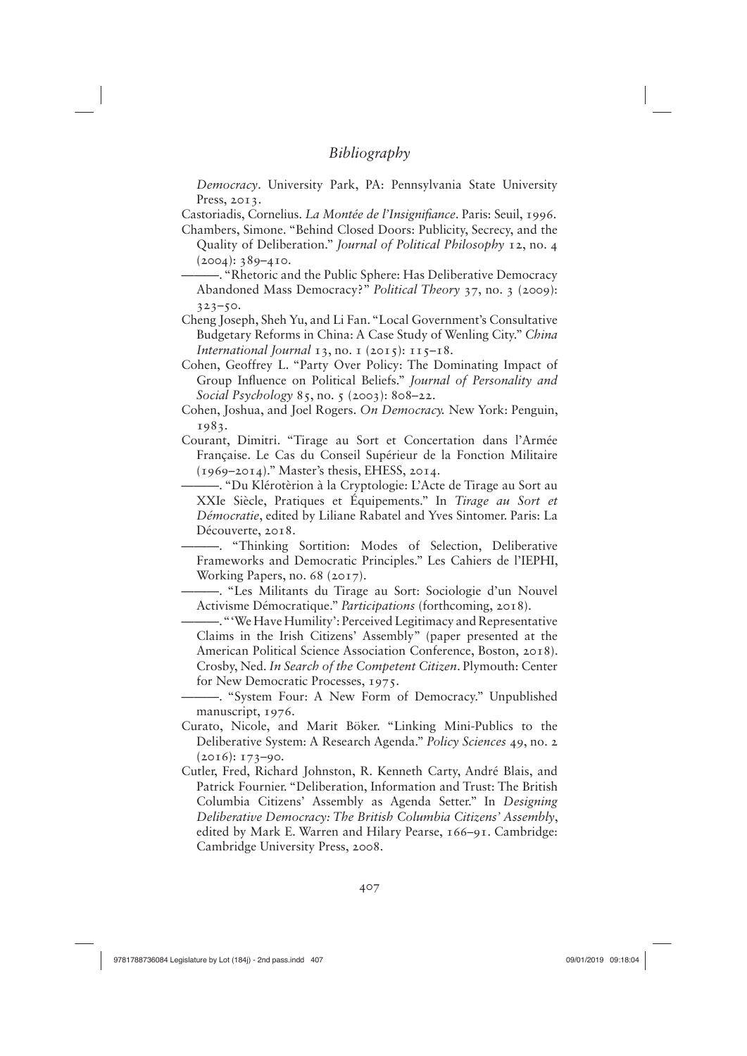*Democracy*. University Park, PA: Pennsylvania State University Press, 2013.

Castoriadis, Cornelius. *La Montée de l'Insignifiance*. Paris: Seuil, 1996.

Chambers, Simone. "Behind Closed Doors: Publicity, Secrecy, and the Quality of Deliberation." *Journal of Political Philosophy* 12, no. 4 (2004): 389–410.

———. "Rhetoric and the Public Sphere: Has Deliberative Democracy Abandoned Mass Democracy?" *Political Theory* 37, no. 3 (2009): 323–50.

Cheng Joseph, Sheh Yu, and Li Fan. "Local Government's Consultative Budgetary Reforms in China: A Case Study of Wenling City." *China International Journal* 13, no. 1 (2015): 115–18.

Cohen, Geoffrey L. "Party Over Policy: The Dominating Impact of Group Influence on Political Beliefs." *Journal of Personality and Social Psychology* 85, no. 5 (2003): 808–22.

Cohen, Joshua, and Joel Rogers. *On Democracy.* New York: Penguin, 1983.

Courant, Dimitri. "Tirage au Sort et Concertation dans l'Armée Française. Le Cas du Conseil Supérieur de la Fonction Militaire (1969–2014)." Master's thesis, EHESS, 2014.

———. "Du Klérotèrion à la Cryptologie: L'Acte de Tirage au Sort au XXIe Siècle, Pratiques et Équipements." In *Tirage au Sort et Démocratie*, edited by Liliane Rabatel and Yves Sintomer. Paris: La Découverte, 2018.

———. "Thinking Sortition: Modes of Selection, Deliberative Frameworks and Democratic Principles." Les Cahiers de l'IEPHI, Working Papers, no. 68 (2017).

———. "Les Militants du Tirage au Sort: Sociologie d'un Nouvel Activisme Démocratique." *Participations* (forthcoming, 2018).

———. "'We Have Humility': Perceived Legitimacy and Representative Claims in the Irish Citizens' Assembly" (paper presented at the American Political Science Association Conference, Boston, 2018).

Crosby, Ned. *In Search of the Competent Citizen*. Plymouth: Center for New Democratic Processes, 1975.

———. "System Four: A New Form of Democracy." Unpublished manuscript, 1976.

Curato, Nicole, and Marit Böker. "Linking Mini-Publics to the Deliberative System: A Research Agenda." *Policy Sciences* 49, no. 2 (2016): 173–90.

Cutler, Fred, Richard Johnston, R. Kenneth Carty, André Blais, and Patrick Fournier. "Deliberation, Information and Trust: The British Columbia Citizens' Assembly as Agenda Setter." In *Designing Deliberative Democracy: The British Columbia Citizens' Assembly*, edited by Mark E. Warren and Hilary Pearse, 166–91. Cambridge: Cambridge University Press, 2008.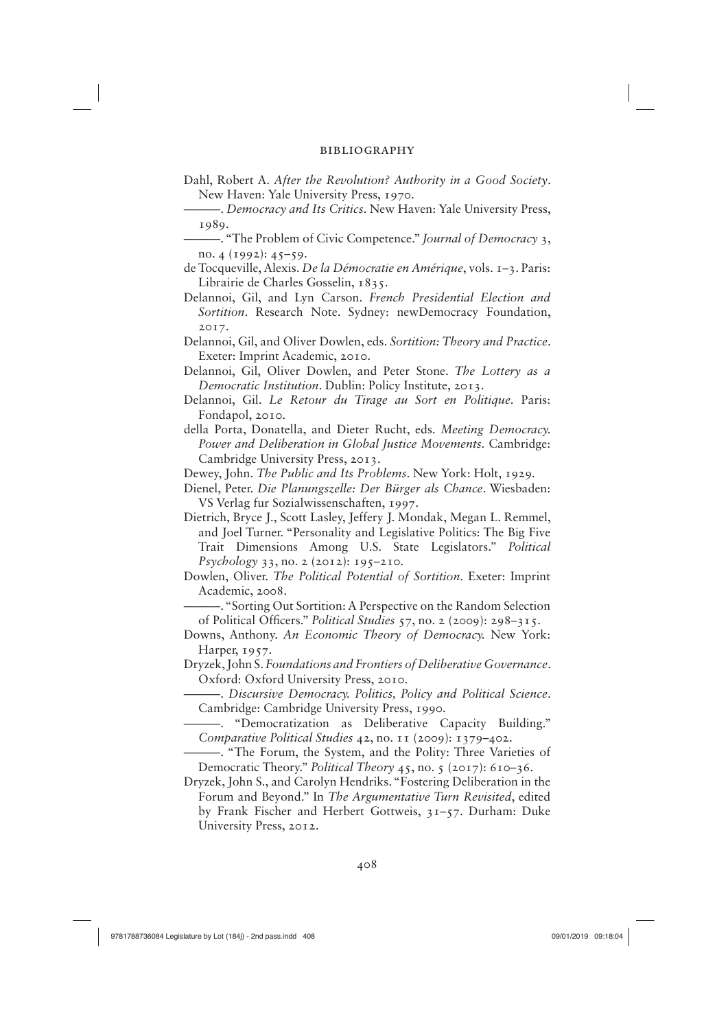Dahl, Robert A. *After the Revolution? Authority in a Good Society*. New Haven: Yale University Press, 1970.

———. *Democracy and Its Critics*. New Haven: Yale University Press, 1989.

———. "The Problem of Civic Competence." *Journal of Democracy* 3, no. 4 (1992): 45–59.

de Tocqueville, Alexis. *De la Démocratie en Amérique*, vols. 1–3. Paris: Librairie de Charles Gosselin, 1835.

Delannoi, Gil, and Lyn Carson. *French Presidential Election and Sortition*. Research Note. Sydney: newDemocracy Foundation, 2017.

Delannoi, Gil, and Oliver Dowlen, eds. *Sortition: Theory and Practice*. Exeter: Imprint Academic, 2010.

Delannoi, Gil, Oliver Dowlen, and Peter Stone. *The Lottery as a Democratic Institution*. Dublin: Policy Institute, 2013.

Delannoi, Gil. *Le Retour du Tirage au Sort en Politique*. Paris: Fondapol, 2010.

della Porta, Donatella, and Dieter Rucht, eds. *Meeting Democracy. Power and Deliberation in Global Justice Movements.* Cambridge: Cambridge University Press, 2013.

Dewey, John. *The Public and Its Problems*. New York: Holt, 1929.

Dienel, Peter. *Die Planungszelle: Der Bürger als Chance*. Wiesbaden: VS Verlag fur Sozialwissenschaften, 1997.

Dietrich, Bryce J., Scott Lasley, Jeffery J. Mondak, Megan L. Remmel, and Joel Turner. "Personality and Legislative Politics: The Big Five Trait Dimensions Among U.S. State Legislators." *Political Psychology* 33, no. 2 (2012): 195–210.

Dowlen, Oliver. *The Political Potential of Sortition*. Exeter: Imprint Academic, 2008.

———. "Sorting Out Sortition: A Perspective on the Random Selection of Political Officers." *Political Studies* 57, no. 2 (2009): 298–315.

Downs, Anthony. *An Economic Theory of Democracy.* New York: Harper, 1957.

Dryzek, John S. *Foundations and Frontiers of Deliberative Governance*. Oxford: Oxford University Press, 2010.

———. *Discursive Democracy. Politics, Policy and Political Science*. Cambridge: Cambridge University Press, 1990.

———. "Democratization as Deliberative Capacity Building." *Comparative Political Studies* 42, no. 11 (2009): 1379–402.

———. "The Forum, the System, and the Polity: Three Varieties of Democratic Theory." *Political Theory* 45, no. 5 (2017): 610–36.

Dryzek, John S., and Carolyn Hendriks. "Fostering Deliberation in the Forum and Beyond." In *The Argumentative Turn Revisited*, edited by Frank Fischer and Herbert Gottweis, 31–57. Durham: Duke University Press, 2012.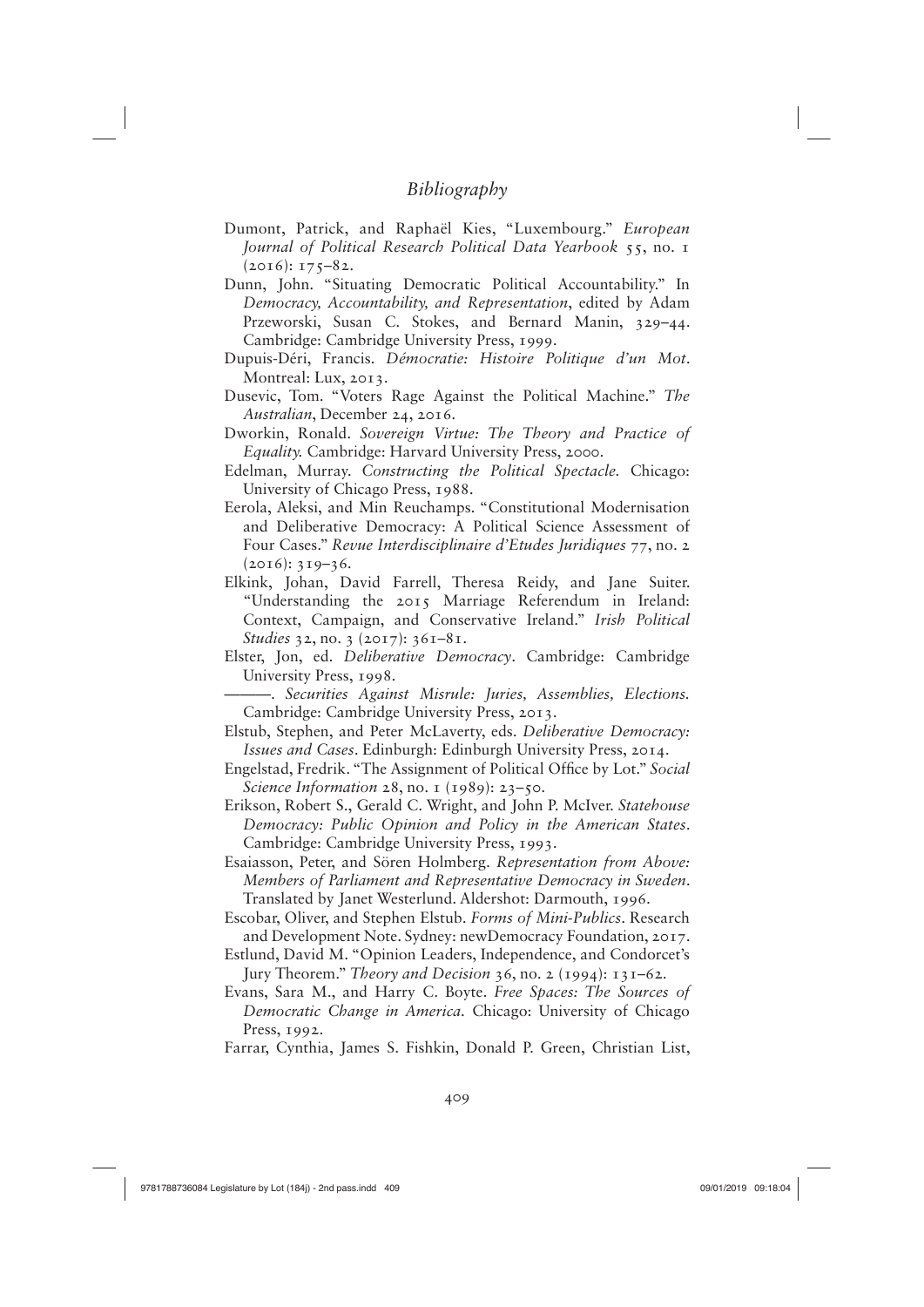# *Bibliography*

Dumont, Patrick, and Raphaël Kies, "Luxembourg." *European Journal of Political Research Political Data Yearbook* 55, no. 1 (2016): 175–82.

Dunn, John. "Situating Democratic Political Accountability." In *Democracy, Accountability, and Representation*, edited by Adam Przeworski, Susan C. Stokes, and Bernard Manin, 329–44. Cambridge: Cambridge University Press, 1999.

Dupuis-Déri, Francis. *Démocratie: Histoire Politique d'un Mot*. Montreal: Lux, 2013.

Dusevic, Tom. "Voters Rage Against the Political Machine." *The Australian*, December 24, 2016.

Dworkin, Ronald. *Sovereign Virtue: The Theory and Practice of Equality.* Cambridge: Harvard University Press, 2000.

Edelman, Murray. *Constructing the Political Spectacle.* Chicago: University of Chicago Press, 1988.

Eerola, Aleksi, and Min Reuchamps. "Constitutional Modernisation and Deliberative Democracy: A Political Science Assessment of Four Cases." *Revue Interdisciplinaire d'Etudes Juridiques* 77, no. 2 (2016): 319–36.

Elkink, Johan, David Farrell, Theresa Reidy, and Jane Suiter. "Understanding the 2015 Marriage Referendum in Ireland: Context, Campaign, and Conservative Ireland." *Irish Political Studies* 32, no. 3 (2017): 361–81.

Elster, Jon, ed. *Deliberative Democracy*. Cambridge: Cambridge University Press, 1998.

———. *Securities Against Misrule: Juries, Assemblies, Elections.* Cambridge: Cambridge University Press, 2013.

Elstub, Stephen, and Peter McLaverty, eds. *Deliberative Democracy: Issues and Cases*. Edinburgh: Edinburgh University Press, 2014.

Engelstad, Fredrik. "The Assignment of Political Office by Lot." *Social Science Information* 28, no. 1 (1989): 23–50.

Erikson, Robert S., Gerald C. Wright, and John P. McIver. *Statehouse Democracy: Public Opinion and Policy in the American States*. Cambridge: Cambridge University Press, 1993.

Esaiasson, Peter, and Sören Holmberg. *Representation from Above: Members of Parliament and Representative Democracy in Sweden*. Translated by Janet Westerlund. Aldershot: Darmouth, 1996.

Escobar, Oliver, and Stephen Elstub. *Forms of Mini-Publics*. Research and Development Note. Sydney: newDemocracy Foundation, 2017.

Estlund, David M. "Opinion Leaders, Independence, and Condorcet's Jury Theorem." *Theory and Decision* 36, no. 2 (1994): 131–62.

Evans, Sara M., and Harry C. Boyte. *Free Spaces: The Sources of Democratic Change in America.* Chicago: University of Chicago Press, 1992.

Farrar, Cynthia, James S. Fishkin, Donald P. Green, Christian List,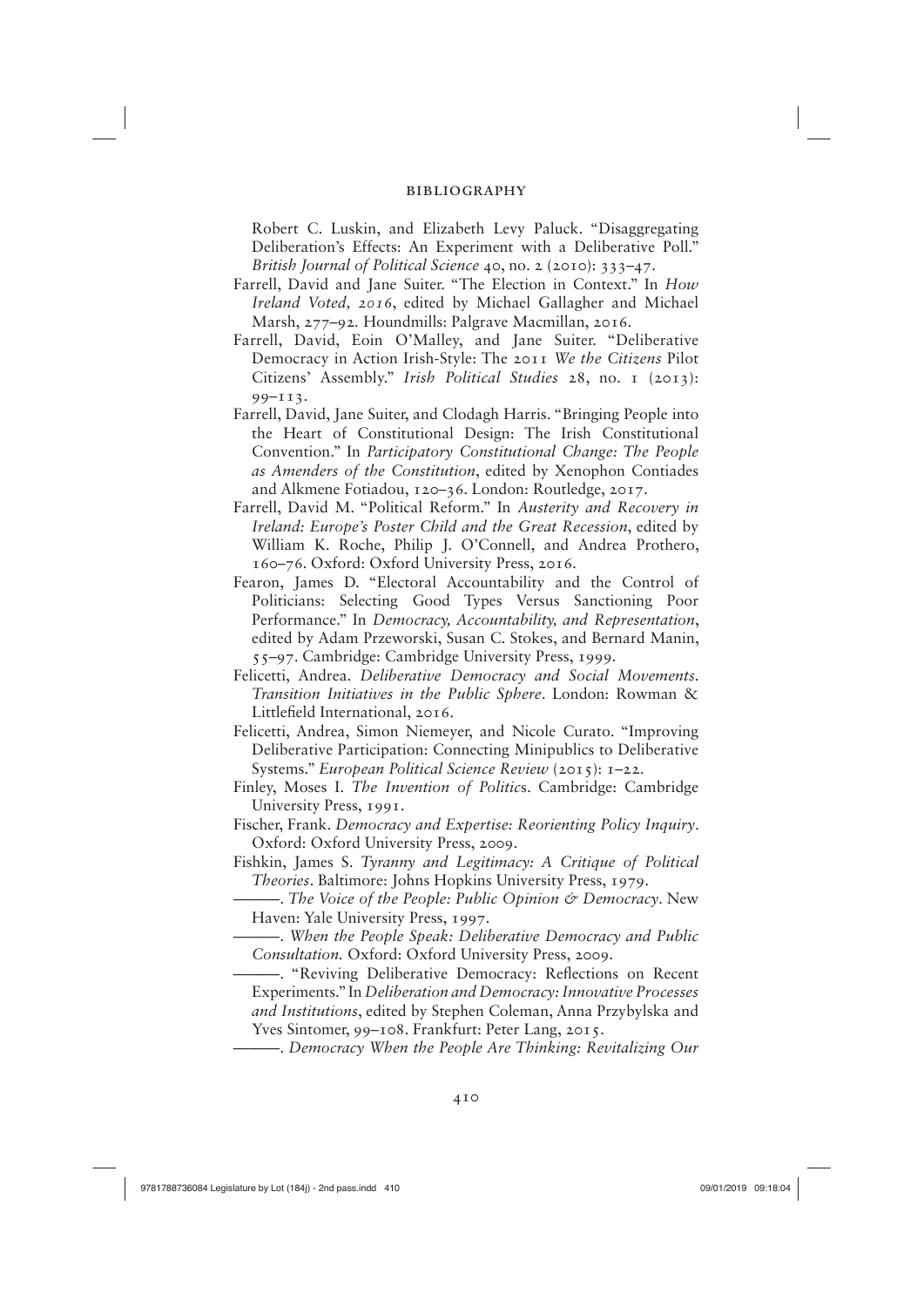Robert C. Luskin, and Elizabeth Levy Paluck. "Disaggregating Deliberation's Effects: An Experiment with a Deliberative Poll." *British Journal of Political Science* 40, no. 2 (2010): 333–47.

Farrell, David and Jane Suiter. "The Election in Context." In *How Ireland Voted, 2016*, edited by Michael Gallagher and Michael Marsh, 277–92. Houndmills: Palgrave Macmillan, 2016.

Farrell, David, Eoin O'Malley, and Jane Suiter. "Deliberative Democracy in Action Irish-Style: The 2011 *We the Citizens* Pilot Citizens' Assembly." *Irish Political Studies* 28, no. 1 (2013): 99–113.

Farrell, David, Jane Suiter, and Clodagh Harris. "Bringing People into the Heart of Constitutional Design: The Irish Constitutional Convention." In *Participatory Constitutional Change: The People as Amenders of the Constitution*, edited by Xenophon Contiades and Alkmene Fotiadou, 120–36. London: Routledge, 2017.

Farrell, David M. "Political Reform." In *Austerity and Recovery in Ireland: Europe's Poster Child and the Great Recession*, edited by William K. Roche, Philip J. O'Connell, and Andrea Prothero, 160–76. Oxford: Oxford University Press, 2016.

Fearon, James D. "Electoral Accountability and the Control of Politicians: Selecting Good Types Versus Sanctioning Poor Performance." In *Democracy, Accountability, and Representation*, edited by Adam Przeworski, Susan C. Stokes, and Bernard Manin, 55–97. Cambridge: Cambridge University Press, 1999.

Felicetti, Andrea. *Deliberative Democracy and Social Movements. Transition Initiatives in the Public Sphere*. London: Rowman & Littlefield International, 2016.

Felicetti, Andrea, Simon Niemeyer, and Nicole Curato. "Improving Deliberative Participation: Connecting Minipublics to Deliberative Systems." *European Political Science Review* (2015): 1–22.

Finley, Moses I. *The Invention of Politics*. Cambridge: Cambridge University Press, 1991.

Fischer, Frank. *Democracy and Expertise: Reorienting Policy Inquiry*. Oxford: Oxford University Press, 2009.

Fishkin, James S. *Tyranny and Legitimacy: A Critique of Political Theories*. Baltimore: Johns Hopkins University Press, 1979.

———. *The Voice of the People: Public Opinion & Democracy*. New Haven: Yale University Press, 1997.

———. *When the People Speak: Deliberative Democracy and Public Consultation.* Oxford: Oxford University Press, 2009.

———. "Reviving Deliberative Democracy: Reflections on Recent Experiments." In *Deliberation and Democracy: Innovative Processes and Institutions*, edited by Stephen Coleman, Anna Przybylska and Yves Sintomer, 99–108. Frankfurt: Peter Lang, 2015.

———. *Democracy When the People Are Thinking: Revitalizing Our*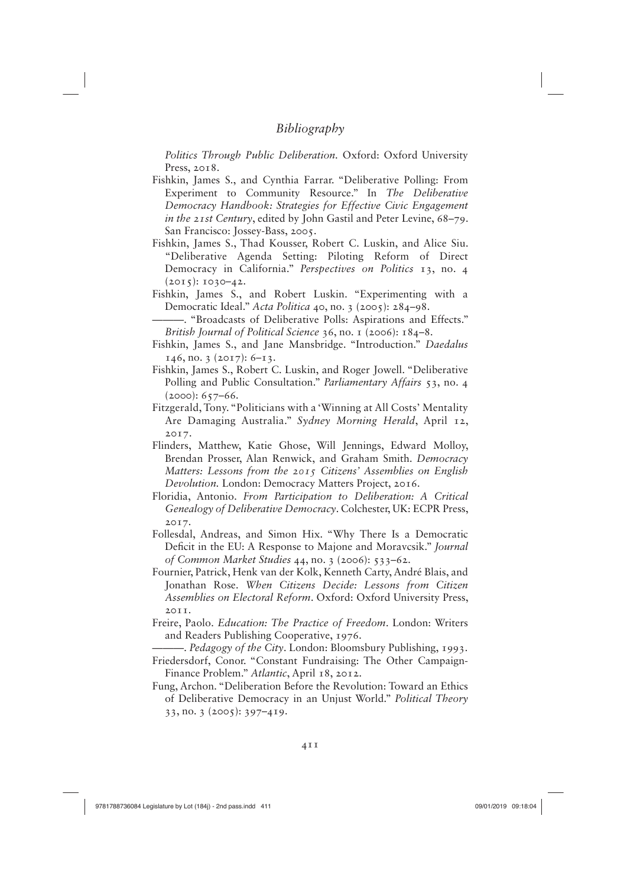*Politics Through Public Deliberation*. Oxford: Oxford University Press, 2018.

Fishkin, James S., and Cynthia Farrar. "Deliberative Polling: From Experiment to Community Resource." In *The Deliberative Democracy Handbook: Strategies for Effective Civic Engagement in the 21st Century*, edited by John Gastil and Peter Levine, 68–79. San Francisco: Jossey-Bass, 2005.

Fishkin, James S., Thad Kousser, Robert C. Luskin, and Alice Siu. "Deliberative Agenda Setting: Piloting Reform of Direct Democracy in California." *Perspectives on Politics* 13, no. 4 (2015): 1030–42.

Fishkin, James S., and Robert Luskin. "Experimenting with a Democratic Ideal." *Acta Politica* 40, no. 3 (2005): 284–98.

———. "Broadcasts of Deliberative Polls: Aspirations and Effects." *British Journal of Political Science* 36, no. 1 (2006): 184–8.

Fishkin, James S., and Jane Mansbridge. "Introduction." *Daedalus* 146, no. 3 (2017): 6–13.

Fishkin, James S., Robert C. Luskin, and Roger Jowell. "Deliberative Polling and Public Consultation." *Parliamentary Affairs* 53, no. 4 (2000): 657–66.

Fitzgerald, Tony. "Politicians with a 'Winning at All Costs' Mentality Are Damaging Australia." *Sydney Morning Herald*, April 12, 2017.

Flinders, Matthew, Katie Ghose, Will Jennings, Edward Molloy, Brendan Prosser, Alan Renwick, and Graham Smith. *Democracy Matters: Lessons from the 2015 Citizens' Assemblies on English Devolution.* London: Democracy Matters Project, 2016.

Floridia, Antonio. *From Participation to Deliberation: A Critical Genealogy of Deliberative Democracy*. Colchester, UK: ECPR Press, 2017.

Follesdal, Andreas, and Simon Hix. "Why There Is a Democratic Deficit in the EU: A Response to Majone and Moravcsik." *Journal of Common Market Studies* 44, no. 3 (2006): 533–62.

Fournier, Patrick, Henk van der Kolk, Kenneth Carty, André Blais, and Jonathan Rose. *When Citizens Decide: Lessons from Citizen Assemblies on Electoral Reform*. Oxford: Oxford University Press, 2011.

Freire, Paolo. *Education: The Practice of Freedom*. London: Writers and Readers Publishing Cooperative, 1976.

———. *Pedagogy of the City*. London: Bloomsbury Publishing, 1993.

Friedersdorf, Conor. "Constant Fundraising: The Other Campaign-Finance Problem." *Atlantic*, April 18, 2012.

Fung, Archon. "Deliberation Before the Revolution: Toward an Ethics of Deliberative Democracy in an Unjust World." *Political Theory* 33, no. 3 (2005): 397–419.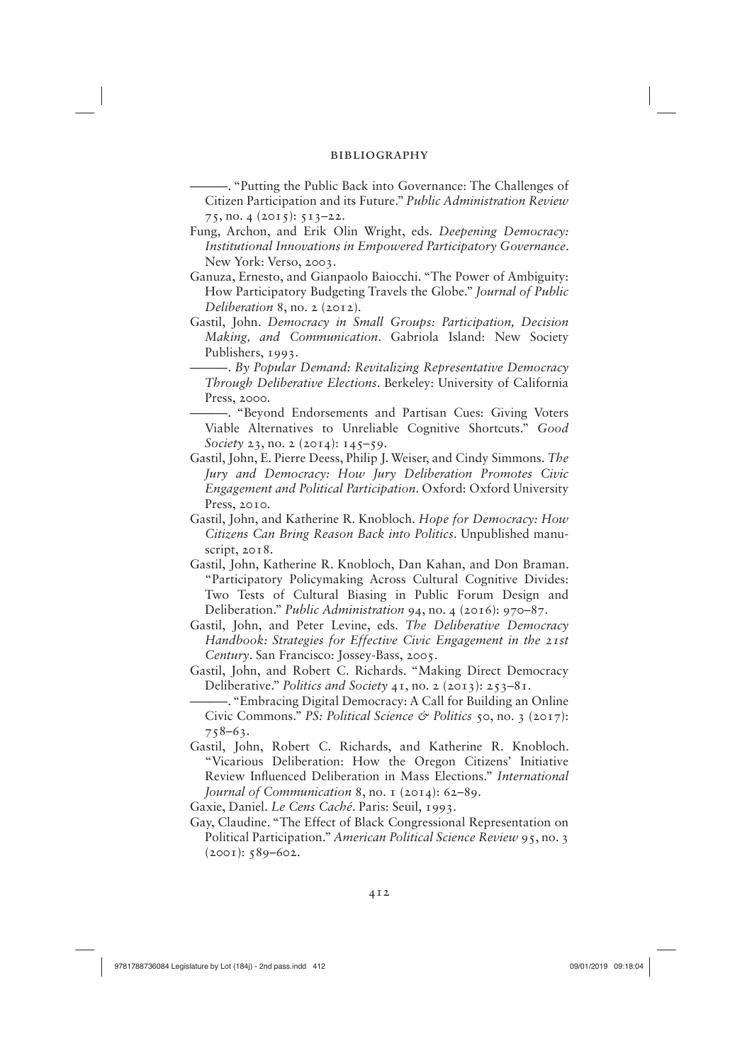———. “Putting the Public Back into Governance: The Challenges of Citizen Participation and its Future.” *Public Administration Review* 75, no. 4 (2015): 513–22.

Fung, Archon, and Erik Olin Wright, eds. *Deepening Democracy: Institutional Innovations in Empowered Participatory Governance*. New York: Verso, 2003.

Ganuza, Ernesto, and Gianpaolo Baiocchi. “The Power of Ambiguity: How Participatory Budgeting Travels the Globe.” *Journal of Public Deliberation* 8, no. 2 (2012).

Gastil, John. *Democracy in Small Groups: Participation, Decision Making, and Communication*. Gabriola Island: New Society Publishers, 1993.

———. *By Popular Demand: Revitalizing Representative Democracy Through Deliberative Elections*. Berkeley: University of California Press, 2000.

———. “Beyond Endorsements and Partisan Cues: Giving Voters Viable Alternatives to Unreliable Cognitive Shortcuts.” *Good Society* 23, no. 2 (2014): 145–59.

Gastil, John, E. Pierre Deess, Philip J. Weiser, and Cindy Simmons. *The Jury and Democracy: How Jury Deliberation Promotes Civic Engagement and Political Participation*. Oxford: Oxford University Press, 2010.

Gastil, John, and Katherine R. Knobloch. *Hope for Democracy: How Citizens Can Bring Reason Back into Politics*. Unpublished manuscript, 2018.

Gastil, John, Katherine R. Knobloch, Dan Kahan, and Don Braman. “Participatory Policymaking Across Cultural Cognitive Divides: Two Tests of Cultural Biasing in Public Forum Design and Deliberation.” *Public Administration* 94, no. 4 (2016): 970–87.

Gastil, John, and Peter Levine, eds. *The Deliberative Democracy Handbook: Strategies for Effective Civic Engagement in the 21st Century*. San Francisco: Jossey-Bass, 2005.

Gastil, John, and Robert C. Richards. “Making Direct Democracy Deliberative.” *Politics and Society* 41, no. 2 (2013): 253–81.

———. “Embracing Digital Democracy: A Call for Building an Online Civic Commons.” *PS: Political Science & Politics* 50, no. 3 (2017): 758–63.

Gastil, John, Robert C. Richards, and Katherine R. Knobloch. “Vicarious Deliberation: How the Oregon Citizens’ Initiative Review Influenced Deliberation in Mass Elections.” *International Journal of Communication* 8, no. 1 (2014): 62–89.

Gaxie, Daniel. *Le Cens Caché*. Paris: Seuil, 1993.

Gay, Claudine. “The Effect of Black Congressional Representation on Political Participation.” *American Political Science Review* 95, no. 3 (2001): 589–602.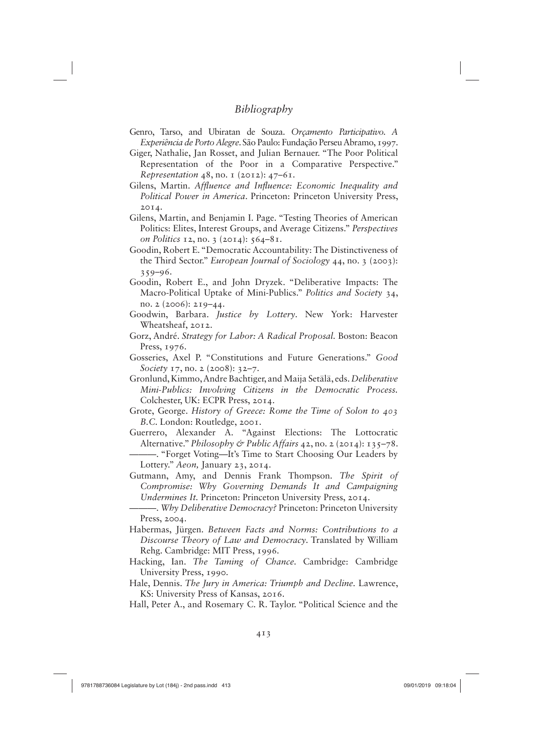Genro, Tarso, and Ubiratan de Souza. *Orçamento Participativo. A Experiência de Porto Alegre*. São Paulo: Fundação Perseu Abramo, 1997.

Giger, Nathalie, Jan Rosset, and Julian Bernauer. "The Poor Political Representation of the Poor in a Comparative Perspective." *Representation* 48, no. 1 (2012): 47–61.

Gilens, Martin. *Affluence and Influence: Economic Inequality and Political Power in America*. Princeton: Princeton University Press, 2014.

Gilens, Martin, and Benjamin I. Page. "Testing Theories of American Politics: Elites, Interest Groups, and Average Citizens." *Perspectives on Politics* 12, no. 3 (2014): 564–81.

Goodin, Robert E. "Democratic Accountability: The Distinctiveness of the Third Sector." *European Journal of Sociology* 44, no. 3 (2003): 359–96.

Goodin, Robert E., and John Dryzek. "Deliberative Impacts: The Macro-Political Uptake of Mini-Publics." *Politics and Society* 34, no. 2 (2006): 219–44.

Goodwin, Barbara. *Justice by Lottery*. New York: Harvester Wheatsheaf, 2012.

Gorz, André. *Strategy for Labor: A Radical Proposal*. Boston: Beacon Press, 1976.

Gosseries, Axel P. "Constitutions and Future Generations." *Good Society* 17, no. 2 (2008): 32–7.

Gronlund, Kimmo, Andre Bachtiger, and Maija Setälä, eds. *Deliberative Mini-Publics: Involving Citizens in the Democratic Process*. Colchester, UK: ECPR Press, 2014.

Grote, George. *History of Greece: Rome the Time of Solon to 403 B.C.* London: Routledge, 2001.

Guerrero, Alexander A. "Against Elections: The Lottocratic Alternative." *Philosophy & Public Affairs* 42, no. 2 (2014): 135–78.

———. "Forget Voting—It's Time to Start Choosing Our Leaders by Lottery." *Aeon,* January 23, 2014.

Gutmann, Amy, and Dennis Frank Thompson. *The Spirit of Compromise: Why Governing Demands It and Campaigning Undermines It.* Princeton: Princeton University Press, 2014.

———. *Why Deliberative Democracy?* Princeton: Princeton University Press, 2004.

Habermas, Jürgen. *Between Facts and Norms: Contributions to a Discourse Theory of Law and Democracy*. Translated by William Rehg. Cambridge: MIT Press, 1996.

Hacking, Ian. *The Taming of Chance*. Cambridge: Cambridge University Press, 1990.

Hale, Dennis. *The Jury in America: Triumph and Decline*. Lawrence, KS: University Press of Kansas, 2016.

Hall, Peter A., and Rosemary C. R. Taylor. "Political Science and the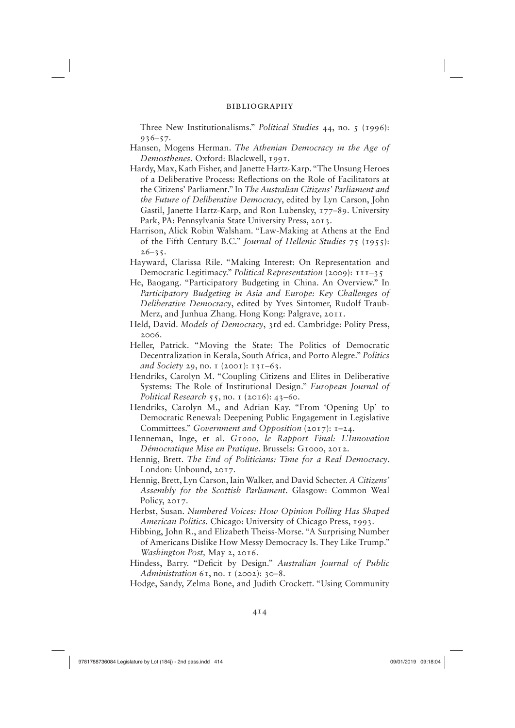Three New Institutionalisms." *Political Studies* 44, no. 5 (1996): 936–57.

Hansen, Mogens Herman. *The Athenian Democracy in the Age of Demosthenes.* Oxford: Blackwell, 1991.

Hardy, Max, Kath Fisher, and Janette Hartz-Karp. "The Unsung Heroes of a Deliberative Process: Reflections on the Role of Facilitators at the Citizens' Parliament." In *The Australian Citizens' Parliament and the Future of Deliberative Democracy*, edited by Lyn Carson, John Gastil, Janette Hartz-Karp, and Ron Lubensky, 177–89. University Park, PA: Pennsylvania State University Press, 2013.

Harrison, Alick Robin Walsham. "Law-Making at Athens at the End of the Fifth Century B.C." *Journal of Hellenic Studies* 75 (1955): 26–35.

Hayward, Clarissa Rile. "Making Interest: On Representation and Democratic Legitimacy." *Political Representation* (2009): 111–35

He, Baogang. "Participatory Budgeting in China. An Overview." In *Participatory Budgeting in Asia and Europe: Key Challenges of Deliberative Democracy*, edited by Yves Sintomer, Rudolf Traub-Merz, and Junhua Zhang. Hong Kong: Palgrave, 2011.

Held, David. *Models of Democracy*, 3rd ed. Cambridge: Polity Press, 2006.

Heller, Patrick. "Moving the State: The Politics of Democratic Decentralization in Kerala, South Africa, and Porto Alegre." *Politics and Society* 29, no. 1 (2001): 131–63.

Hendriks, Carolyn M. "Coupling Citizens and Elites in Deliberative Systems: The Role of Institutional Design." *European Journal of Political Research* 55, no. 1 (2016): 43–60.

Hendriks, Carolyn M., and Adrian Kay. "From 'Opening Up' to Democratic Renewal: Deepening Public Engagement in Legislative Committees." *Government and Opposition* (2017): 1–24.

Henneman, Inge, et al. *G1000, le Rapport Final: L'Innovation Démocratique Mise en Pratique*. Brussels: G1000, 2012.

Hennig, Brett. *The End of Politicians: Time for a Real Democracy*. London: Unbound, 2017.

Hennig, Brett, Lyn Carson, Iain Walker, and David Schecter. *A Citizens' Assembly for the Scottish Parliament*. Glasgow: Common Weal Policy, 2017.

Herbst, Susan. *Numbered Voices: How Opinion Polling Has Shaped American Politics.* Chicago: University of Chicago Press, 1993.

Hibbing, John R., and Elizabeth Theiss-Morse. "A Surprising Number of Americans Dislike How Messy Democracy Is. They Like Trump." *Washington Post,* May 2, 2016.

Hindess, Barry. "Deficit by Design." *Australian Journal of Public Administration* 61, no. 1 (2002): 30–8.

Hodge, Sandy, Zelma Bone, and Judith Crockett. "Using Community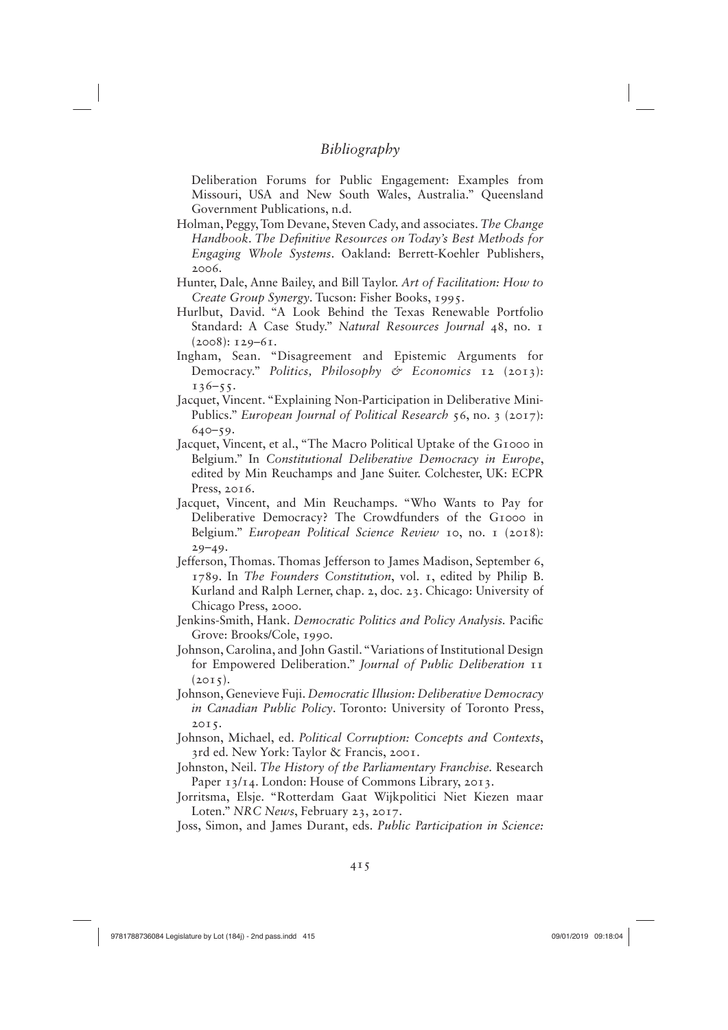Deliberation Forums for Public Engagement: Examples from Missouri, USA and New South Wales, Australia." Queensland Government Publications, n.d.

Holman, Peggy, Tom Devane, Steven Cady, and associates. *The Change Handbook. The Definitive Resources on Today's Best Methods for Engaging Whole Systems*. Oakland: Berrett-Koehler Publishers, 2006.

Hunter, Dale, Anne Bailey, and Bill Taylor. *Art of Facilitation: How to Create Group Synergy*. Tucson: Fisher Books, 1995.

Hurlbut, David. "A Look Behind the Texas Renewable Portfolio Standard: A Case Study." *Natural Resources Journal* 48, no. 1 (2008): 129–61.

Ingham, Sean. "Disagreement and Epistemic Arguments for Democracy." *Politics, Philosophy & Economics* 12 (2013): 136–55.

Jacquet, Vincent. "Explaining Non-Participation in Deliberative Mini-Publics." *European Journal of Political Research* 56, no. 3 (2017): 640–59.

Jacquet, Vincent, et al., "The Macro Political Uptake of the G1000 in Belgium." In *Constitutional Deliberative Democracy in Europe*, edited by Min Reuchamps and Jane Suiter. Colchester, UK: ECPR Press, 2016.

Jacquet, Vincent, and Min Reuchamps. "Who Wants to Pay for Deliberative Democracy? The Crowdfunders of the G1000 in Belgium." *European Political Science Review* 10, no. 1 (2018): 29–49.

Jefferson, Thomas. Thomas Jefferson to James Madison, September 6, 1789. In *The Founders Constitution*, vol. 1, edited by Philip B. Kurland and Ralph Lerner, chap. 2, doc. 23. Chicago: University of Chicago Press, 2000.

Jenkins-Smith, Hank. *Democratic Politics and Policy Analysis.* Pacific Grove: Brooks/Cole, 1990.

Johnson, Carolina, and John Gastil. "Variations of Institutional Design for Empowered Deliberation." *Journal of Public Deliberation* 11 (2015).

Johnson, Genevieve Fuji. *Democratic Illusion: Deliberative Democracy in Canadian Public Policy*. Toronto: University of Toronto Press, 2015.

Johnson, Michael, ed. *Political Corruption: Concepts and Contexts*, 3rd ed. New York: Taylor & Francis, 2001.

Johnston, Neil. *The History of the Parliamentary Franchise.* Research Paper 13/14. London: House of Commons Library, 2013.

Jorritsma, Elsje. "Rotterdam Gaat Wijkpolitici Niet Kiezen maar Loten." *NRC News*, February 23, 2017.

Joss, Simon, and James Durant, eds. *Public Participation in Science:*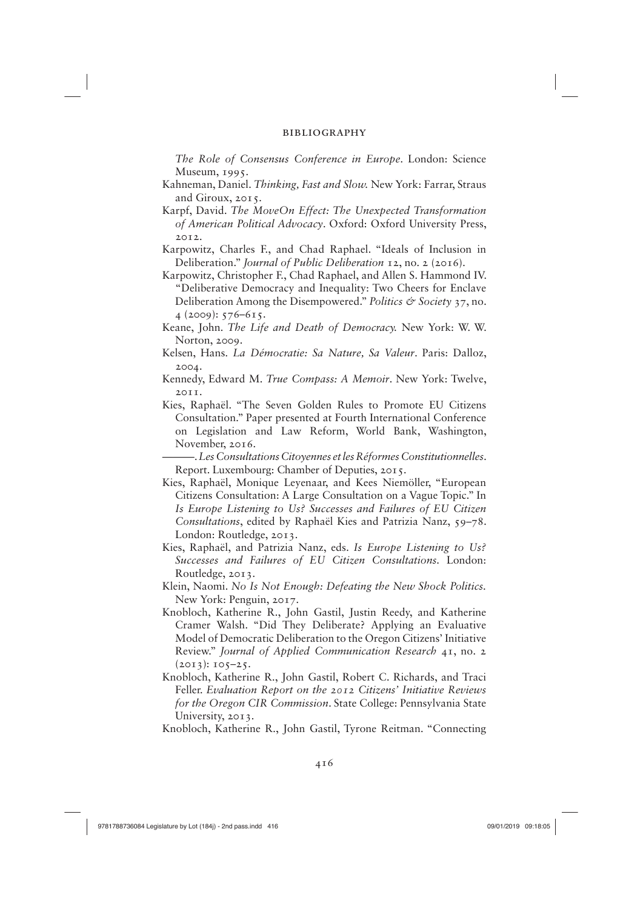*The Role of Consensus Conference in Europe*. London: Science Museum, 1995.

Kahneman, Daniel. *Thinking, Fast and Slow.* New York: Farrar, Straus and Giroux, 2015.

Karpf, David. *The MoveOn Effect: The Unexpected Transformation of American Political Advocacy*. Oxford: Oxford University Press, 2012.

Karpowitz, Charles F., and Chad Raphael. "Ideals of Inclusion in Deliberation." *Journal of Public Deliberation* 12, no. 2 (2016).

Karpowitz, Christopher F., Chad Raphael, and Allen S. Hammond IV. "Deliberative Democracy and Inequality: Two Cheers for Enclave Deliberation Among the Disempowered." *Politics & Society* 37, no. 4 (2009): 576–615.

Keane, John. *The Life and Death of Democracy.* New York: W. W. Norton, 2009.

Kelsen, Hans. *La Démocratie: Sa Nature, Sa Valeur*. Paris: Dalloz, 2004.

Kennedy, Edward M. *True Compass: A Memoir*. New York: Twelve, 2011.

Kies, Raphaël. "The Seven Golden Rules to Promote EU Citizens Consultation." Paper presented at Fourth International Conference on Legislation and Law Reform, World Bank, Washington, November, 2016.

———. *Les Consultations Citoyennes et les Réformes Constitutionnelles*. Report. Luxembourg: Chamber of Deputies, 2015.

Kies, Raphaël, Monique Leyenaar, and Kees Niemöller, "European Citizens Consultation: A Large Consultation on a Vague Topic." In *Is Europe Listening to Us? Successes and Failures of EU Citizen Consultations*, edited by Raphaël Kies and Patrizia Nanz, 59–78. London: Routledge, 2013.

Kies, Raphaël, and Patrizia Nanz, eds. *Is Europe Listening to Us? Successes and Failures of EU Citizen Consultations*. London: Routledge, 2013.

Klein, Naomi. *No Is Not Enough: Defeating the New Shock Politics*. New York: Penguin, 2017.

Knobloch, Katherine R., John Gastil, Justin Reedy, and Katherine Cramer Walsh. "Did They Deliberate? Applying an Evaluative Model of Democratic Deliberation to the Oregon Citizens' Initiative Review." *Journal of Applied Communication Research* 41, no. 2 (2013): 105–25.

Knobloch, Katherine R., John Gastil, Robert C. Richards, and Traci Feller. *Evaluation Report on the 2012 Citizens' Initiative Reviews for the Oregon CIR Commission*. State College: Pennsylvania State University, 2013.

Knobloch, Katherine R., John Gastil, Tyrone Reitman. "Connecting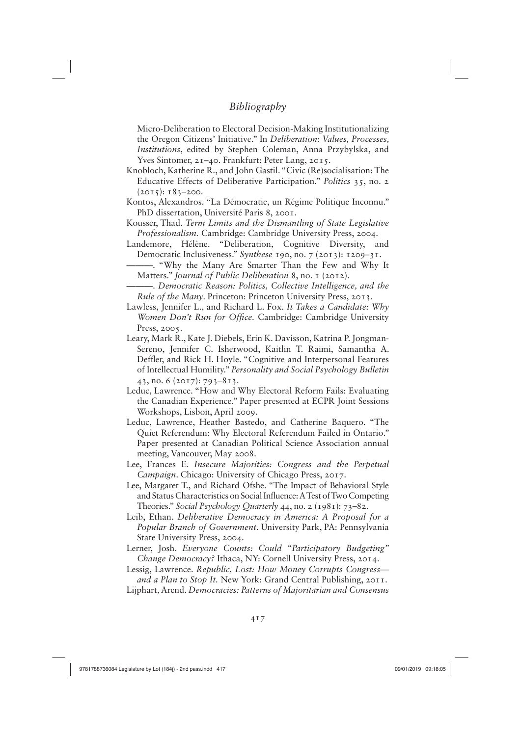Micro-Deliberation to Electoral Decision-Making Institutionalizing the Oregon Citizens' Initiative." In *Deliberation: Values, Processes, Institutions*, edited by Stephen Coleman, Anna Przybylska, and Yves Sintomer, 21–40. Frankfurt: Peter Lang, 2015.

Knobloch, Katherine R., and John Gastil. "Civic (Re)socialisation: The Educative Effects of Deliberative Participation." *Politics* 35, no. 2 (2015): 183–200.

Kontos, Alexandros. "La Démocratie, un Régime Politique Inconnu." PhD dissertation, Université Paris 8, 2001.

Kousser, Thad. *Term Limits and the Dismantling of State Legislative Professionalism.* Cambridge: Cambridge University Press, 2004.

Landemore, Hélène. "Deliberation, Cognitive Diversity, and Democratic Inclusiveness." *Synthese* 190, no. 7 (2013): 1209–31.

———. "Why the Many Are Smarter Than the Few and Why It Matters." *Journal of Public Deliberation* 8, no. 1 (2012).

———. *Democratic Reason: Politics, Collective Intelligence, and the Rule of the Many*. Princeton: Princeton University Press, 2013.

Lawless, Jennifer L., and Richard L. Fox. *It Takes a Candidate: Why Women Don't Run for Office.* Cambridge: Cambridge University Press, 2005.

Leary, Mark R., Kate J. Diebels, Erin K. Davisson, Katrina P. Jongman-Sereno, Jennifer C. Isherwood, Kaitlin T. Raimi, Samantha A. Deffler, and Rick H. Hoyle. "Cognitive and Interpersonal Features of Intellectual Humility." *Personality and Social Psychology Bulletin* 43, no. 6 (2017): 793–813.

Leduc, Lawrence. "How and Why Electoral Reform Fails: Evaluating the Canadian Experience." Paper presented at ECPR Joint Sessions Workshops, Lisbon, April 2009.

Leduc, Lawrence, Heather Bastedo, and Catherine Baquero. "The Quiet Referendum: Why Electoral Referendum Failed in Ontario." Paper presented at Canadian Political Science Association annual meeting, Vancouver, May 2008.

Lee, Frances E. *Insecure Majorities: Congress and the Perpetual Campaign*. Chicago: University of Chicago Press, 2017.

Lee, Margaret T., and Richard Ofshe. "The Impact of Behavioral Style and Status Characteristics on Social Influence: A Test of Two Competing Theories." *Social Psychology Quarterly* 44, no. 2 (1981): 73–82.

Leib, Ethan. *Deliberative Democracy in America: A Proposal for a Popular Branch of Government*. University Park, PA: Pennsylvania State University Press, 2004.

Lerner, Josh. *Everyone Counts: Could "Participatory Budgeting" Change Democracy?* Ithaca, NY: Cornell University Press, 2014.

Lessig, Lawrence. *Republic, Lost: How Money Corrupts Congress—and a Plan to Stop It.* New York: Grand Central Publishing, 2011.

Lijphart, Arend. *Democracies: Patterns of Majoritarian and Consensus*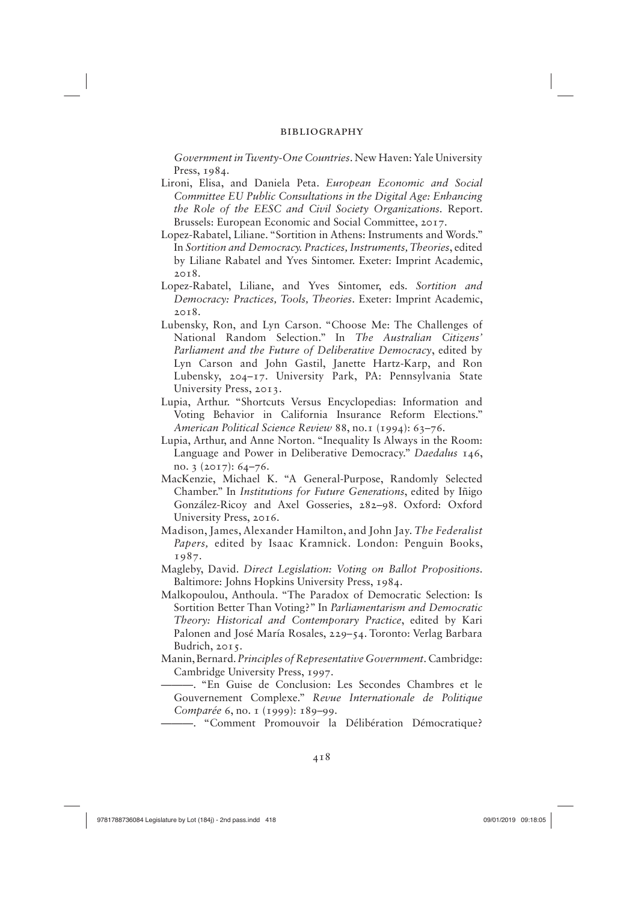*Government in Twenty-One Countries*. New Haven: Yale University Press, 1984.

Lironi, Elisa, and Daniela Peta. *European Economic and Social Committee EU Public Consultations in the Digital Age: Enhancing the Role of the EESC and Civil Society Organizations*. Report. Brussels: European Economic and Social Committee, 2017.

Lopez-Rabatel, Liliane. "Sortition in Athens: Instruments and Words." In *Sortition and Democracy. Practices, Instruments, Theories*, edited by Liliane Rabatel and Yves Sintomer. Exeter: Imprint Academic, 2018.

Lopez-Rabatel, Liliane, and Yves Sintomer, eds. *Sortition and Democracy: Practices, Tools, Theories*. Exeter: Imprint Academic, 2018.

Lubensky, Ron, and Lyn Carson. "Choose Me: The Challenges of National Random Selection." In *The Australian Citizens' Parliament and the Future of Deliberative Democracy*, edited by Lyn Carson and John Gastil, Janette Hartz-Karp, and Ron Lubensky, 204–17. University Park, PA: Pennsylvania State University Press, 2013.

Lupia, Arthur. "Shortcuts Versus Encyclopedias: Information and Voting Behavior in California Insurance Reform Elections." *American Political Science Review* 88, no.1 (1994): 63–76.

Lupia, Arthur, and Anne Norton. "Inequality Is Always in the Room: Language and Power in Deliberative Democracy." *Daedalus* 146, no. 3 (2017): 64–76.

MacKenzie, Michael K. "A General-Purpose, Randomly Selected Chamber." In *Institutions for Future Generations*, edited by Iñigo González-Ricoy and Axel Gosseries, 282–98. Oxford: Oxford University Press, 2016.

Madison, James, Alexander Hamilton, and John Jay. *The Federalist Papers,* edited by Isaac Kramnick. London: Penguin Books, 1987.

Magleby, David. *Direct Legislation: Voting on Ballot Propositions.* Baltimore: Johns Hopkins University Press, 1984.

Malkopoulou, Anthoula. "The Paradox of Democratic Selection: Is Sortition Better Than Voting?" In *Parliamentarism and Democratic Theory: Historical and Contemporary Practice*, edited by Kari Palonen and José María Rosales, 229–54. Toronto: Verlag Barbara Budrich, 2015.

Manin, Bernard. *Principles of Representative Government*. Cambridge: Cambridge University Press, 1997.

———. "En Guise de Conclusion: Les Secondes Chambres et le Gouvernement Complexe." *Revue Internationale de Politique Comparée* 6, no. 1 (1999): 189–99.

———. "Comment Promouvoir la Délibération Démocratique?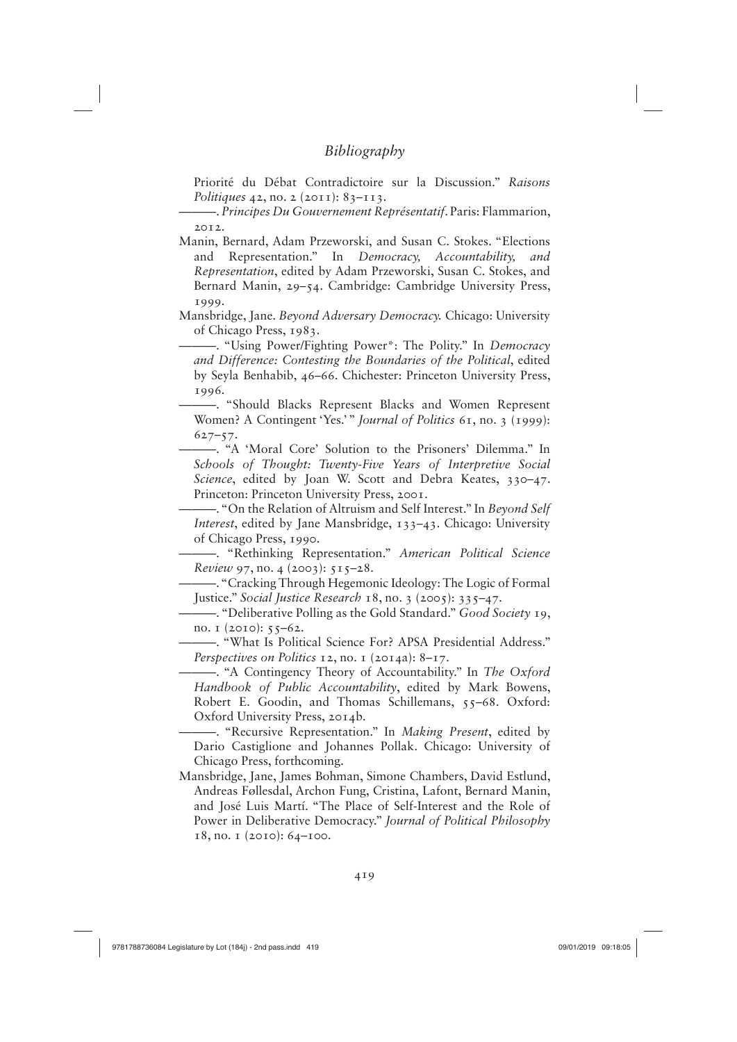Priorité du Débat Contradictoire sur la Discussion." *Raisons Politiques* 42, no. 2 (2011): 83–113.

———. *Principes Du Gouvernement Représentatif*. Paris: Flammarion, 2012.

Manin, Bernard, Adam Przeworski, and Susan C. Stokes. "Elections and Representation." In *Democracy, Accountability, and Representation*, edited by Adam Przeworski, Susan C. Stokes, and Bernard Manin, 29–54. Cambridge: Cambridge University Press, 1999.

Mansbridge, Jane. *Beyond Adversary Democracy.* Chicago: University of Chicago Press, 1983.

———. "Using Power/Fighting Power*: The Polity." In *Democracy and Difference: Contesting the Boundaries of the Political*, edited by Seyla Benhabib, 46–66. Chichester: Princeton University Press, 1996.

———. "Should Blacks Represent Blacks and Women Represent Women? A Contingent 'Yes.'" *Journal of Politics* 61, no. 3 (1999): 627–57.

———. "A 'Moral Core' Solution to the Prisoners' Dilemma." In *Schools of Thought: Twenty-Five Years of Interpretive Social Science*, edited by Joan W. Scott and Debra Keates, 330–47. Princeton: Princeton University Press, 2001.

———. "On the Relation of Altruism and Self Interest." In *Beyond Self Interest*, edited by Jane Mansbridge, 133–43. Chicago: University of Chicago Press, 1990.

———. "Rethinking Representation." *American Political Science Review* 97, no. 4 (2003): 515–28.

———. "Cracking Through Hegemonic Ideology: The Logic of Formal Justice." *Social Justice Research* 18, no. 3 (2005): 335–47.

———. "Deliberative Polling as the Gold Standard." *Good Society* 19, no. 1 (2010): 55–62.

———. "What Is Political Science For? APSA Presidential Address." *Perspectives on Politics* 12, no. 1 (2014a): 8–17.

———. "A Contingency Theory of Accountability." In *The Oxford Handbook of Public Accountability*, edited by Mark Bowens, Robert E. Goodin, and Thomas Schillemans, 55–68. Oxford: Oxford University Press, 2014b.

———. "Recursive Representation." In *Making Present*, edited by Dario Castiglione and Johannes Pollak. Chicago: University of Chicago Press, forthcoming.

Mansbridge, Jane, James Bohman, Simone Chambers, David Estlund, Andreas Føllesdal, Archon Fung, Cristina, Lafont, Bernard Manin, and José Luis Martí. "The Place of Self-Interest and the Role of Power in Deliberative Democracy." *Journal of Political Philosophy* 18, no. 1 (2010): 64–100.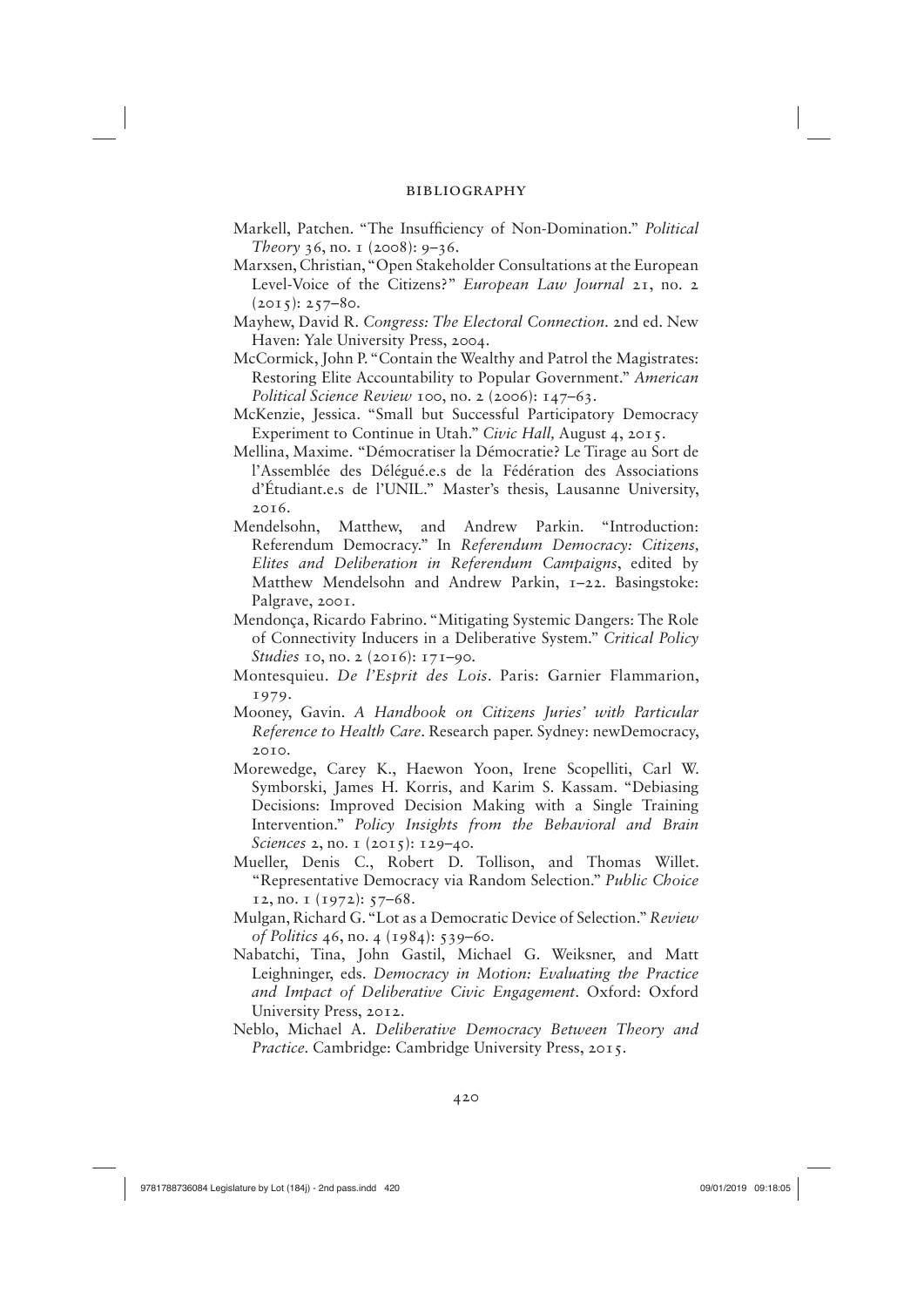Markell, Patchen. "The Insufficiency of Non-Domination." *Political Theory* 36, no. 1 (2008): 9–36.

Marxsen, Christian, "Open Stakeholder Consultations at the European Level-Voice of the Citizens?" *European Law Journal* 21, no. 2 (2015): 257–80.

Mayhew, David R. *Congress: The Electoral Connection*. 2nd ed. New Haven: Yale University Press, 2004.

McCormick, John P. "Contain the Wealthy and Patrol the Magistrates: Restoring Elite Accountability to Popular Government." *American Political Science Review* 100, no. 2 (2006): 147–63.

McKenzie, Jessica. "Small but Successful Participatory Democracy Experiment to Continue in Utah." *Civic Hall,* August 4, 2015.

Mellina, Maxime. "Démocratiser la Démocratie? Le Tirage au Sort de l'Assemblée des Délégué.e.s de la Fédération des Associations d'Étudiant.e.s de l'UNIL." Master's thesis, Lausanne University, 2016.

Mendelsohn, Matthew, and Andrew Parkin. "Introduction: Referendum Democracy." In *Referendum Democracy: Citizens, Elites and Deliberation in Referendum Campaigns*, edited by Matthew Mendelsohn and Andrew Parkin, 1–22. Basingstoke: Palgrave, 2001.

Mendonça, Ricardo Fabrino. "Mitigating Systemic Dangers: The Role of Connectivity Inducers in a Deliberative System." *Critical Policy Studies* 10, no. 2 (2016): 171–90.

Montesquieu. *De l'Esprit des Lois*. Paris: Garnier Flammarion, 1979.

Mooney, Gavin. *A Handbook on Citizens Juries' with Particular Reference to Health Care*. Research paper. Sydney: newDemocracy, 2010.

Morewedge, Carey K., Haewon Yoon, Irene Scopelliti, Carl W. Symborski, James H. Korris, and Karim S. Kassam. "Debiasing Decisions: Improved Decision Making with a Single Training Intervention." *Policy Insights from the Behavioral and Brain Sciences* 2, no. 1 (2015): 129–40.

Mueller, Denis C., Robert D. Tollison, and Thomas Willet. "Representative Democracy via Random Selection." *Public Choice* 12, no. 1 (1972): 57–68.

Mulgan, Richard G. "Lot as a Democratic Device of Selection." *Review of Politics* 46, no. 4 (1984): 539–60.

Nabatchi, Tina, John Gastil, Michael G. Weiksner, and Matt Leighninger, eds. *Democracy in Motion: Evaluating the Practice and Impact of Deliberative Civic Engagement*. Oxford: Oxford University Press, 2012.

Neblo, Michael A. *Deliberative Democracy Between Theory and Practice.* Cambridge: Cambridge University Press, 2015.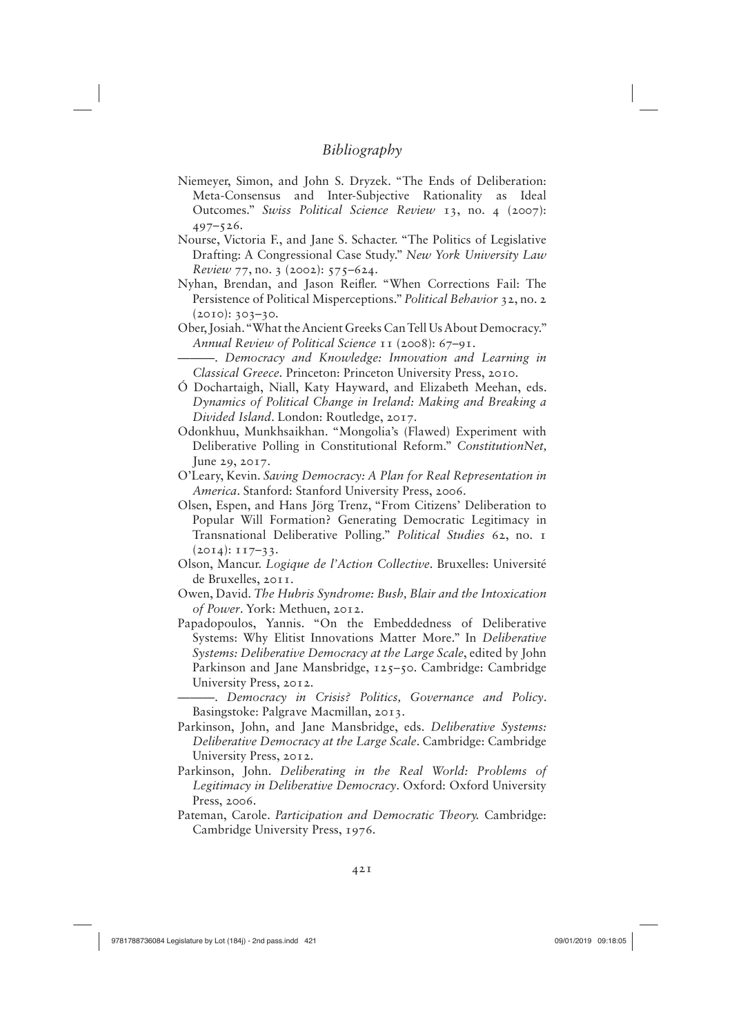# Bibliography

Niemeyer, Simon, and John S. Dryzek. "The Ends of Deliberation: Meta-Consensus and Inter-Subjective Rationality as Ideal Outcomes." *Swiss Political Science Review* 13, no. 4 (2007): 497–526.

Nourse, Victoria F., and Jane S. Schacter. "The Politics of Legislative Drafting: A Congressional Case Study." *New York University Law Review* 77, no. 3 (2002): 575–624.

Nyhan, Brendan, and Jason Reifler. "When Corrections Fail: The Persistence of Political Misperceptions." *Political Behavior* 32, no. 2 (2010): 303–30.

Ober, Josiah. "What the Ancient Greeks Can Tell Us About Democracy." *Annual Review of Political Science* 11 (2008): 67–91.

———. *Democracy and Knowledge: Innovation and Learning in Classical Greece.* Princeton: Princeton University Press, 2010.

Ó Dochartaigh, Niall, Katy Hayward, and Elizabeth Meehan, eds. *Dynamics of Political Change in Ireland: Making and Breaking a Divided Island*. London: Routledge, 2017.

Odonkhuu, Munkhsaikhan. "Mongolia's (Flawed) Experiment with Deliberative Polling in Constitutional Reform." *ConstitutionNet,* June 29, 2017.

O'Leary, Kevin. *Saving Democracy: A Plan for Real Representation in America*. Stanford: Stanford University Press, 2006.

Olsen, Espen, and Hans Jörg Trenz, "From Citizens' Deliberation to Popular Will Formation? Generating Democratic Legitimacy in Transnational Deliberative Polling." *Political Studies* 62, no. 1 (2014): 117–33.

Olson, Mancur. *Logique de l'Action Collective*. Bruxelles: Université de Bruxelles, 2011.

Owen, David. *The Hubris Syndrome: Bush, Blair and the Intoxication of Power*. York: Methuen, 2012.

Papadopoulos, Yannis. "On the Embeddedness of Deliberative Systems: Why Elitist Innovations Matter More." In *Deliberative Systems: Deliberative Democracy at the Large Scale*, edited by John Parkinson and Jane Mansbridge, 125–50. Cambridge: Cambridge University Press, 2012.

———. *Democracy in Crisis? Politics, Governance and Policy*. Basingstoke: Palgrave Macmillan, 2013.

Parkinson, John, and Jane Mansbridge, eds. *Deliberative Systems: Deliberative Democracy at the Large Scale*. Cambridge: Cambridge University Press, 2012.

Parkinson, John. *Deliberating in the Real World: Problems of Legitimacy in Deliberative Democracy*. Oxford: Oxford University Press, 2006.

Pateman, Carole. *Participation and Democratic Theory.* Cambridge: Cambridge University Press, 1976.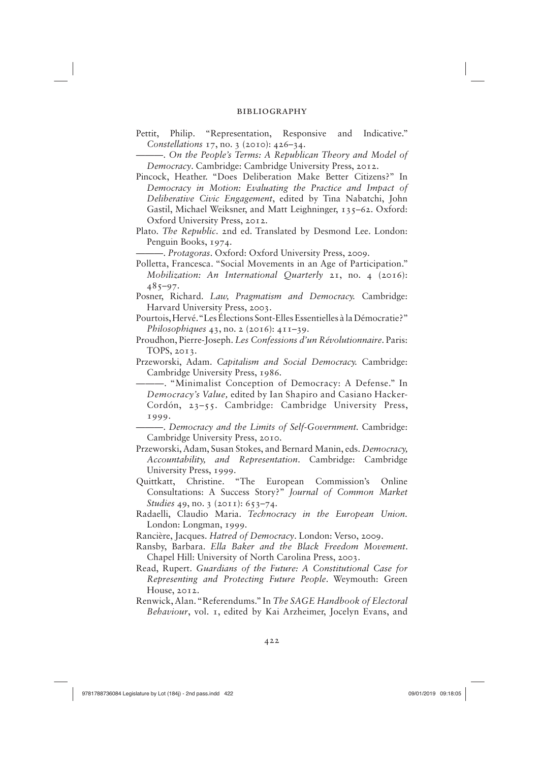Pettit, Philip. "Representation, Responsive and Indicative." *Constellations* 17, no. 3 (2010): 426–34.

———. *On the People's Terms: A Republican Theory and Model of Democracy*. Cambridge: Cambridge University Press, 2012.

Pincock, Heather. "Does Deliberation Make Better Citizens?" In *Democracy in Motion: Evaluating the Practice and Impact of Deliberative Civic Engagement*, edited by Tina Nabatchi, John Gastil, Michael Weiksner, and Matt Leighninger, 135–62. Oxford: Oxford University Press, 2012.

Plato. *The Republic*. 2nd ed. Translated by Desmond Lee. London: Penguin Books, 1974.

———. *Protagoras*. Oxford: Oxford University Press, 2009.

Polletta, Francesca. "Social Movements in an Age of Participation." *Mobilization: An International Quarterly* 21, no. 4 (2016): 485–97.

Posner, Richard. *Law, Pragmatism and Democracy.* Cambridge: Harvard University Press, 2003.

Pourtois, Hervé. "Les Élections Sont-Elles Essentielles à la Démocratie?" *Philosophiques* 43, no. 2 (2016): 411–39.

Proudhon, Pierre-Joseph. *Les Confessions d'un Révolutionnaire*. Paris: TOPS, 2013.

Przeworski, Adam. *Capitalism and Social Democracy.* Cambridge: Cambridge University Press, 1986.

———. "Minimalist Conception of Democracy: A Defense." In *Democracy's Value,* edited by Ian Shapiro and Casiano Hacker-Cordón, 23–55. Cambridge: Cambridge University Press, 1999.

———. *Democracy and the Limits of Self-Government.* Cambridge: Cambridge University Press, 2010.

Przeworski, Adam, Susan Stokes, and Bernard Manin, eds. *Democracy, Accountability, and Representation*. Cambridge: Cambridge University Press, 1999.

Quittkatt, Christine. "The European Commission's Online Consultations: A Success Story?" *Journal of Common Market Studies* 49, no. 3 (2011): 653–74.

Radaelli, Claudio Maria. *Technocracy in the European Union.* London: Longman, 1999.

Rancière, Jacques. *Hatred of Democracy*. London: Verso, 2009.

Ransby, Barbara. *Ella Baker and the Black Freedom Movement*. Chapel Hill: University of North Carolina Press, 2003.

Read, Rupert. *Guardians of the Future: A Constitutional Case for Representing and Protecting Future People*. Weymouth: Green House, 2012.

Renwick, Alan. "Referendums." In *The SAGE Handbook of Electoral Behaviour*, vol. 1, edited by Kai Arzheimer, Jocelyn Evans, and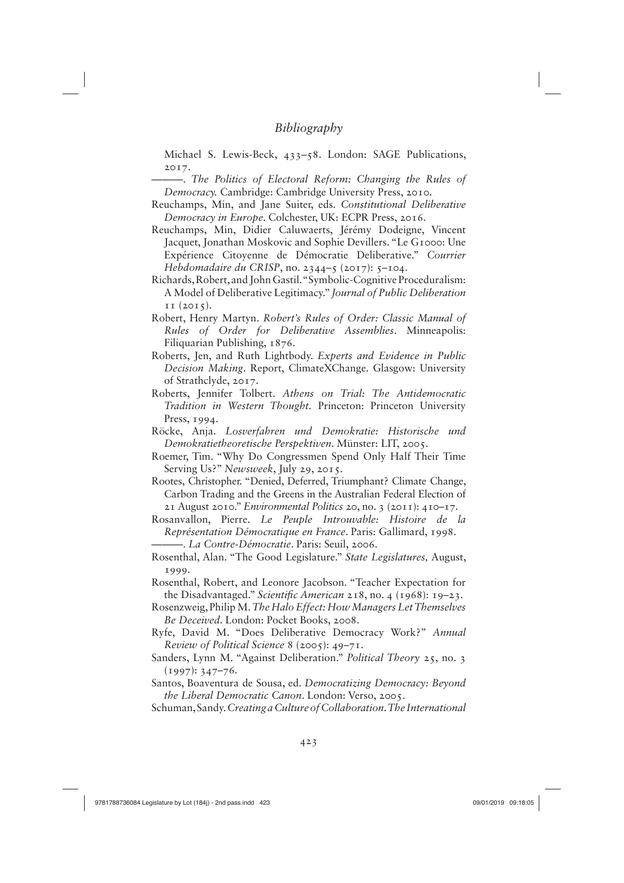Michael S. Lewis-Beck, 433–58. London: SAGE Publications, 2017.

———. *The Politics of Electoral Reform: Changing the Rules of Democracy.* Cambridge: Cambridge University Press, 2010.

Reuchamps, Min, and Jane Suiter, eds. *Constitutional Deliberative Democracy in Europe*. Colchester, UK: ECPR Press, 2016.

Reuchamps, Min, Didier Caluwaerts, Jérémy Dodeigne, Vincent Jacquet, Jonathan Moskovic and Sophie Devillers. "Le G1000: Une Expérience Citoyenne de Démocratie Deliberative." *Courrier Hebdomadaire du CRISP*, no. 2344–5 (2017): 5–104.

Richards, Robert, and John Gastil. "Symbolic-Cognitive Proceduralism: A Model of Deliberative Legitimacy." *Journal of Public Deliberation* 11 (2015).

Robert, Henry Martyn. *Robert's Rules of Order: Classic Manual of Rules of Order for Deliberative Assemblies*. Minneapolis: Filiquarian Publishing, 1876.

Roberts, Jen, and Ruth Lightbody. *Experts and Evidence in Public Decision Making*. Report, ClimateXChange. Glasgow: University of Strathclyde, 2017.

Roberts, Jennifer Tolbert. *Athens on Trial: The Antidemocratic Tradition in Western Thought*. Princeton: Princeton University Press, 1994.

Röcke, Anja. *Losverfahren und Demokratie: Historische und Demokratietheoretische Perspektiven*. Münster: LIT, 2005.

Roemer, Tim. "Why Do Congressmen Spend Only Half Their Time Serving Us?" *Newsweek*, July 29, 2015.

Rootes, Christopher. "Denied, Deferred, Triumphant? Climate Change, Carbon Trading and the Greens in the Australian Federal Election of 21 August 2010." *Environmental Politics* 20, no. 3 (2011): 410–17.

Rosanvallon, Pierre. *Le Peuple Introuvable: Histoire de la Représentation Démocratique en France*. Paris: Gallimard, 1998.

———. *La Contre-Démocratie*. Paris: Seuil, 2006.

Rosenthal, Alan. "The Good Legislature." *State Legislatures,* August, 1999.

Rosenthal, Robert, and Leonore Jacobson. "Teacher Expectation for the Disadvantaged." *Scientific American* 218, no. 4 (1968): 19–23.

Rosenzweig, Philip M. *The Halo Effect: How Managers Let Themselves Be Deceived*. London: Pocket Books, 2008.

Ryfe, David M. "Does Deliberative Democracy Work?" *Annual Review of Political Science* 8 (2005): 49–71.

Sanders, Lynn M. "Against Deliberation." *Political Theory* 25, no. 3 (1997): 347–76.

Santos, Boaventura de Sousa, ed. *Democratizing Democracy: Beyond the Liberal Democratic Canon*. London: Verso, 2005.

Schuman, Sandy. *Creating a Culture of Collaboration. The International*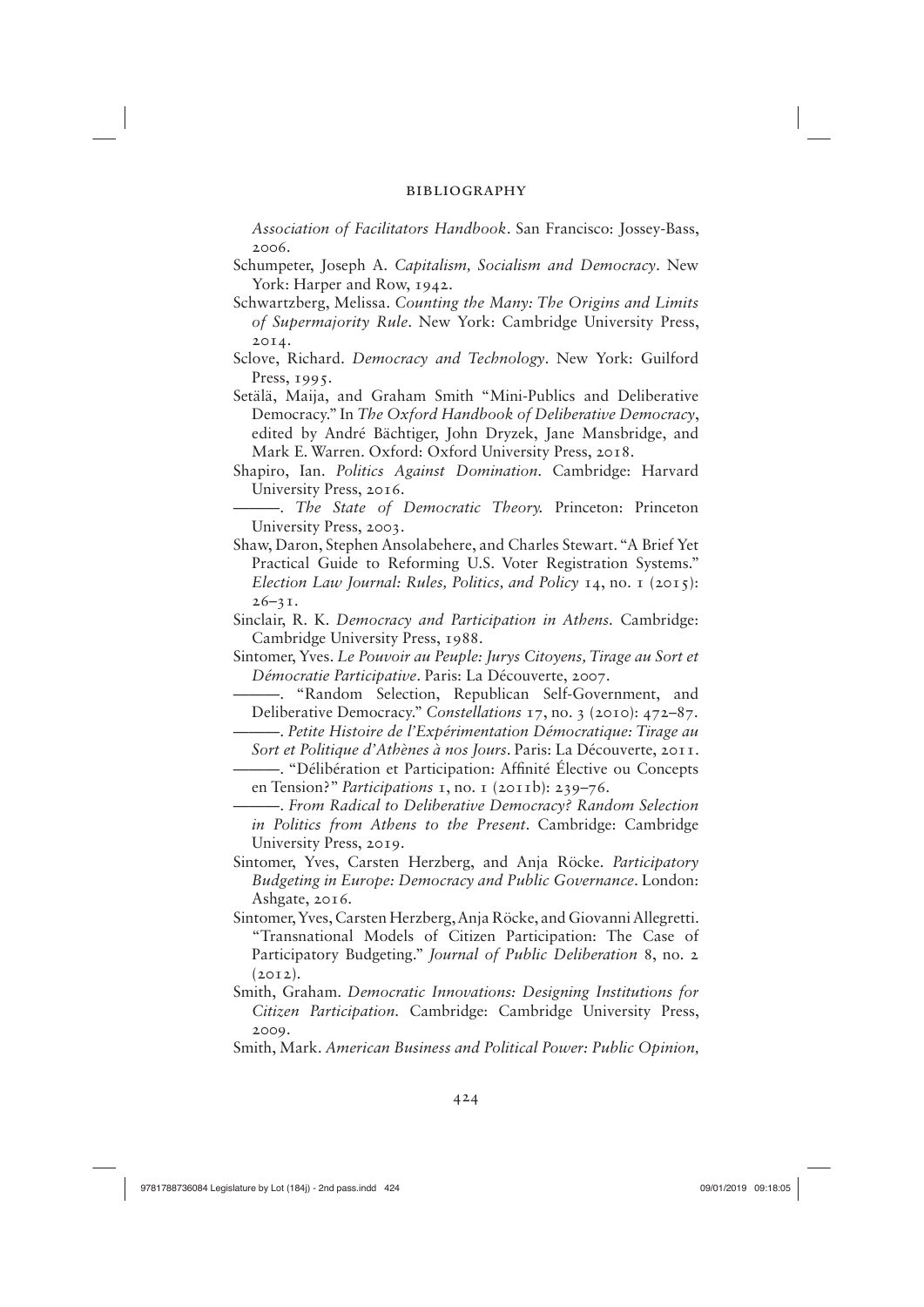*Association of Facilitators Handbook*. San Francisco: Jossey-Bass, 2006.

Schumpeter, Joseph A. *Capitalism, Socialism and Democracy*. New York: Harper and Row, 1942.

Schwartzberg, Melissa. *Counting the Many: The Origins and Limits of Supermajority Rule*. New York: Cambridge University Press, 2014.

Sclove, Richard. *Democracy and Technology*. New York: Guilford Press, 1995.

Setälä, Maija, and Graham Smith "Mini-Publics and Deliberative Democracy." In *The Oxford Handbook of Deliberative Democracy*, edited by André Bächtiger, John Dryzek, Jane Mansbridge, and Mark E. Warren. Oxford: Oxford University Press, 2018.

Shapiro, Ian. *Politics Against Domination*. Cambridge: Harvard University Press, 2016.

———. *The State of Democratic Theory*. Princeton: Princeton University Press, 2003.

Shaw, Daron, Stephen Ansolabehere, and Charles Stewart. "A Brief Yet Practical Guide to Reforming U.S. Voter Registration Systems." *Election Law Journal: Rules, Politics, and Policy* 14, no. 1 (2015): 26–31.

Sinclair, R. K. *Democracy and Participation in Athens*. Cambridge: Cambridge University Press, 1988.

Sintomer, Yves. *Le Pouvoir au Peuple: Jurys Citoyens, Tirage au Sort et Démocratie Participative*. Paris: La Découverte, 2007.

———. "Random Selection, Republican Self-Government, and Deliberative Democracy." *Constellations* 17, no. 3 (2010): 472–87.

———. *Petite Histoire de l'Expérimentation Démocratique: Tirage au Sort et Politique d'Athènes à nos Jours*. Paris: La Découverte, 2011.

———. "Délibération et Participation: Affinité Élective ou Concepts en Tension?" *Participations* 1, no. 1 (2011b): 239–76.

———. *From Radical to Deliberative Democracy? Random Selection in Politics from Athens to the Present*. Cambridge: Cambridge University Press, 2019.

Sintomer, Yves, Carsten Herzberg, and Anja Röcke. *Participatory Budgeting in Europe: Democracy and Public Governance*. London: Ashgate, 2016.

Sintomer, Yves, Carsten Herzberg, Anja Röcke, and Giovanni Allegretti. "Transnational Models of Citizen Participation: The Case of Participatory Budgeting." *Journal of Public Deliberation* 8, no. 2 (2012).

Smith, Graham. *Democratic Innovations: Designing Institutions for Citizen Participation*. Cambridge: Cambridge University Press, 2009.

Smith, Mark. *American Business and Political Power: Public Opinion,*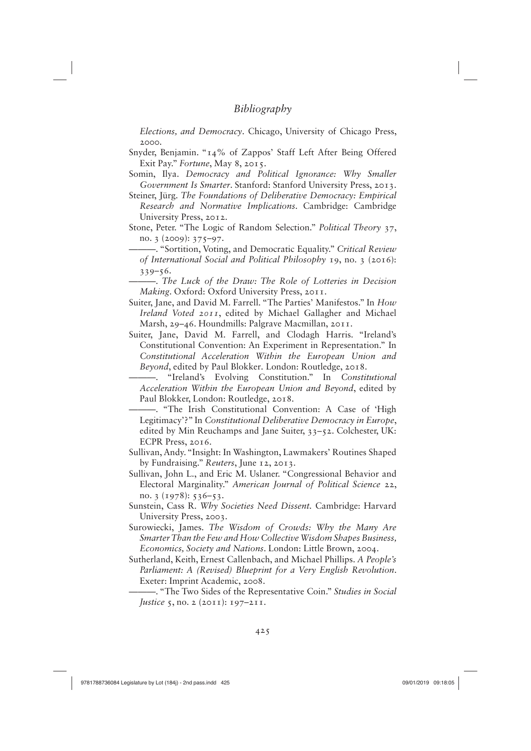*Elections, and Democracy*. Chicago, University of Chicago Press, 2000.

Snyder, Benjamin. "14% of Zappos' Staff Left After Being Offered Exit Pay." *Fortune*, May 8, 2015.

Somin, Ilya. *Democracy and Political Ignorance: Why Smaller Government Is Smarter*. Stanford: Stanford University Press, 2013.

Steiner, Jürg. *The Foundations of Deliberative Democracy: Empirical Research and Normative Implications*. Cambridge: Cambridge University Press, 2012.

Stone, Peter. "The Logic of Random Selection." *Political Theory* 37, no. 3 (2009): 375–97.

———. "Sortition, Voting, and Democratic Equality." *Critical Review of International Social and Political Philosophy* 19, no. 3 (2016): 339–56.

———. *The Luck of the Draw: The Role of Lotteries in Decision Making*. Oxford: Oxford University Press, 2011.

Suiter, Jane, and David M. Farrell. "The Parties' Manifestos." In *How Ireland Voted 2011*, edited by Michael Gallagher and Michael Marsh, 29–46. Houndmills: Palgrave Macmillan, 2011.

Suiter, Jane, David M. Farrell, and Clodagh Harris. "Ireland's Constitutional Convention: An Experiment in Representation." In *Constitutional Acceleration Within the European Union and Beyond*, edited by Paul Blokker. London: Routledge, 2018.

———. "Ireland's Evolving Constitution." In *Constitutional Acceleration Within the European Union and Beyond*, edited by Paul Blokker, London: Routledge, 2018.

———. "The Irish Constitutional Convention: A Case of 'High Legitimacy'?" In *Constitutional Deliberative Democracy in Europe*, edited by Min Reuchamps and Jane Suiter, 33–52. Colchester, UK: ECPR Press, 2016.

Sullivan, Andy. "Insight: In Washington, Lawmakers' Routines Shaped by Fundraising." *Reuters*, June 12, 2013.

Sullivan, John L., and Eric M. Uslaner. "Congressional Behavior and Electoral Marginality." *American Journal of Political Science* 22, no. 3 (1978): 536–53.

Sunstein, Cass R. *Why Societies Need Dissent*. Cambridge: Harvard University Press, 2003.

Surowiecki, James. *The Wisdom of Crowds: Why the Many Are Smarter Than the Few and How Collective Wisdom Shapes Business, Economics, Society and Nations*. London: Little Brown, 2004.

Sutherland, Keith, Ernest Callenbach, and Michael Phillips. *A People's Parliament: A (Revised) Blueprint for a Very English Revolution*. Exeter: Imprint Academic, 2008.

———. "The Two Sides of the Representative Coin." *Studies in Social Justice* 5, no. 2 (2011): 197–211.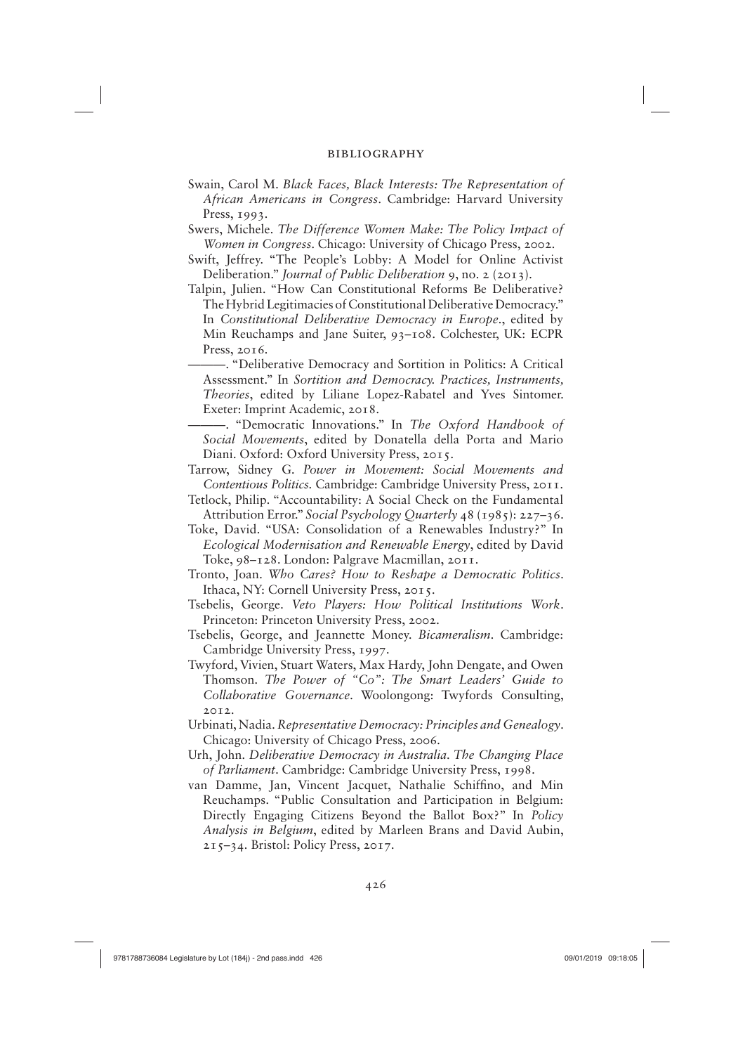Swain, Carol M. *Black Faces, Black Interests: The Representation of African Americans in Congress*. Cambridge: Harvard University Press, 1993.

Swers, Michele. *The Difference Women Make: The Policy Impact of Women in Congress*. Chicago: University of Chicago Press, 2002.

Swift, Jeffrey. "The People's Lobby: A Model for Online Activist Deliberation." *Journal of Public Deliberation* 9, no. 2 (2013).

Talpin, Julien. "How Can Constitutional Reforms Be Deliberative? The Hybrid Legitimacies of Constitutional Deliberative Democracy." In *Constitutional Deliberative Democracy in Europe*., edited by Min Reuchamps and Jane Suiter, 93–108. Colchester, UK: ECPR Press, 2016.

———. "Deliberative Democracy and Sortition in Politics: A Critical Assessment." In *Sortition and Democracy. Practices, Instruments, Theories*, edited by Liliane Lopez-Rabatel and Yves Sintomer. Exeter: Imprint Academic, 2018.

———. "Democratic Innovations." In *The Oxford Handbook of Social Movements*, edited by Donatella della Porta and Mario Diani. Oxford: Oxford University Press, 2015.

Tarrow, Sidney G. *Power in Movement: Social Movements and Contentious Politics*. Cambridge: Cambridge University Press, 2011.

Tetlock, Philip. "Accountability: A Social Check on the Fundamental Attribution Error." *Social Psychology Quarterly* 48 (1985): 227–36.

Toke, David. "USA: Consolidation of a Renewables Industry?" In *Ecological Modernisation and Renewable Energy*, edited by David Toke, 98–128. London: Palgrave Macmillan, 2011.

Tronto, Joan. *Who Cares? How to Reshape a Democratic Politics*. Ithaca, NY: Cornell University Press, 2015.

Tsebelis, George. *Veto Players: How Political Institutions Work*. Princeton: Princeton University Press, 2002.

Tsebelis, George, and Jeannette Money. *Bicameralism*. Cambridge: Cambridge University Press, 1997.

Twyford, Vivien, Stuart Waters, Max Hardy, John Dengate, and Owen Thomson. *The Power of "Co": The Smart Leaders' Guide to Collaborative Governance*. Woolongong: Twyfords Consulting, 2012.

Urbinati, Nadia. *Representative Democracy: Principles and Genealogy*. Chicago: University of Chicago Press, 2006.

Urh, John. *Deliberative Democracy in Australia. The Changing Place of Parliament*. Cambridge: Cambridge University Press, 1998.

van Damme, Jan, Vincent Jacquet, Nathalie Schiffino, and Min Reuchamps. "Public Consultation and Participation in Belgium: Directly Engaging Citizens Beyond the Ballot Box?" In *Policy Analysis in Belgium*, edited by Marleen Brans and David Aubin, 215–34. Bristol: Policy Press, 2017.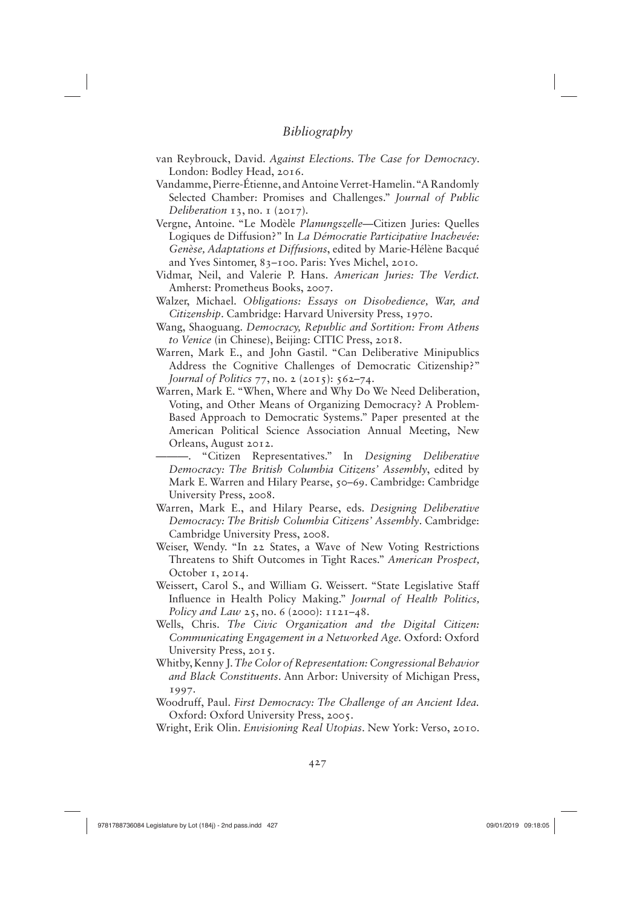# Bibliography

van Reybrouck, David. *Against Elections. The Case for Democracy*. London: Bodley Head, 2016.

Vandamme, Pierre-Étienne, and Antoine Verret-Hamelin. "A Randomly Selected Chamber: Promises and Challenges." *Journal of Public Deliberation* 13, no. 1 (2017).

Vergne, Antoine. "Le Modèle *Planungszelle*—Citizen Juries: Quelles Logiques de Diffusion?" In *La Démocratie Participative Inachevée: Genèse, Adaptations et Diffusions*, edited by Marie-Hélène Bacqué and Yves Sintomer, 83–100. Paris: Yves Michel, 2010.

Vidmar, Neil, and Valerie P. Hans. *American Juries: The Verdict.* Amherst: Prometheus Books, 2007.

Walzer, Michael. *Obligations: Essays on Disobedience, War, and Citizenship*. Cambridge: Harvard University Press, 1970.

Wang, Shaoguang. *Democracy, Republic and Sortition: From Athens to Venice* (in Chinese), Beijing: CITIC Press, 2018.

Warren, Mark E., and John Gastil. "Can Deliberative Minipublics Address the Cognitive Challenges of Democratic Citizenship?" *Journal of Politics* 77, no. 2 (2015): 562–74.

Warren, Mark E. "When, Where and Why Do We Need Deliberation, Voting, and Other Means of Organizing Democracy? A Problem-Based Approach to Democratic Systems." Paper presented at the American Political Science Association Annual Meeting, New Orleans, August 2012.

———. "Citizen Representatives." In *Designing Deliberative Democracy: The British Columbia Citizens' Assembly*, edited by Mark E. Warren and Hilary Pearse, 50–69. Cambridge: Cambridge University Press, 2008.

Warren, Mark E., and Hilary Pearse, eds. *Designing Deliberative Democracy: The British Columbia Citizens' Assembly*. Cambridge: Cambridge University Press, 2008.

Weiser, Wendy. "In 22 States, a Wave of New Voting Restrictions Threatens to Shift Outcomes in Tight Races." *American Prospect,* October 1, 2014.

Weissert, Carol S., and William G. Weissert. "State Legislative Staff Influence in Health Policy Making." *Journal of Health Politics, Policy and Law* 25, no. 6 (2000): 1121–48.

Wells, Chris. *The Civic Organization and the Digital Citizen: Communicating Engagement in a Networked Age.* Oxford: Oxford University Press, 2015.

Whitby, Kenny J. *The Color of Representation: Congressional Behavior and Black Constituents*. Ann Arbor: University of Michigan Press, 1997.

Woodruff, Paul. *First Democracy: The Challenge of an Ancient Idea.* Oxford: Oxford University Press, 2005.

Wright, Erik Olin. *Envisioning Real Utopias*. New York: Verso, 2010.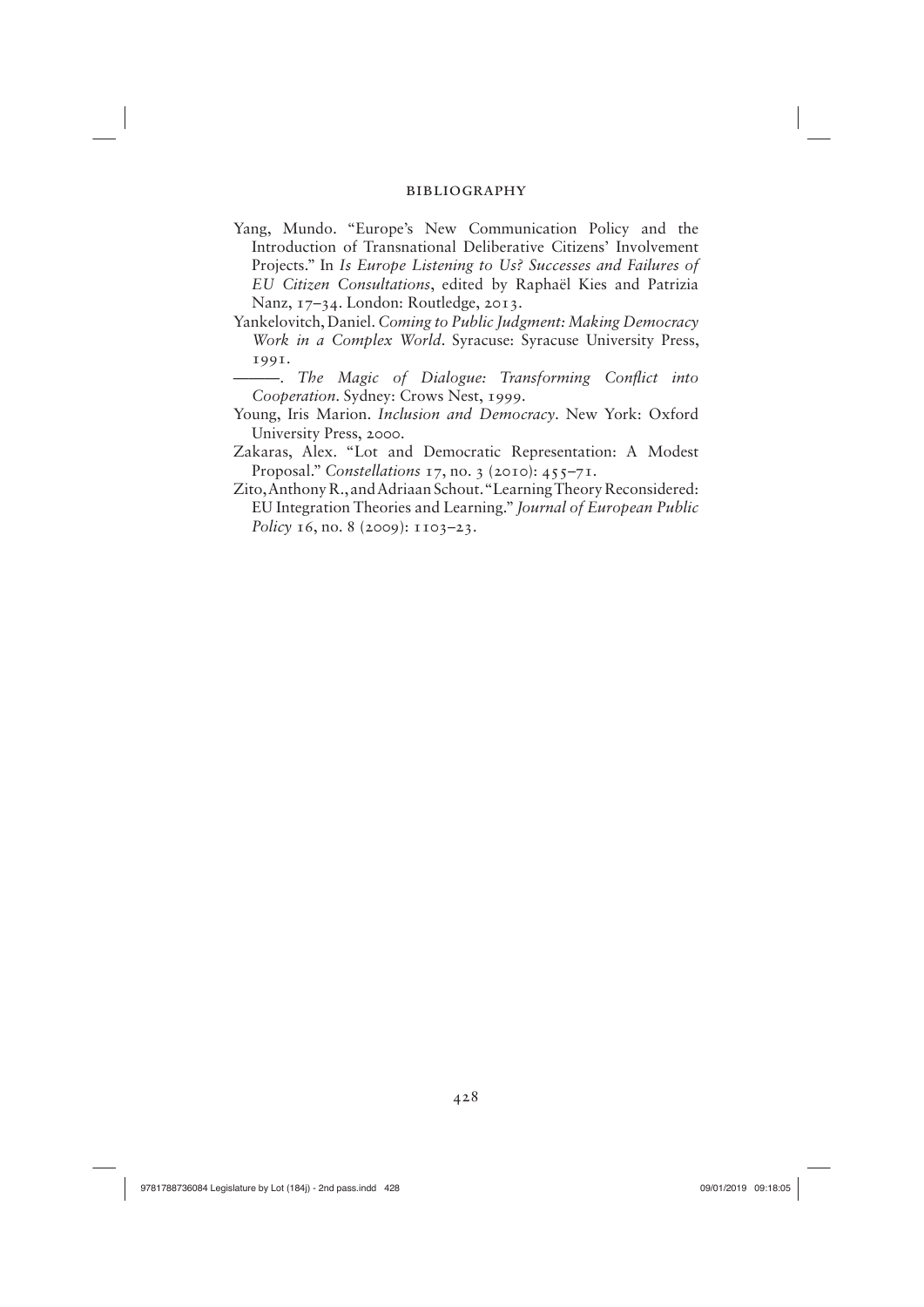Yang, Mundo. "Europe's New Communication Policy and the Introduction of Transnational Deliberative Citizens' Involvement Projects." In *Is Europe Listening to Us? Successes and Failures of EU Citizen Consultations*, edited by Raphaël Kies and Patrizia Nanz, 17–34. London: Routledge, 2013.

Yankelovitch, Daniel. *Coming to Public Judgment: Making Democracy Work in a Complex World*. Syracuse: Syracuse University Press, 1991.

———. *The Magic of Dialogue: Transforming Conflict into Cooperation*. Sydney: Crows Nest, 1999.

Young, Iris Marion. *Inclusion and Democracy*. New York: Oxford University Press, 2000.

Zakaras, Alex. "Lot and Democratic Representation: A Modest Proposal." *Constellations* 17, no. 3 (2010): 455–71.

Zito, Anthony R., and Adriaan Schout. "Learning Theory Reconsidered: EU Integration Theories and Learning." *Journal of European Public Policy* 16, no. 8 (2009): 1103–23.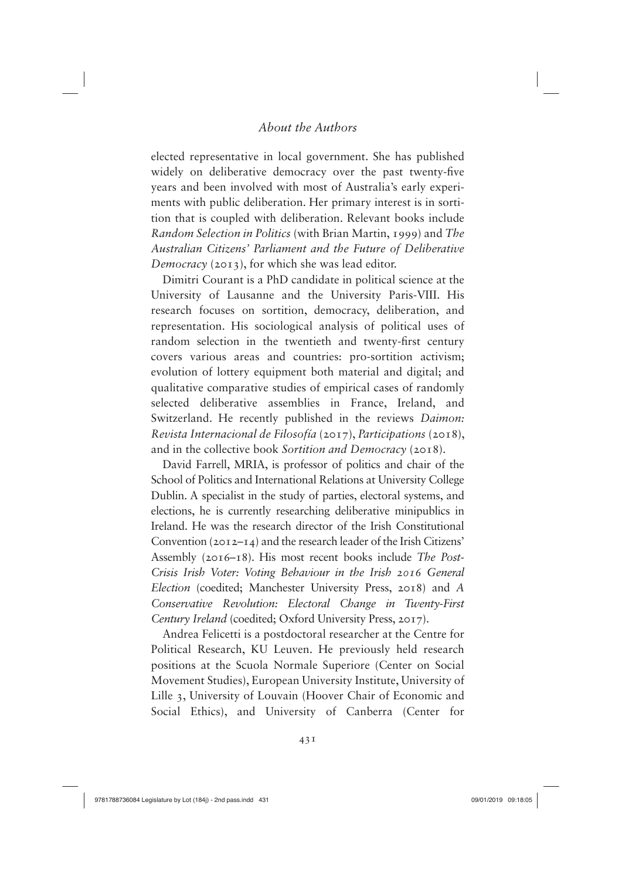elected representative in local government. She has published widely on deliberative democracy over the past twenty-five years and been involved with most of Australia's early experiments with public deliberation. Her primary interest is in sortition that is coupled with deliberation. Relevant books include *Random Selection in Politics* (with Brian Martin, 1999) and *The Australian Citizens' Parliament and the Future of Deliberative Democracy* (2013), for which she was lead editor.

Dimitri Courant is a PhD candidate in political science at the University of Lausanne and the University Paris-VIII. His research focuses on sortition, democracy, deliberation, and representation. His sociological analysis of political uses of random selection in the twentieth and twenty-first century covers various areas and countries: pro-sortition activism; evolution of lottery equipment both material and digital; and qualitative comparative studies of empirical cases of randomly selected deliberative assemblies in France, Ireland, and Switzerland. He recently published in the reviews *Daimon: Revista Internacional de Filosofía* (2017), *Participations* (2018), and in the collective book *Sortition and Democracy* (2018).

David Farrell, MRIA, is professor of politics and chair of the School of Politics and International Relations at University College Dublin. A specialist in the study of parties, electoral systems, and elections, he is currently researching deliberative minipublics in Ireland. He was the research director of the Irish Constitutional Convention (2012–14) and the research leader of the Irish Citizens' Assembly (2016–18). His most recent books include *The Post-Crisis Irish Voter: Voting Behaviour in the Irish 2016 General Election* (coedited; Manchester University Press, 2018) and *A Conservative Revolution: Electoral Change in Twenty-First Century Ireland* (coedited; Oxford University Press, 2017).

Andrea Felicetti is a postdoctoral researcher at the Centre for Political Research, KU Leuven. He previously held research positions at the Scuola Normale Superiore (Center on Social Movement Studies), European University Institute, University of Lille 3, University of Louvain (Hoover Chair of Economic and Social Ethics), and University of Canberra (Center for